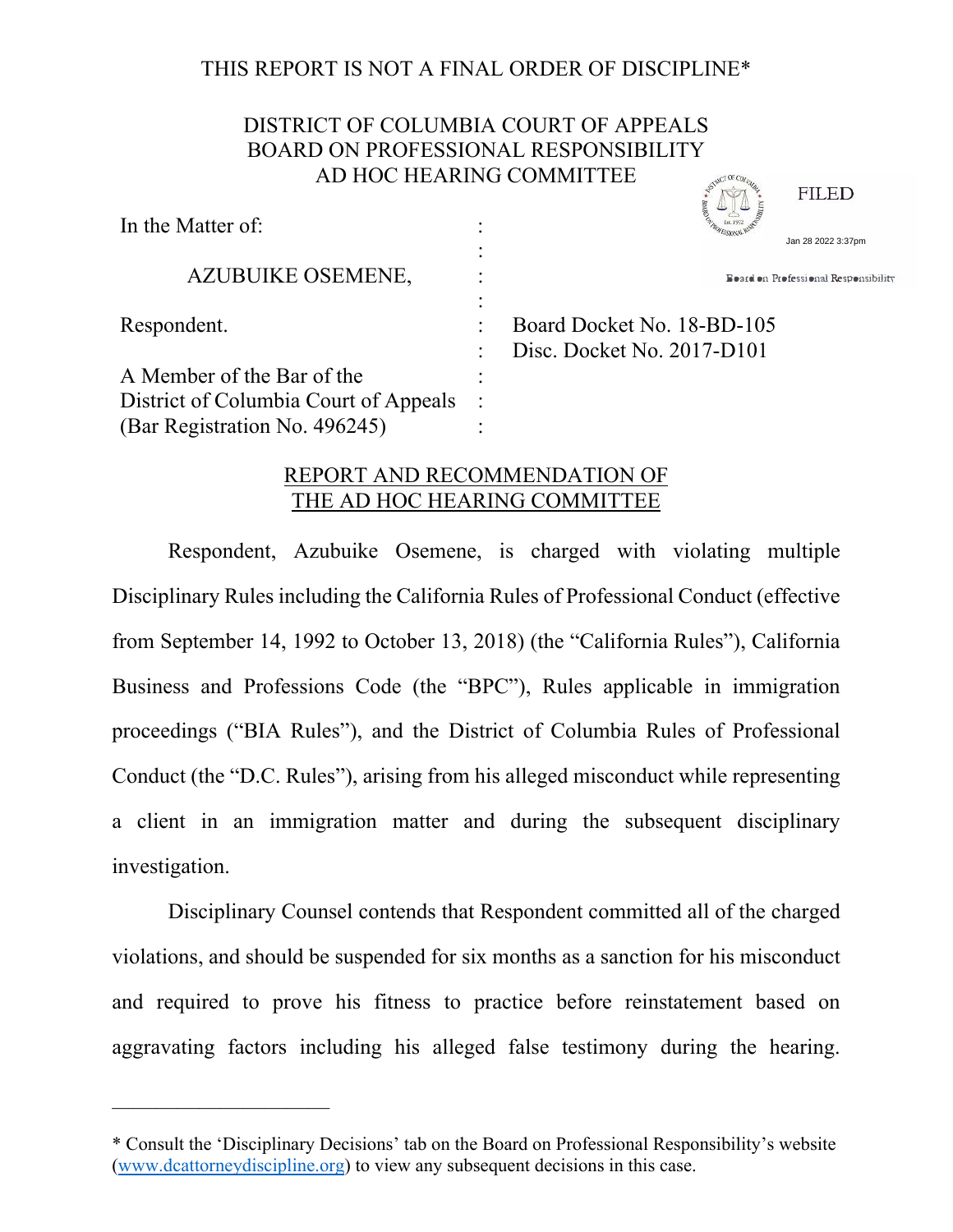THIS REPORT IS NOT A FINAL ORDER OF DISCIPLINE*

DISTRICT OF COLUMBIA COURT OF APPEALS
BOARD ON PROFESSIONAL RESPONSIBILITY
AD HOC HEARING COMMITTEE

FILED
Jan 28 2022 3:37pm
Board on Professional Responsibility

| | | |
|---|---|---|
| In the Matter of: | : | |
| | : | |
| AZUBUIKE OSEMENE, | : | |
| | : | |
| Respondent. | : | Board Docket No. 18-BD-105 |
| | : | Disc. Docket No. 2017-D101 |
| A Member of the Bar of the | : | |
| District of Columbia Court of Appeals | : | |
| (Bar Registration No. 496245) | : | |

## REPORT AND RECOMMENDATION OF THE AD HOC HEARING COMMITTEE

Respondent, Azubuike Osemene, is charged with violating multiple Disciplinary Rules including the California Rules of Professional Conduct (effective from September 14, 1992 to October 13, 2018) (the "California Rules"), California Business and Professions Code (the "BPC"), Rules applicable in immigration proceedings ("BIA Rules"), and the District of Columbia Rules of Professional Conduct (the "D.C. Rules"), arising from his alleged misconduct while representing a client in an immigration matter and during the subsequent disciplinary investigation.

Disciplinary Counsel contends that Respondent committed all of the charged violations, and should be suspended for six months as a sanction for his misconduct and required to prove his fitness to practice before reinstatement based on aggravating factors including his alleged false testimony during the hearing.

---

* Consult the 'Disciplinary Decisions' tab on the Board on Professional Responsibility's website (www.dcattorneydiscipline.org) to view any subsequent decisions in this case.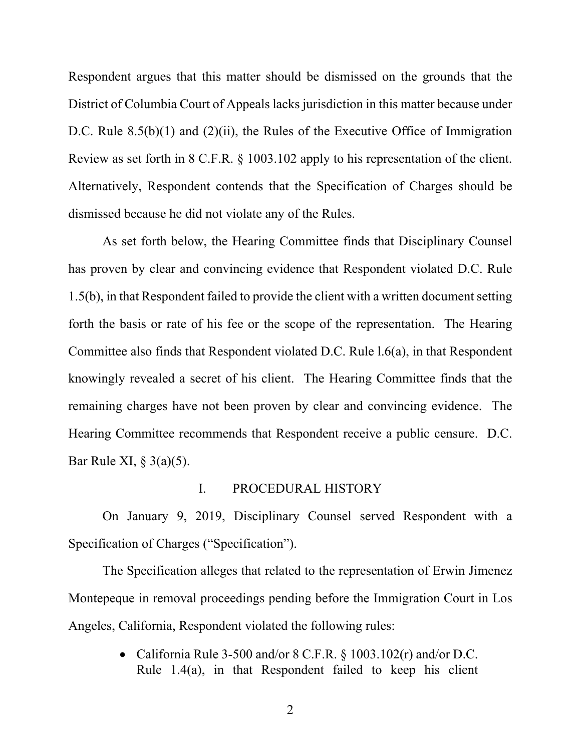Respondent argues that this matter should be dismissed on the grounds that the District of Columbia Court of Appeals lacks jurisdiction in this matter because under D.C. Rule 8.5(b)(1) and (2)(ii), the Rules of the Executive Office of Immigration Review as set forth in 8 C.F.R. § 1003.102 apply to his representation of the client. Alternatively, Respondent contends that the Specification of Charges should be dismissed because he did not violate any of the Rules.

As set forth below, the Hearing Committee finds that Disciplinary Counsel has proven by clear and convincing evidence that Respondent violated D.C. Rule 1.5(b), in that Respondent failed to provide the client with a written document setting forth the basis or rate of his fee or the scope of the representation. The Hearing Committee also finds that Respondent violated D.C. Rule l.6(a), in that Respondent knowingly revealed a secret of his client. The Hearing Committee finds that the remaining charges have not been proven by clear and convincing evidence. The Hearing Committee recommends that Respondent receive a public censure. D.C. Bar Rule XI, § 3(a)(5).

## I. PROCEDURAL HISTORY

On January 9, 2019, Disciplinary Counsel served Respondent with a Specification of Charges ("Specification").

The Specification alleges that related to the representation of Erwin Jimenez Montepeque in removal proceedings pending before the Immigration Court in Los Angeles, California, Respondent violated the following rules:

- California Rule 3-500 and/or 8 C.F.R. § 1003.102(r) and/or D.C. Rule 1.4(a), in that Respondent failed to keep his client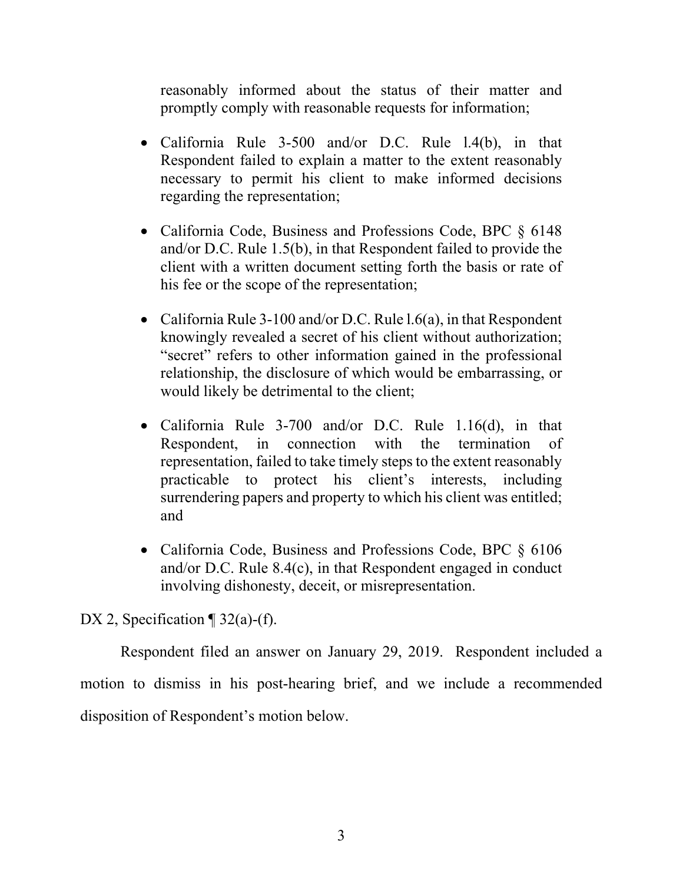reasonably informed about the status of their matter and promptly comply with reasonable requests for information;

- California Rule 3-500 and/or D.C. Rule l.4(b), in that Respondent failed to explain a matter to the extent reasonably necessary to permit his client to make informed decisions regarding the representation;

- California Code, Business and Professions Code, BPC § 6148 and/or D.C. Rule 1.5(b), in that Respondent failed to provide the client with a written document setting forth the basis or rate of his fee or the scope of the representation;

- California Rule 3-100 and/or D.C. Rule l.6(a), in that Respondent knowingly revealed a secret of his client without authorization; "secret" refers to other information gained in the professional relationship, the disclosure of which would be embarrassing, or would likely be detrimental to the client;

- California Rule 3-700 and/or D.C. Rule 1.16(d), in that Respondent, in connection with the termination of representation, failed to take timely steps to the extent reasonably practicable to protect his client's interests, including surrendering papers and property to which his client was entitled; and

- California Code, Business and Professions Code, BPC § 6106 and/or D.C. Rule 8.4(c), in that Respondent engaged in conduct involving dishonesty, deceit, or misrepresentation.

DX 2, Specification ¶ 32(a)-(f).

Respondent filed an answer on January 29, 2019. Respondent included a motion to dismiss in his post-hearing brief, and we include a recommended disposition of Respondent's motion below.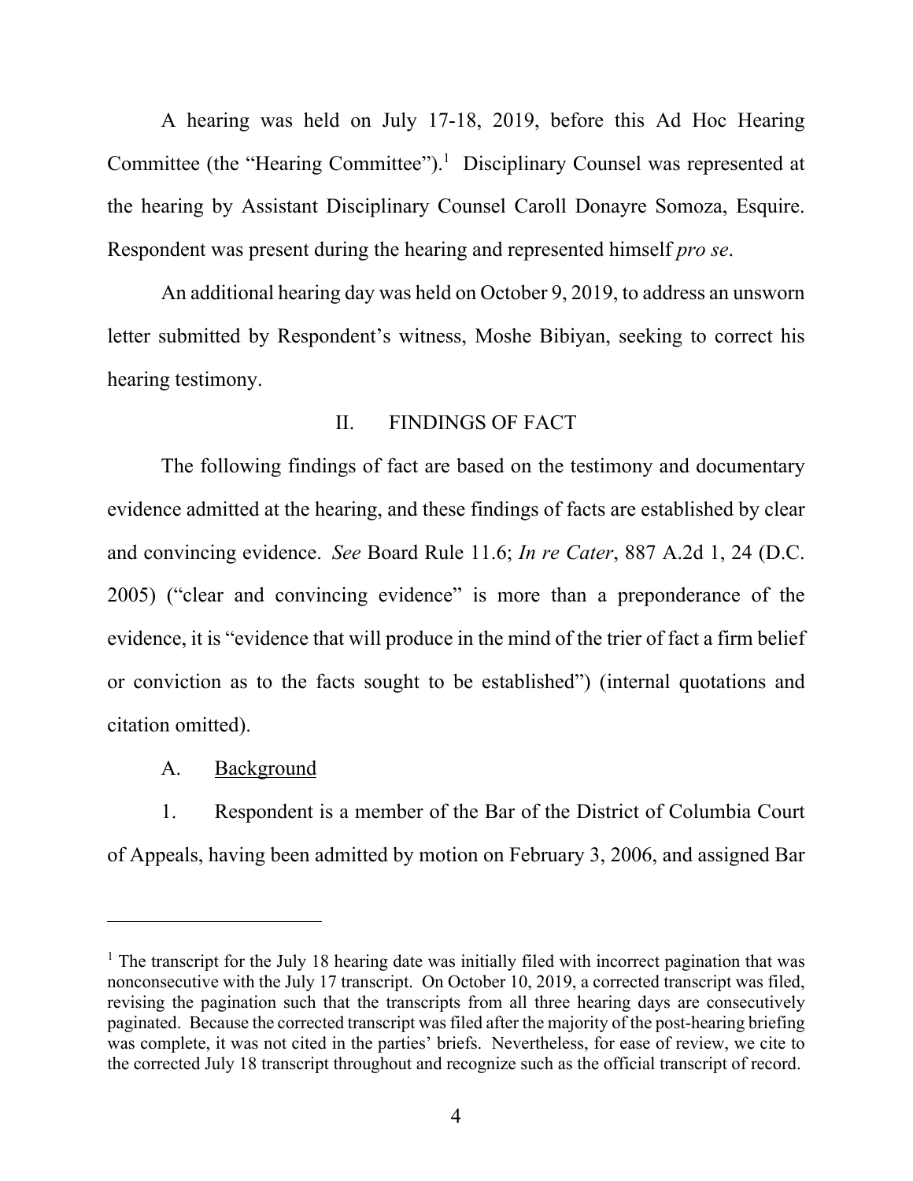A hearing was held on July 17-18, 2019, before this Ad Hoc Hearing Committee (the "Hearing Committee").[1] Disciplinary Counsel was represented at the hearing by Assistant Disciplinary Counsel Caroll Donayre Somoza, Esquire. Respondent was present during the hearing and represented himself *pro se*.

An additional hearing day was held on October 9, 2019, to address an unsworn letter submitted by Respondent's witness, Moshe Bibiyan, seeking to correct his hearing testimony.

## II. FINDINGS OF FACT

The following findings of fact are based on the testimony and documentary evidence admitted at the hearing, and these findings of facts are established by clear and convincing evidence. *See* Board Rule 11.6; *In re Cater*, 887 A.2d 1, 24 (D.C. 2005) ("clear and convincing evidence" is more than a preponderance of the evidence, it is "evidence that will produce in the mind of the trier of fact a firm belief or conviction as to the facts sought to be established") (internal quotations and citation omitted).

### A. Background

1. Respondent is a member of the Bar of the District of Columbia Court of Appeals, having been admitted by motion on February 3, 2006, and assigned Bar

---

[1] The transcript for the July 18 hearing date was initially filed with incorrect pagination that was nonconsecutive with the July 17 transcript. On October 10, 2019, a corrected transcript was filed, revising the pagination such that the transcripts from all three hearing days are consecutively paginated. Because the corrected transcript was filed after the majority of the post-hearing briefing was complete, it was not cited in the parties' briefs. Nevertheless, for ease of review, we cite to the corrected July 18 transcript throughout and recognize such as the official transcript of record.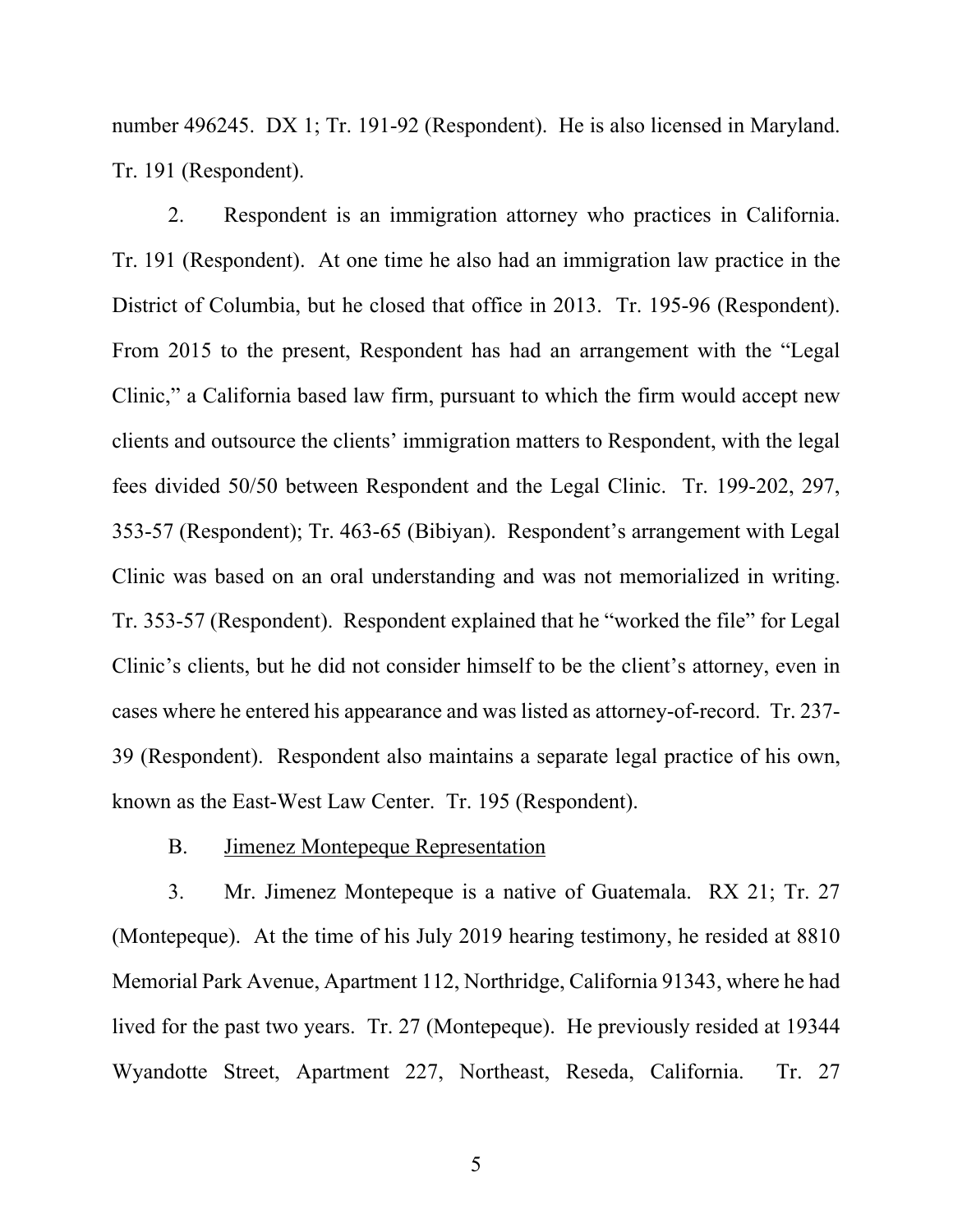number 496245. DX 1; Tr. 191-92 (Respondent). He is also licensed in Maryland. Tr. 191 (Respondent).

2. Respondent is an immigration attorney who practices in California. Tr. 191 (Respondent). At one time he also had an immigration law practice in the District of Columbia, but he closed that office in 2013. Tr. 195-96 (Respondent). From 2015 to the present, Respondent has had an arrangement with the "Legal Clinic," a California based law firm, pursuant to which the firm would accept new clients and outsource the clients' immigration matters to Respondent, with the legal fees divided 50/50 between Respondent and the Legal Clinic. Tr. 199-202, 297, 353-57 (Respondent); Tr. 463-65 (Bibiyan). Respondent's arrangement with Legal Clinic was based on an oral understanding and was not memorialized in writing. Tr. 353-57 (Respondent). Respondent explained that he "worked the file" for Legal Clinic's clients, but he did not consider himself to be the client's attorney, even in cases where he entered his appearance and was listed as attorney-of-record. Tr. 237-39 (Respondent). Respondent also maintains a separate legal practice of his own, known as the East-West Law Center. Tr. 195 (Respondent).

B. <u>Jimenez Montepeque Representation</u>

3. Mr. Jimenez Montepeque is a native of Guatemala. RX 21; Tr. 27 (Montepeque). At the time of his July 2019 hearing testimony, he resided at 8810 Memorial Park Avenue, Apartment 112, Northridge, California 91343, where he had lived for the past two years. Tr. 27 (Montepeque). He previously resided at 19344 Wyandotte Street, Apartment 227, Northeast, Reseda, California. Tr. 27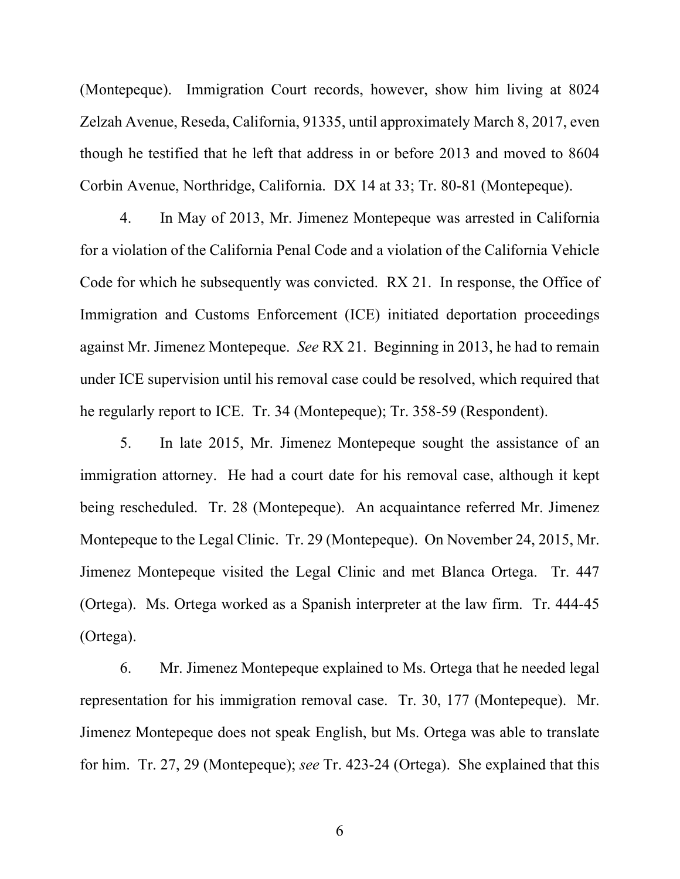(Montepeque). Immigration Court records, however, show him living at 8024 Zelzah Avenue, Reseda, California, 91335, until approximately March 8, 2017, even though he testified that he left that address in or before 2013 and moved to 8604 Corbin Avenue, Northridge, California. DX 14 at 33; Tr. 80-81 (Montepeque).

4. In May of 2013, Mr. Jimenez Montepeque was arrested in California for a violation of the California Penal Code and a violation of the California Vehicle Code for which he subsequently was convicted. RX 21. In response, the Office of Immigration and Customs Enforcement (ICE) initiated deportation proceedings against Mr. Jimenez Montepeque. *See* RX 21. Beginning in 2013, he had to remain under ICE supervision until his removal case could be resolved, which required that he regularly report to ICE. Tr. 34 (Montepeque); Tr. 358-59 (Respondent).

5. In late 2015, Mr. Jimenez Montepeque sought the assistance of an immigration attorney. He had a court date for his removal case, although it kept being rescheduled. Tr. 28 (Montepeque). An acquaintance referred Mr. Jimenez Montepeque to the Legal Clinic. Tr. 29 (Montepeque). On November 24, 2015, Mr. Jimenez Montepeque visited the Legal Clinic and met Blanca Ortega. Tr. 447 (Ortega). Ms. Ortega worked as a Spanish interpreter at the law firm. Tr. 444-45 (Ortega).

6. Mr. Jimenez Montepeque explained to Ms. Ortega that he needed legal representation for his immigration removal case. Tr. 30, 177 (Montepeque). Mr. Jimenez Montepeque does not speak English, but Ms. Ortega was able to translate for him. Tr. 27, 29 (Montepeque); *see* Tr. 423-24 (Ortega). She explained that this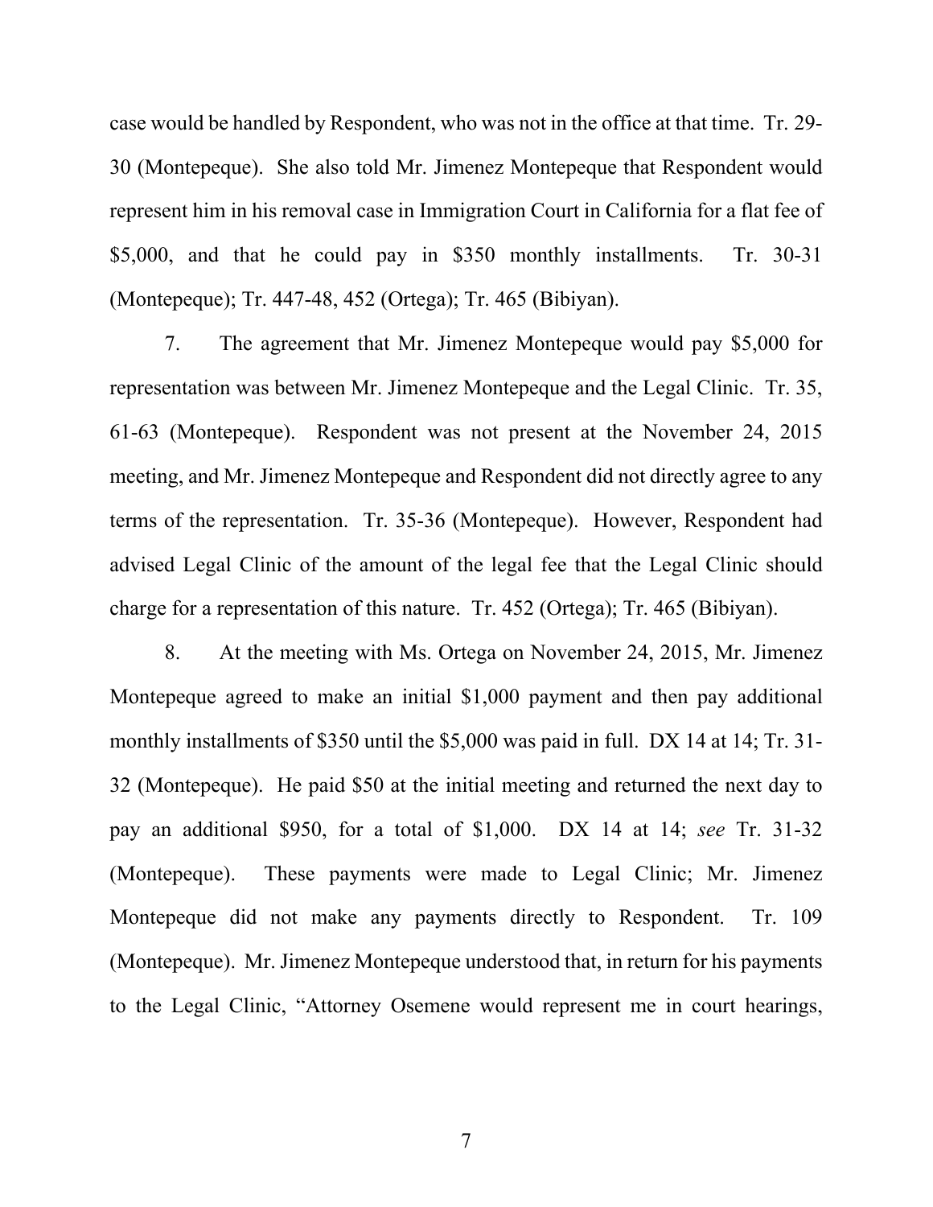case would be handled by Respondent, who was not in the office at that time. Tr. 29-30 (Montepeque). She also told Mr. Jimenez Montepeque that Respondent would represent him in his removal case in Immigration Court in California for a flat fee of $5,000, and that he could pay in $350 monthly installments. Tr. 30-31 (Montepeque); Tr. 447-48, 452 (Ortega); Tr. 465 (Bibiyan).

7. The agreement that Mr. Jimenez Montepeque would pay $5,000 for representation was between Mr. Jimenez Montepeque and the Legal Clinic. Tr. 35, 61-63 (Montepeque). Respondent was not present at the November 24, 2015 meeting, and Mr. Jimenez Montepeque and Respondent did not directly agree to any terms of the representation. Tr. 35-36 (Montepeque). However, Respondent had advised Legal Clinic of the amount of the legal fee that the Legal Clinic should charge for a representation of this nature. Tr. 452 (Ortega); Tr. 465 (Bibiyan).

8. At the meeting with Ms. Ortega on November 24, 2015, Mr. Jimenez Montepeque agreed to make an initial $1,000 payment and then pay additional monthly installments of $350 until the $5,000 was paid in full. DX 14 at 14; Tr. 31-32 (Montepeque). He paid $50 at the initial meeting and returned the next day to pay an additional $950, for a total of $1,000. DX 14 at 14; *see* Tr. 31-32 (Montepeque). These payments were made to Legal Clinic; Mr. Jimenez Montepeque did not make any payments directly to Respondent. Tr. 109 (Montepeque). Mr. Jimenez Montepeque understood that, in return for his payments to the Legal Clinic, "Attorney Osemene would represent me in court hearings,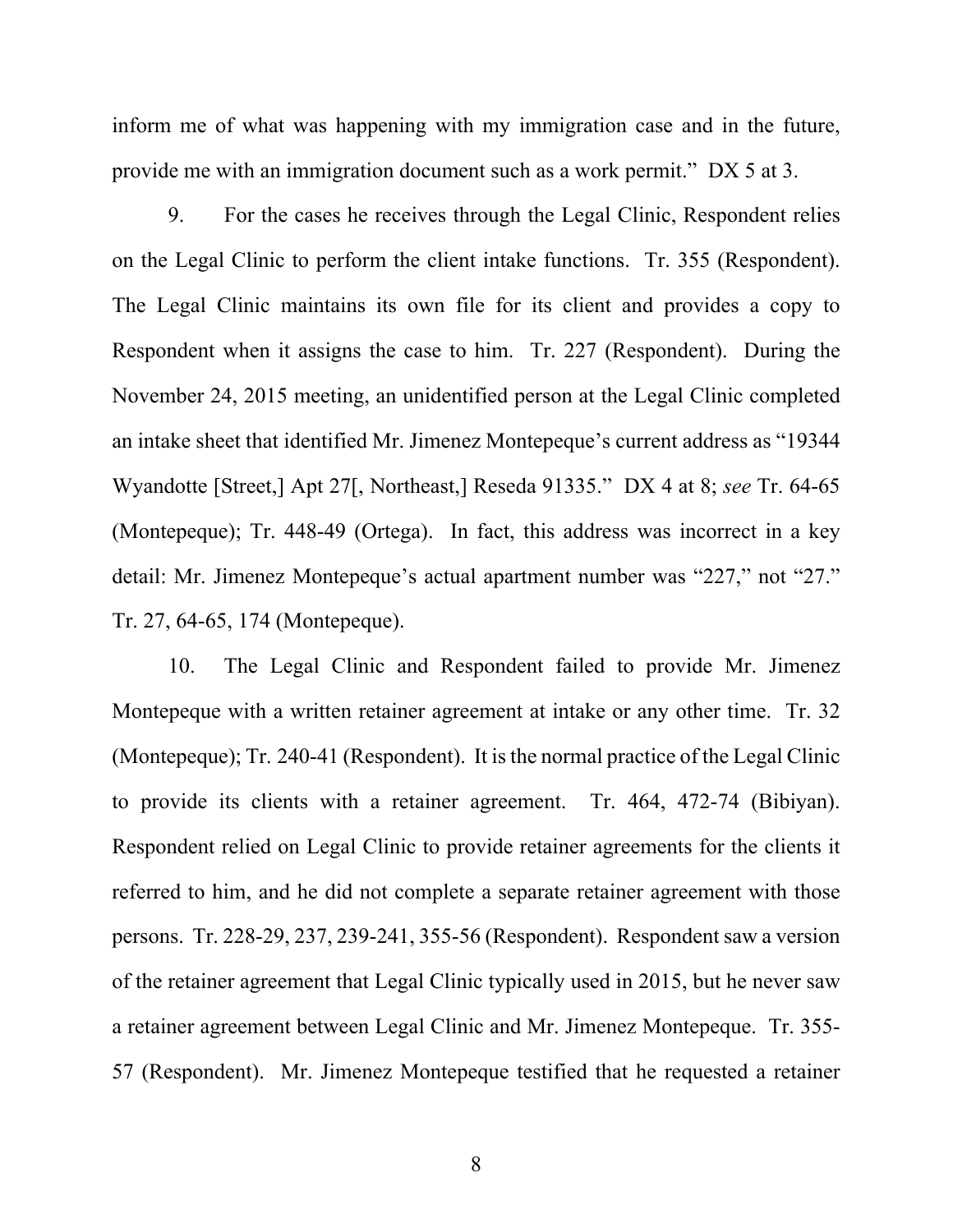inform me of what was happening with my immigration case and in the future, provide me with an immigration document such as a work permit." DX 5 at 3.

9. For the cases he receives through the Legal Clinic, Respondent relies on the Legal Clinic to perform the client intake functions. Tr. 355 (Respondent). The Legal Clinic maintains its own file for its client and provides a copy to Respondent when it assigns the case to him. Tr. 227 (Respondent). During the November 24, 2015 meeting, an unidentified person at the Legal Clinic completed an intake sheet that identified Mr. Jimenez Montepeque's current address as "19344 Wyandotte [Street,] Apt 27[, Northeast,] Reseda 91335." DX 4 at 8; *see* Tr. 64-65 (Montepeque); Tr. 448-49 (Ortega). In fact, this address was incorrect in a key detail: Mr. Jimenez Montepeque's actual apartment number was "227," not "27." Tr. 27, 64-65, 174 (Montepeque).

10. The Legal Clinic and Respondent failed to provide Mr. Jimenez Montepeque with a written retainer agreement at intake or any other time. Tr. 32 (Montepeque); Tr. 240-41 (Respondent). It is the normal practice of the Legal Clinic to provide its clients with a retainer agreement. Tr. 464, 472-74 (Bibiyan). Respondent relied on Legal Clinic to provide retainer agreements for the clients it referred to him, and he did not complete a separate retainer agreement with those persons. Tr. 228-29, 237, 239-241, 355-56 (Respondent). Respondent saw a version of the retainer agreement that Legal Clinic typically used in 2015, but he never saw a retainer agreement between Legal Clinic and Mr. Jimenez Montepeque. Tr. 355-57 (Respondent). Mr. Jimenez Montepeque testified that he requested a retainer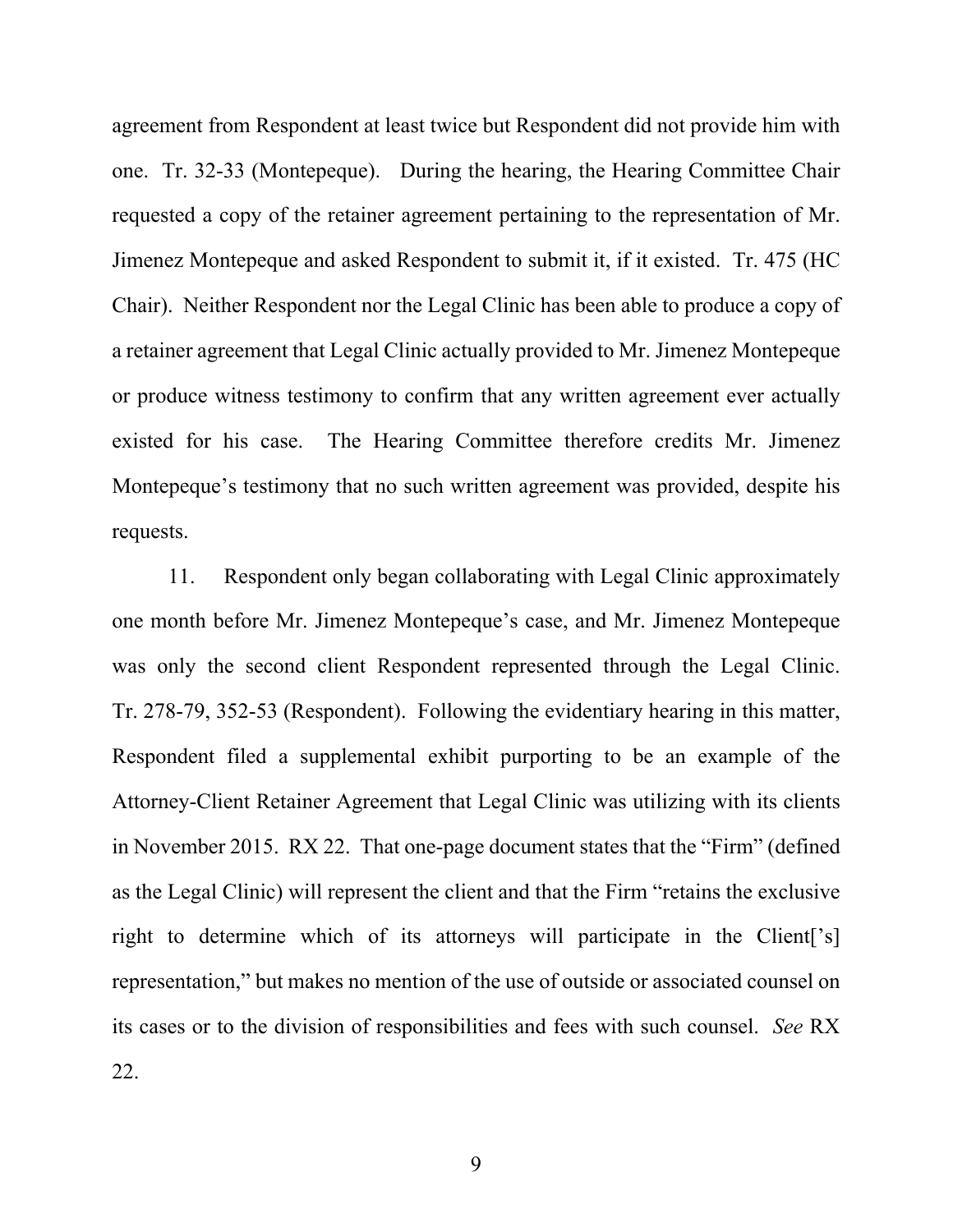agreement from Respondent at least twice but Respondent did not provide him with one. Tr. 32-33 (Montepeque). During the hearing, the Hearing Committee Chair requested a copy of the retainer agreement pertaining to the representation of Mr. Jimenez Montepeque and asked Respondent to submit it, if it existed. Tr. 475 (HC Chair). Neither Respondent nor the Legal Clinic has been able to produce a copy of a retainer agreement that Legal Clinic actually provided to Mr. Jimenez Montepeque or produce witness testimony to confirm that any written agreement ever actually existed for his case. The Hearing Committee therefore credits Mr. Jimenez Montepeque's testimony that no such written agreement was provided, despite his requests.

11. Respondent only began collaborating with Legal Clinic approximately one month before Mr. Jimenez Montepeque's case, and Mr. Jimenez Montepeque was only the second client Respondent represented through the Legal Clinic. Tr. 278-79, 352-53 (Respondent). Following the evidentiary hearing in this matter, Respondent filed a supplemental exhibit purporting to be an example of the Attorney-Client Retainer Agreement that Legal Clinic was utilizing with its clients in November 2015. RX 22. That one-page document states that the "Firm" (defined as the Legal Clinic) will represent the client and that the Firm "retains the exclusive right to determine which of its attorneys will participate in the Client['s] representation," but makes no mention of the use of outside or associated counsel on its cases or to the division of responsibilities and fees with such counsel. *See* RX 22.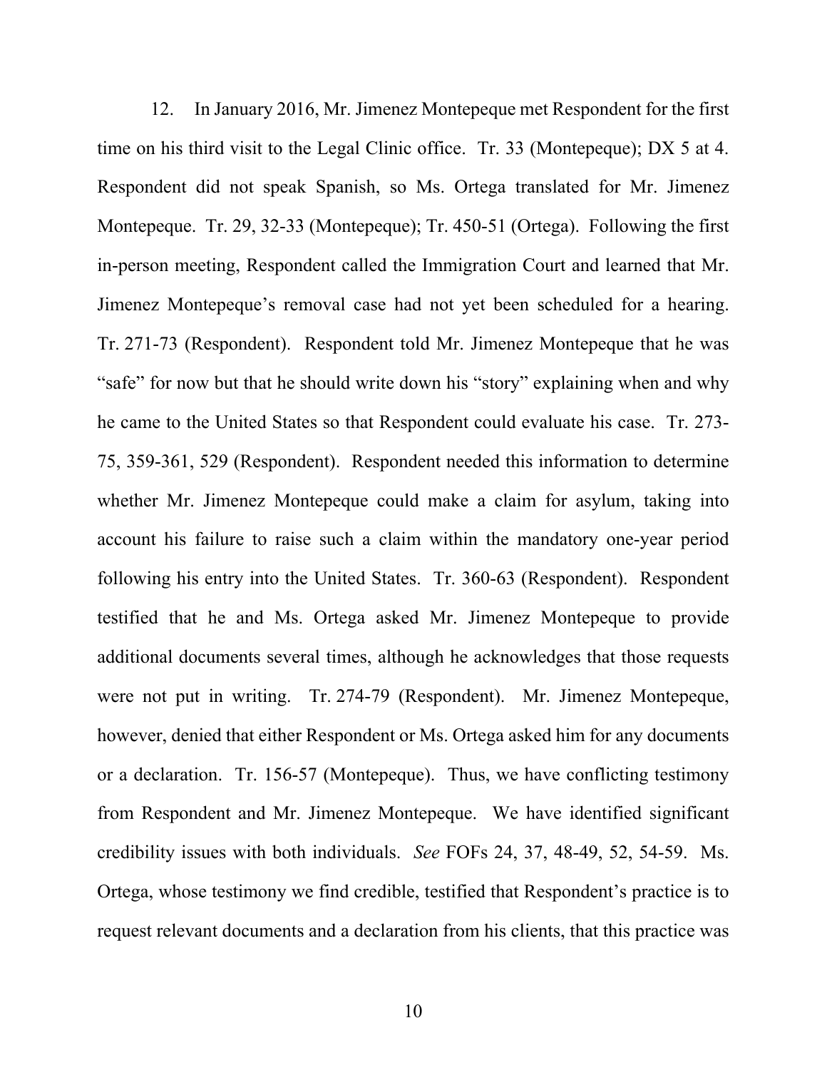12. In January 2016, Mr. Jimenez Montepeque met Respondent for the first time on his third visit to the Legal Clinic office. Tr. 33 (Montepeque); DX 5 at 4. Respondent did not speak Spanish, so Ms. Ortega translated for Mr. Jimenez Montepeque. Tr. 29, 32-33 (Montepeque); Tr. 450-51 (Ortega). Following the first in-person meeting, Respondent called the Immigration Court and learned that Mr. Jimenez Montepeque's removal case had not yet been scheduled for a hearing. Tr. 271-73 (Respondent). Respondent told Mr. Jimenez Montepeque that he was "safe" for now but that he should write down his "story" explaining when and why he came to the United States so that Respondent could evaluate his case. Tr. 273-75, 359-361, 529 (Respondent). Respondent needed this information to determine whether Mr. Jimenez Montepeque could make a claim for asylum, taking into account his failure to raise such a claim within the mandatory one-year period following his entry into the United States. Tr. 360-63 (Respondent). Respondent testified that he and Ms. Ortega asked Mr. Jimenez Montepeque to provide additional documents several times, although he acknowledges that those requests were not put in writing. Tr. 274-79 (Respondent). Mr. Jimenez Montepeque, however, denied that either Respondent or Ms. Ortega asked him for any documents or a declaration. Tr. 156-57 (Montepeque). Thus, we have conflicting testimony from Respondent and Mr. Jimenez Montepeque. We have identified significant credibility issues with both individuals. *See* FOFs 24, 37, 48-49, 52, 54-59. Ms. Ortega, whose testimony we find credible, testified that Respondent's practice is to request relevant documents and a declaration from his clients, that this practice was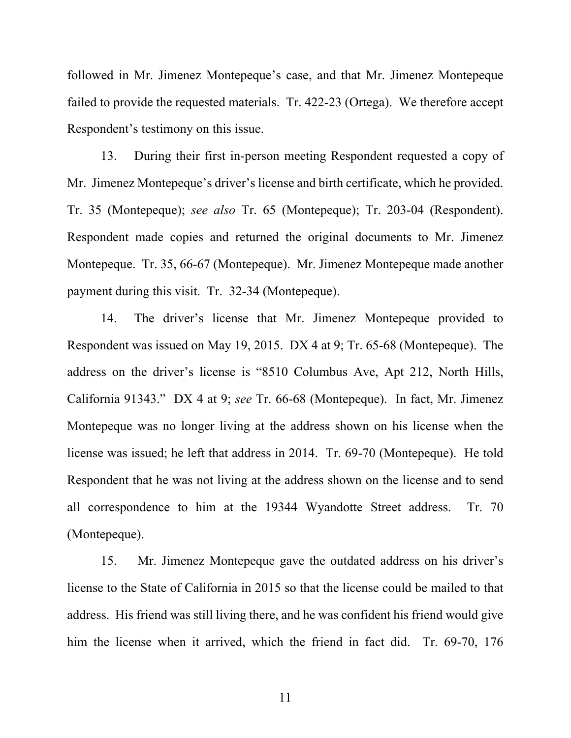followed in Mr. Jimenez Montepeque's case, and that Mr. Jimenez Montepeque failed to provide the requested materials. Tr. 422-23 (Ortega). We therefore accept Respondent's testimony on this issue.

13. During their first in-person meeting Respondent requested a copy of Mr. Jimenez Montepeque's driver's license and birth certificate, which he provided. Tr. 35 (Montepeque); *see also* Tr. 65 (Montepeque); Tr. 203-04 (Respondent). Respondent made copies and returned the original documents to Mr. Jimenez Montepeque. Tr. 35, 66-67 (Montepeque). Mr. Jimenez Montepeque made another payment during this visit. Tr. 32-34 (Montepeque).

14. The driver's license that Mr. Jimenez Montepeque provided to Respondent was issued on May 19, 2015. DX 4 at 9; Tr. 65-68 (Montepeque). The address on the driver's license is "8510 Columbus Ave, Apt 212, North Hills, California 91343." DX 4 at 9; *see* Tr. 66-68 (Montepeque). In fact, Mr. Jimenez Montepeque was no longer living at the address shown on his license when the license was issued; he left that address in 2014. Tr. 69-70 (Montepeque). He told Respondent that he was not living at the address shown on the license and to send all correspondence to him at the 19344 Wyandotte Street address. Tr. 70 (Montepeque).

15. Mr. Jimenez Montepeque gave the outdated address on his driver's license to the State of California in 2015 so that the license could be mailed to that address. His friend was still living there, and he was confident his friend would give him the license when it arrived, which the friend in fact did. Tr. 69-70, 176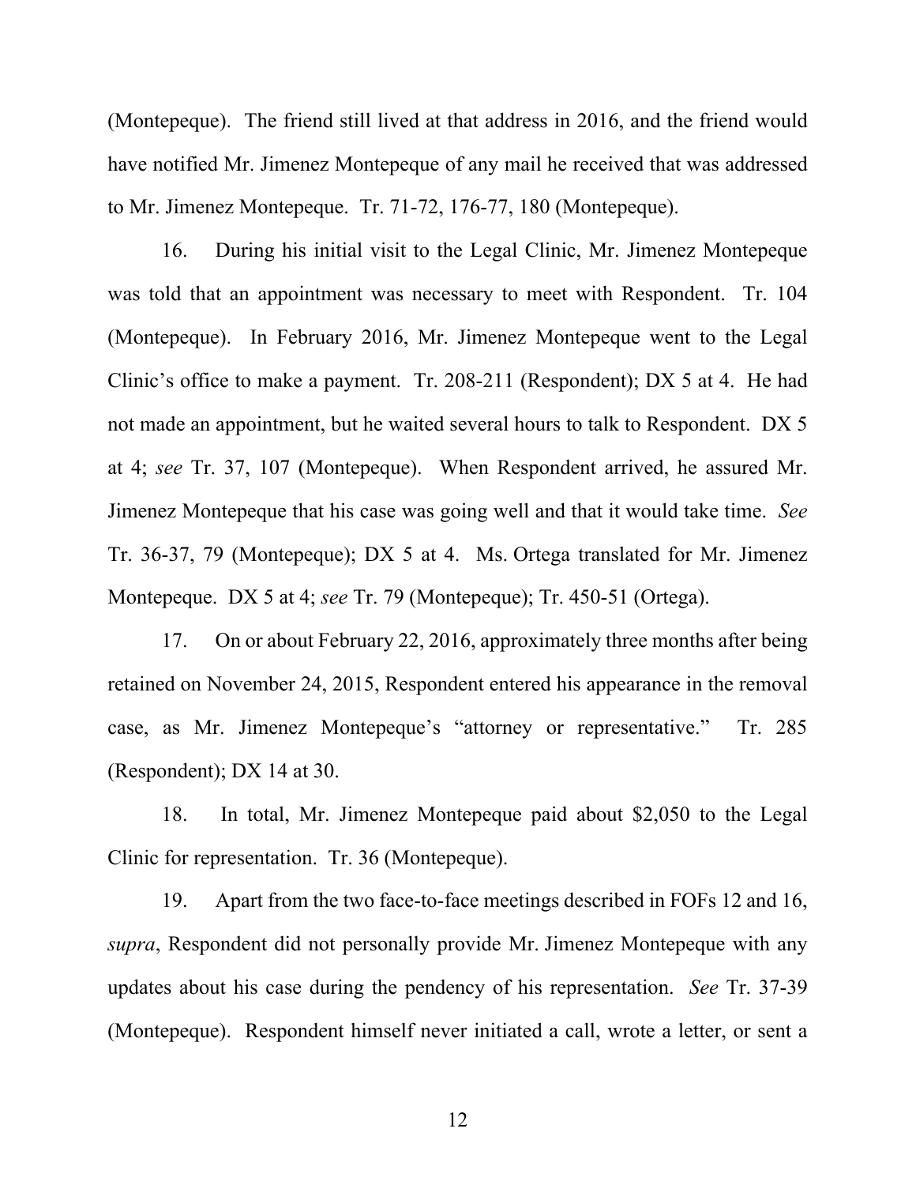(Montepeque). The friend still lived at that address in 2016, and the friend would have notified Mr. Jimenez Montepeque of any mail he received that was addressed to Mr. Jimenez Montepeque. Tr. 71-72, 176-77, 180 (Montepeque).

16. During his initial visit to the Legal Clinic, Mr. Jimenez Montepeque was told that an appointment was necessary to meet with Respondent. Tr. 104 (Montepeque). In February 2016, Mr. Jimenez Montepeque went to the Legal Clinic's office to make a payment. Tr. 208-211 (Respondent); DX 5 at 4. He had not made an appointment, but he waited several hours to talk to Respondent. DX 5 at 4; *see* Tr. 37, 107 (Montepeque). When Respondent arrived, he assured Mr. Jimenez Montepeque that his case was going well and that it would take time. *See* Tr. 36-37, 79 (Montepeque); DX 5 at 4. Ms. Ortega translated for Mr. Jimenez Montepeque. DX 5 at 4; *see* Tr. 79 (Montepeque); Tr. 450-51 (Ortega).

17. On or about February 22, 2016, approximately three months after being retained on November 24, 2015, Respondent entered his appearance in the removal case, as Mr. Jimenez Montepeque's "attorney or representative." Tr. 285 (Respondent); DX 14 at 30.

18. In total, Mr. Jimenez Montepeque paid about $2,050 to the Legal Clinic for representation. Tr. 36 (Montepeque).

19. Apart from the two face-to-face meetings described in FOFs 12 and 16, *supra*, Respondent did not personally provide Mr. Jimenez Montepeque with any updates about his case during the pendency of his representation. *See* Tr. 37-39 (Montepeque). Respondent himself never initiated a call, wrote a letter, or sent a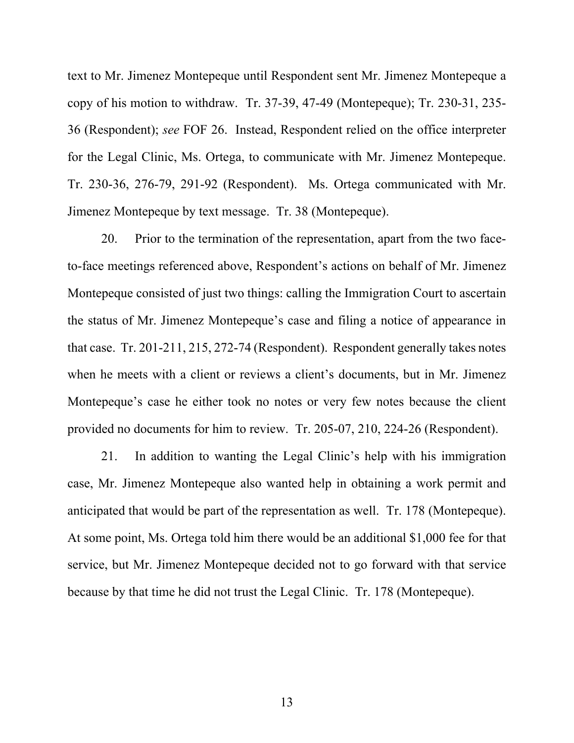text to Mr. Jimenez Montepeque until Respondent sent Mr. Jimenez Montepeque a copy of his motion to withdraw. Tr. 37-39, 47-49 (Montepeque); Tr. 230-31, 235-36 (Respondent); *see* FOF 26. Instead, Respondent relied on the office interpreter for the Legal Clinic, Ms. Ortega, to communicate with Mr. Jimenez Montepeque. Tr. 230-36, 276-79, 291-92 (Respondent). Ms. Ortega communicated with Mr. Jimenez Montepeque by text message. Tr. 38 (Montepeque).

20. Prior to the termination of the representation, apart from the two face-to-face meetings referenced above, Respondent's actions on behalf of Mr. Jimenez Montepeque consisted of just two things: calling the Immigration Court to ascertain the status of Mr. Jimenez Montepeque's case and filing a notice of appearance in that case. Tr. 201-211, 215, 272-74 (Respondent). Respondent generally takes notes when he meets with a client or reviews a client's documents, but in Mr. Jimenez Montepeque's case he either took no notes or very few notes because the client provided no documents for him to review. Tr. 205-07, 210, 224-26 (Respondent).

21. In addition to wanting the Legal Clinic's help with his immigration case, Mr. Jimenez Montepeque also wanted help in obtaining a work permit and anticipated that would be part of the representation as well. Tr. 178 (Montepeque). At some point, Ms. Ortega told him there would be an additional $1,000 fee for that service, but Mr. Jimenez Montepeque decided not to go forward with that service because by that time he did not trust the Legal Clinic. Tr. 178 (Montepeque).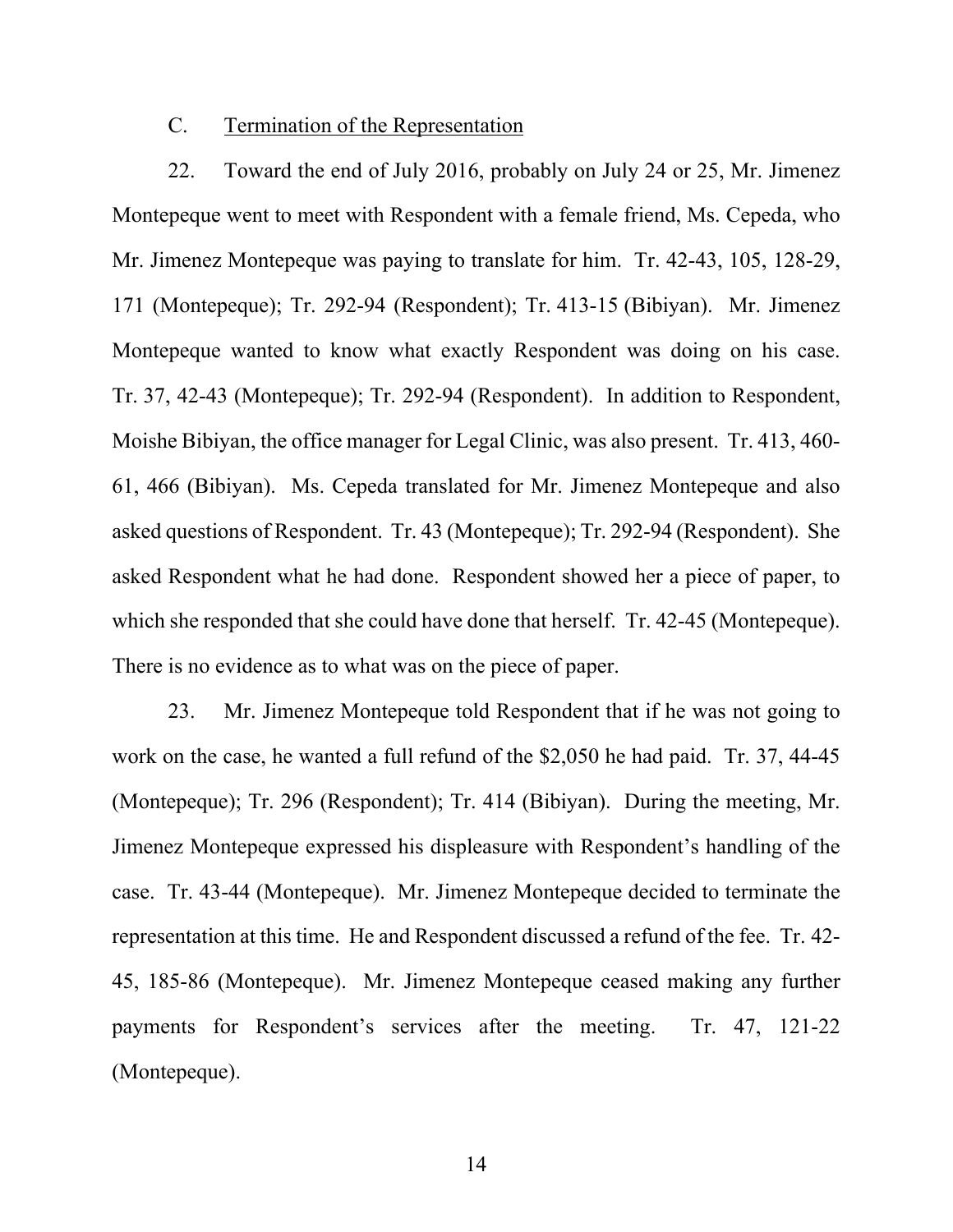C. Termination of the Representation

22. Toward the end of July 2016, probably on July 24 or 25, Mr. Jimenez Montepeque went to meet with Respondent with a female friend, Ms. Cepeda, who Mr. Jimenez Montepeque was paying to translate for him. Tr. 42-43, 105, 128-29, 171 (Montepeque); Tr. 292-94 (Respondent); Tr. 413-15 (Bibiyan). Mr. Jimenez Montepeque wanted to know what exactly Respondent was doing on his case. Tr. 37, 42-43 (Montepeque); Tr. 292-94 (Respondent). In addition to Respondent, Moishe Bibiyan, the office manager for Legal Clinic, was also present. Tr. 413, 460-61, 466 (Bibiyan). Ms. Cepeda translated for Mr. Jimenez Montepeque and also asked questions of Respondent. Tr. 43 (Montepeque); Tr. 292-94 (Respondent). She asked Respondent what he had done. Respondent showed her a piece of paper, to which she responded that she could have done that herself. Tr. 42-45 (Montepeque). There is no evidence as to what was on the piece of paper.

23. Mr. Jimenez Montepeque told Respondent that if he was not going to work on the case, he wanted a full refund of the $2,050 he had paid. Tr. 37, 44-45 (Montepeque); Tr. 296 (Respondent); Tr. 414 (Bibiyan). During the meeting, Mr. Jimenez Montepeque expressed his displeasure with Respondent's handling of the case. Tr. 43-44 (Montepeque). Mr. Jimenez Montepeque decided to terminate the representation at this time. He and Respondent discussed a refund of the fee. Tr. 42-45, 185-86 (Montepeque). Mr. Jimenez Montepeque ceased making any further payments for Respondent's services after the meeting. Tr. 47, 121-22 (Montepeque).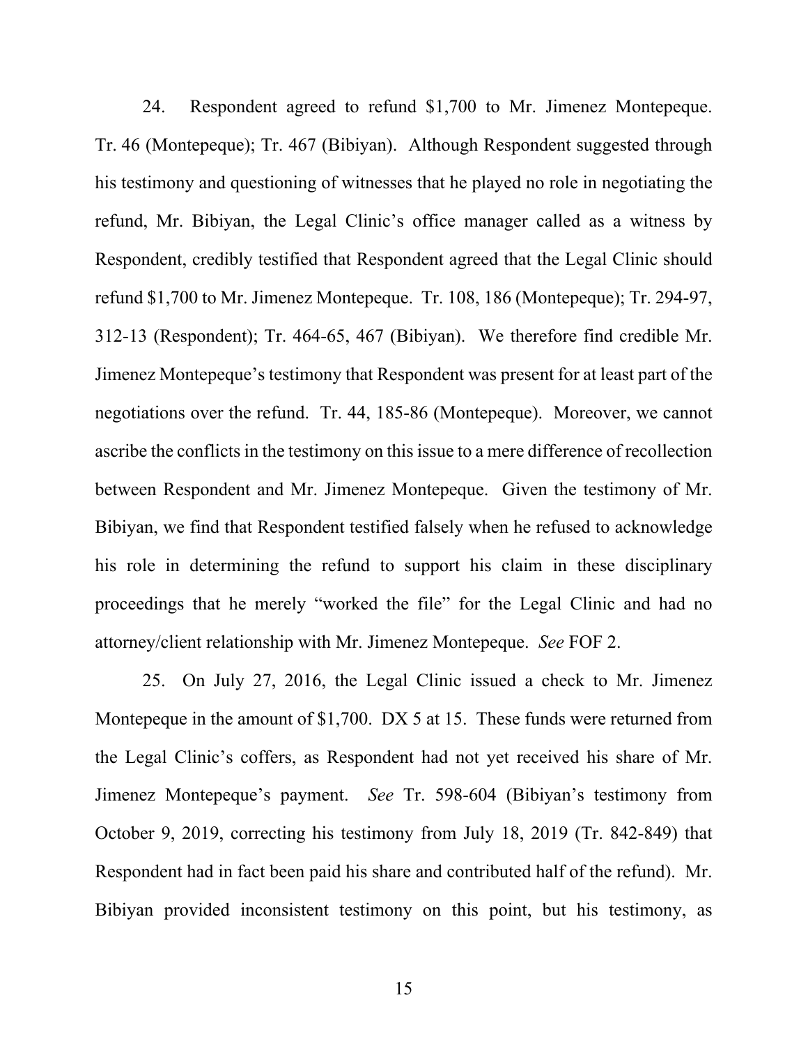24. Respondent agreed to refund $1,700 to Mr. Jimenez Montepeque. Tr. 46 (Montepeque); Tr. 467 (Bibiyan). Although Respondent suggested through his testimony and questioning of witnesses that he played no role in negotiating the refund, Mr. Bibiyan, the Legal Clinic's office manager called as a witness by Respondent, credibly testified that Respondent agreed that the Legal Clinic should refund $1,700 to Mr. Jimenez Montepeque. Tr. 108, 186 (Montepeque); Tr. 294-97, 312-13 (Respondent); Tr. 464-65, 467 (Bibiyan). We therefore find credible Mr. Jimenez Montepeque's testimony that Respondent was present for at least part of the negotiations over the refund. Tr. 44, 185-86 (Montepeque). Moreover, we cannot ascribe the conflicts in the testimony on this issue to a mere difference of recollection between Respondent and Mr. Jimenez Montepeque. Given the testimony of Mr. Bibiyan, we find that Respondent testified falsely when he refused to acknowledge his role in determining the refund to support his claim in these disciplinary proceedings that he merely "worked the file" for the Legal Clinic and had no attorney/client relationship with Mr. Jimenez Montepeque. *See* FOF 2.

25. On July 27, 2016, the Legal Clinic issued a check to Mr. Jimenez Montepeque in the amount of $1,700. DX 5 at 15. These funds were returned from the Legal Clinic's coffers, as Respondent had not yet received his share of Mr. Jimenez Montepeque's payment. *See* Tr. 598-604 (Bibiyan's testimony from October 9, 2019, correcting his testimony from July 18, 2019 (Tr. 842-849) that Respondent had in fact been paid his share and contributed half of the refund). Mr. Bibiyan provided inconsistent testimony on this point, but his testimony, as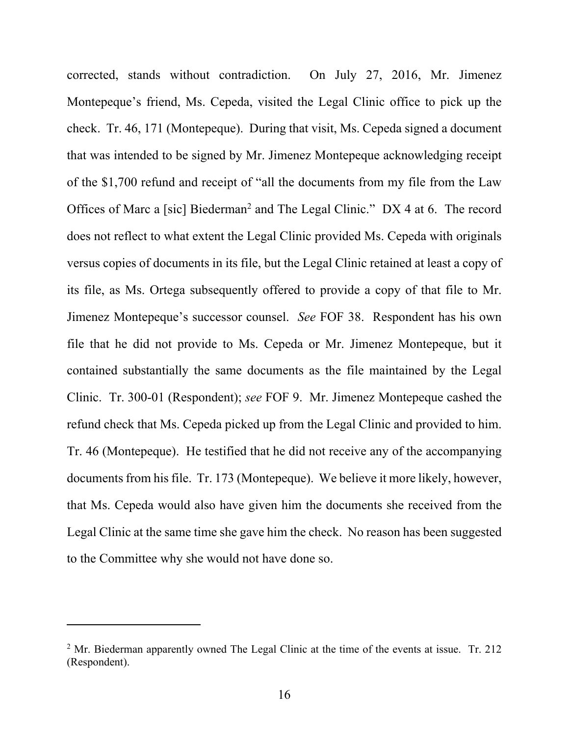corrected, stands without contradiction. On July 27, 2016, Mr. Jimenez Montepeque's friend, Ms. Cepeda, visited the Legal Clinic office to pick up the check. Tr. 46, 171 (Montepeque). During that visit, Ms. Cepeda signed a document that was intended to be signed by Mr. Jimenez Montepeque acknowledging receipt of the $1,700 refund and receipt of "all the documents from my file from the Law Offices of Marc a [sic] Biederman[2] and The Legal Clinic." DX 4 at 6. The record does not reflect to what extent the Legal Clinic provided Ms. Cepeda with originals versus copies of documents in its file, but the Legal Clinic retained at least a copy of its file, as Ms. Ortega subsequently offered to provide a copy of that file to Mr. Jimenez Montepeque's successor counsel. *See* FOF 38. Respondent has his own file that he did not provide to Ms. Cepeda or Mr. Jimenez Montepeque, but it contained substantially the same documents as the file maintained by the Legal Clinic. Tr. 300-01 (Respondent); *see* FOF 9. Mr. Jimenez Montepeque cashed the refund check that Ms. Cepeda picked up from the Legal Clinic and provided to him. Tr. 46 (Montepeque). He testified that he did not receive any of the accompanying documents from his file. Tr. 173 (Montepeque). We believe it more likely, however, that Ms. Cepeda would also have given him the documents she received from the Legal Clinic at the same time she gave him the check. No reason has been suggested to the Committee why she would not have done so.

---

[2] Mr. Biederman apparently owned The Legal Clinic at the time of the events at issue. Tr. 212 (Respondent).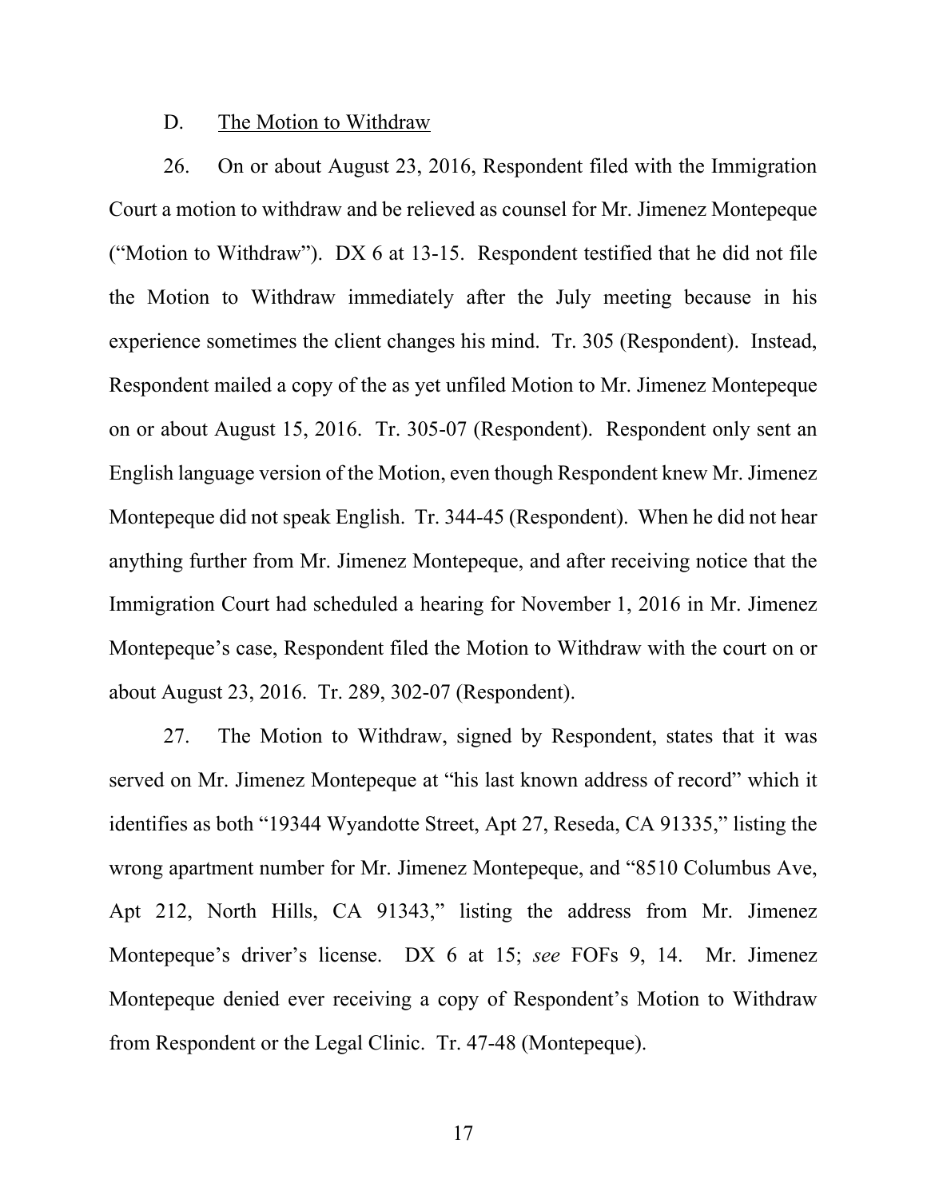### D. <u>The Motion to Withdraw</u>

26. On or about August 23, 2016, Respondent filed with the Immigration Court a motion to withdraw and be relieved as counsel for Mr. Jimenez Montepeque ("Motion to Withdraw"). DX 6 at 13-15. Respondent testified that he did not file the Motion to Withdraw immediately after the July meeting because in his experience sometimes the client changes his mind. Tr. 305 (Respondent). Instead, Respondent mailed a copy of the as yet unfiled Motion to Mr. Jimenez Montepeque on or about August 15, 2016. Tr. 305-07 (Respondent). Respondent only sent an English language version of the Motion, even though Respondent knew Mr. Jimenez Montepeque did not speak English. Tr. 344-45 (Respondent). When he did not hear anything further from Mr. Jimenez Montepeque, and after receiving notice that the Immigration Court had scheduled a hearing for November 1, 2016 in Mr. Jimenez Montepeque's case, Respondent filed the Motion to Withdraw with the court on or about August 23, 2016. Tr. 289, 302-07 (Respondent).

27. The Motion to Withdraw, signed by Respondent, states that it was served on Mr. Jimenez Montepeque at "his last known address of record" which it identifies as both "19344 Wyandotte Street, Apt 27, Reseda, CA 91335," listing the wrong apartment number for Mr. Jimenez Montepeque, and "8510 Columbus Ave, Apt 212, North Hills, CA 91343," listing the address from Mr. Jimenez Montepeque's driver's license. DX 6 at 15; *see* FOFs 9, 14. Mr. Jimenez Montepeque denied ever receiving a copy of Respondent's Motion to Withdraw from Respondent or the Legal Clinic. Tr. 47-48 (Montepeque).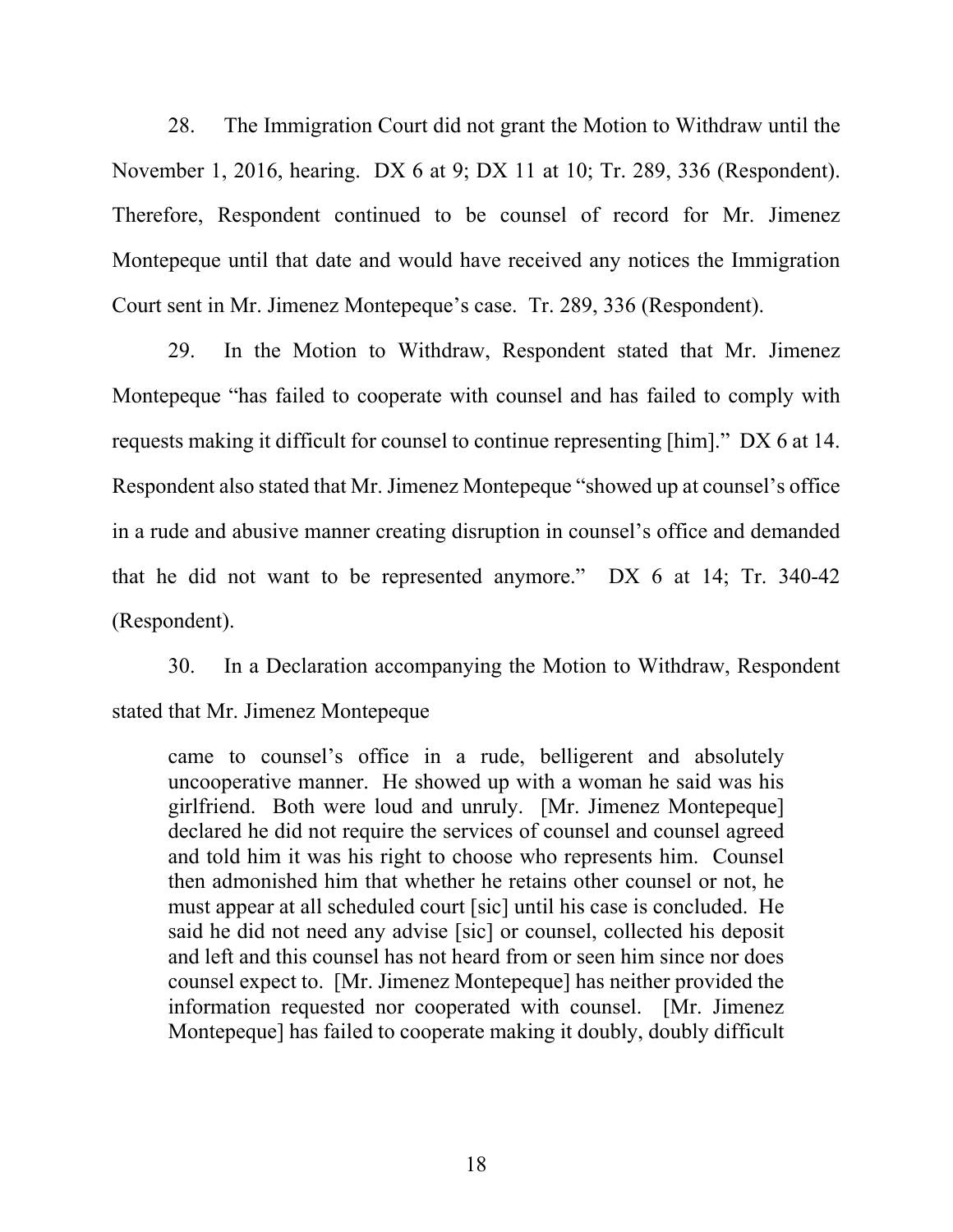28. The Immigration Court did not grant the Motion to Withdraw until the November 1, 2016, hearing. DX 6 at 9; DX 11 at 10; Tr. 289, 336 (Respondent). Therefore, Respondent continued to be counsel of record for Mr. Jimenez Montepeque until that date and would have received any notices the Immigration Court sent in Mr. Jimenez Montepeque's case. Tr. 289, 336 (Respondent).

29. In the Motion to Withdraw, Respondent stated that Mr. Jimenez Montepeque "has failed to cooperate with counsel and has failed to comply with requests making it difficult for counsel to continue representing [him]." DX 6 at 14. Respondent also stated that Mr. Jimenez Montepeque "showed up at counsel's office in a rude and abusive manner creating disruption in counsel's office and demanded that he did not want to be represented anymore." DX 6 at 14; Tr. 340-42 (Respondent).

30. In a Declaration accompanying the Motion to Withdraw, Respondent stated that Mr. Jimenez Montepeque

> came to counsel's office in a rude, belligerent and absolutely uncooperative manner. He showed up with a woman he said was his girlfriend. Both were loud and unruly. [Mr. Jimenez Montepeque] declared he did not require the services of counsel and counsel agreed and told him it was his right to choose who represents him. Counsel then admonished him that whether he retains other counsel or not, he must appear at all scheduled court [sic] until his case is concluded. He said he did not need any advise [sic] or counsel, collected his deposit and left and this counsel has not heard from or seen him since nor does counsel expect to. [Mr. Jimenez Montepeque] has neither provided the information requested nor cooperated with counsel. [Mr. Jimenez Montepeque] has failed to cooperate making it doubly, doubly difficult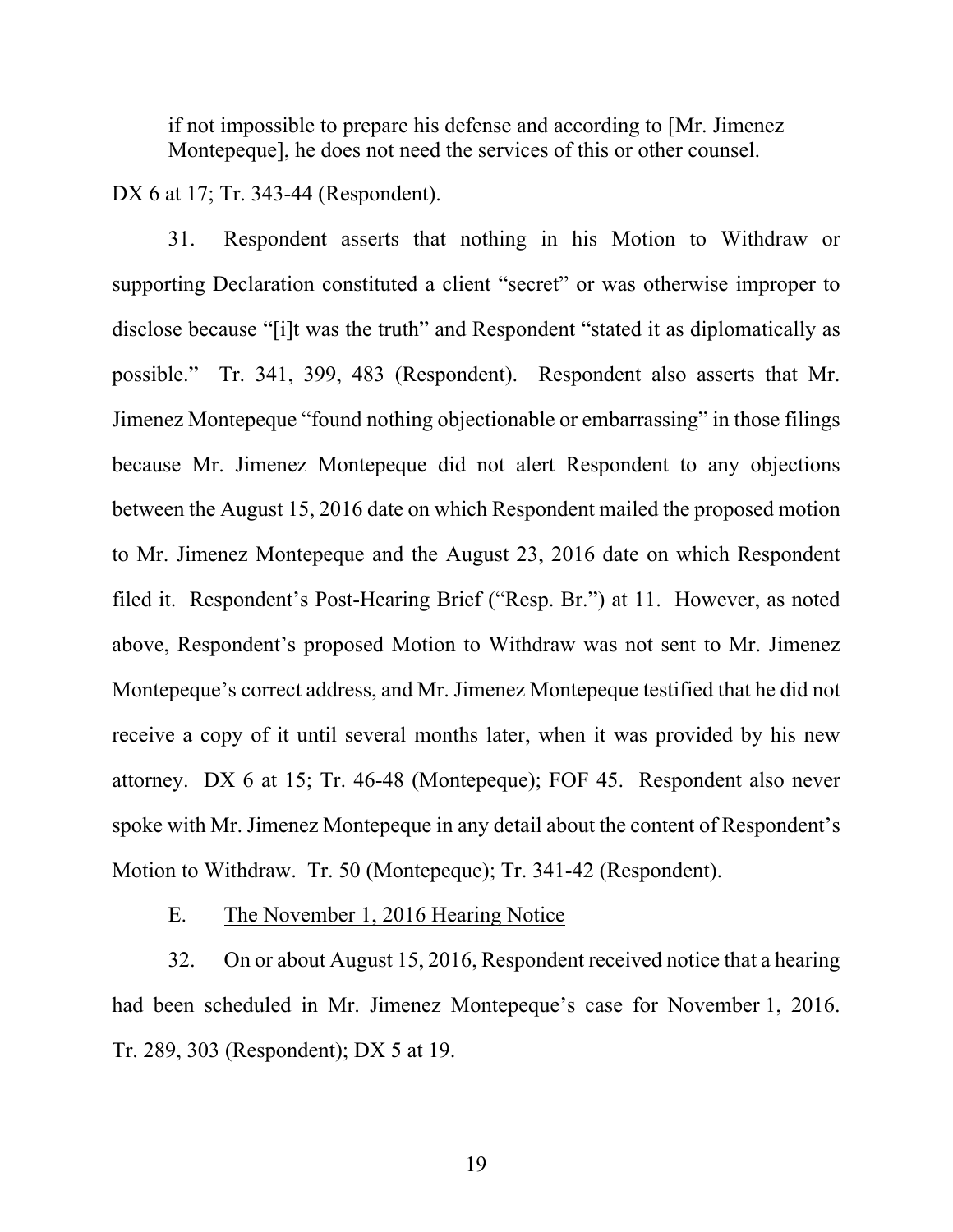> if not impossible to prepare his defense and according to [Mr. Jimenez Montepeque], he does not need the services of this or other counsel.

DX 6 at 17; Tr. 343-44 (Respondent).

31. Respondent asserts that nothing in his Motion to Withdraw or supporting Declaration constituted a client "secret" or was otherwise improper to disclose because "[i]t was the truth" and Respondent "stated it as diplomatically as possible." Tr. 341, 399, 483 (Respondent). Respondent also asserts that Mr. Jimenez Montepeque "found nothing objectionable or embarrassing" in those filings because Mr. Jimenez Montepeque did not alert Respondent to any objections between the August 15, 2016 date on which Respondent mailed the proposed motion to Mr. Jimenez Montepeque and the August 23, 2016 date on which Respondent filed it. Respondent's Post-Hearing Brief ("Resp. Br.") at 11. However, as noted above, Respondent's proposed Motion to Withdraw was not sent to Mr. Jimenez Montepeque's correct address, and Mr. Jimenez Montepeque testified that he did not receive a copy of it until several months later, when it was provided by his new attorney. DX 6 at 15; Tr. 46-48 (Montepeque); FOF 45. Respondent also never spoke with Mr. Jimenez Montepeque in any detail about the content of Respondent's Motion to Withdraw. Tr. 50 (Montepeque); Tr. 341-42 (Respondent).

E. <u>The November 1, 2016 Hearing Notice</u>

32. On or about August 15, 2016, Respondent received notice that a hearing had been scheduled in Mr. Jimenez Montepeque's case for November 1, 2016. Tr. 289, 303 (Respondent); DX 5 at 19.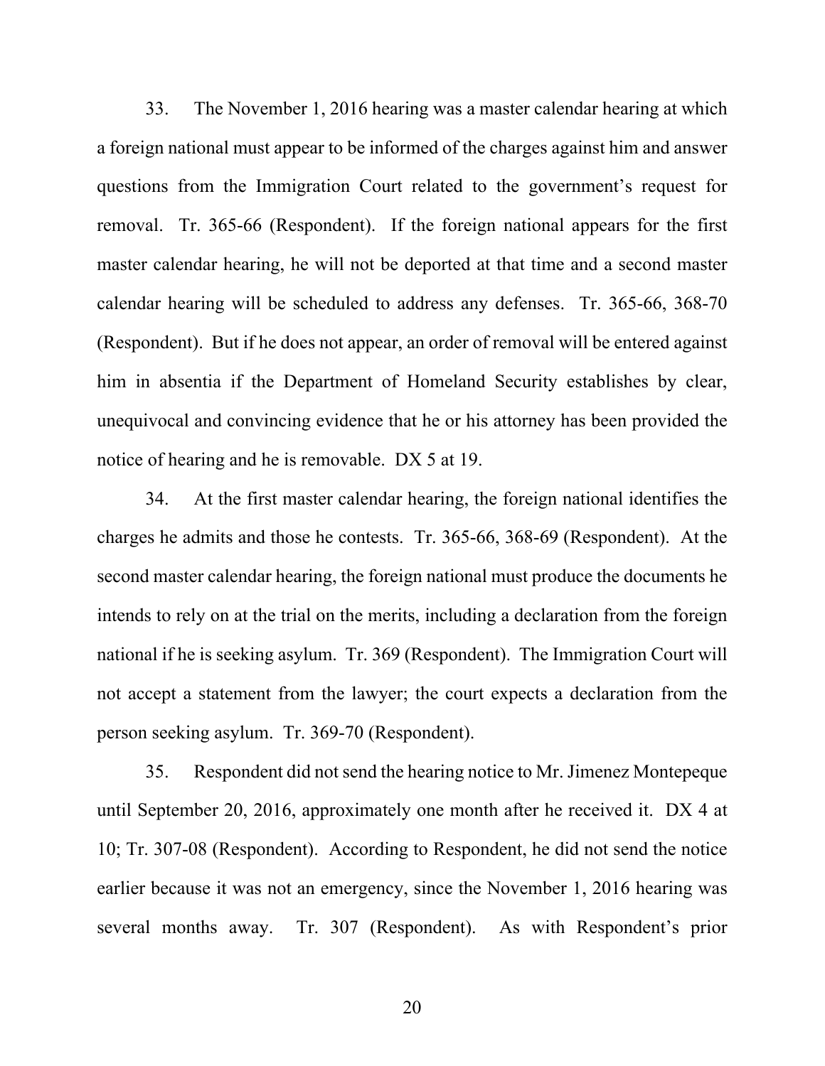33. The November 1, 2016 hearing was a master calendar hearing at which a foreign national must appear to be informed of the charges against him and answer questions from the Immigration Court related to the government's request for removal. Tr. 365-66 (Respondent). If the foreign national appears for the first master calendar hearing, he will not be deported at that time and a second master calendar hearing will be scheduled to address any defenses. Tr. 365-66, 368-70 (Respondent). But if he does not appear, an order of removal will be entered against him in absentia if the Department of Homeland Security establishes by clear, unequivocal and convincing evidence that he or his attorney has been provided the notice of hearing and he is removable. DX 5 at 19.

34. At the first master calendar hearing, the foreign national identifies the charges he admits and those he contests. Tr. 365-66, 368-69 (Respondent). At the second master calendar hearing, the foreign national must produce the documents he intends to rely on at the trial on the merits, including a declaration from the foreign national if he is seeking asylum. Tr. 369 (Respondent). The Immigration Court will not accept a statement from the lawyer; the court expects a declaration from the person seeking asylum. Tr. 369-70 (Respondent).

35. Respondent did not send the hearing notice to Mr. Jimenez Montepeque until September 20, 2016, approximately one month after he received it. DX 4 at 10; Tr. 307-08 (Respondent). According to Respondent, he did not send the notice earlier because it was not an emergency, since the November 1, 2016 hearing was several months away. Tr. 307 (Respondent). As with Respondent's prior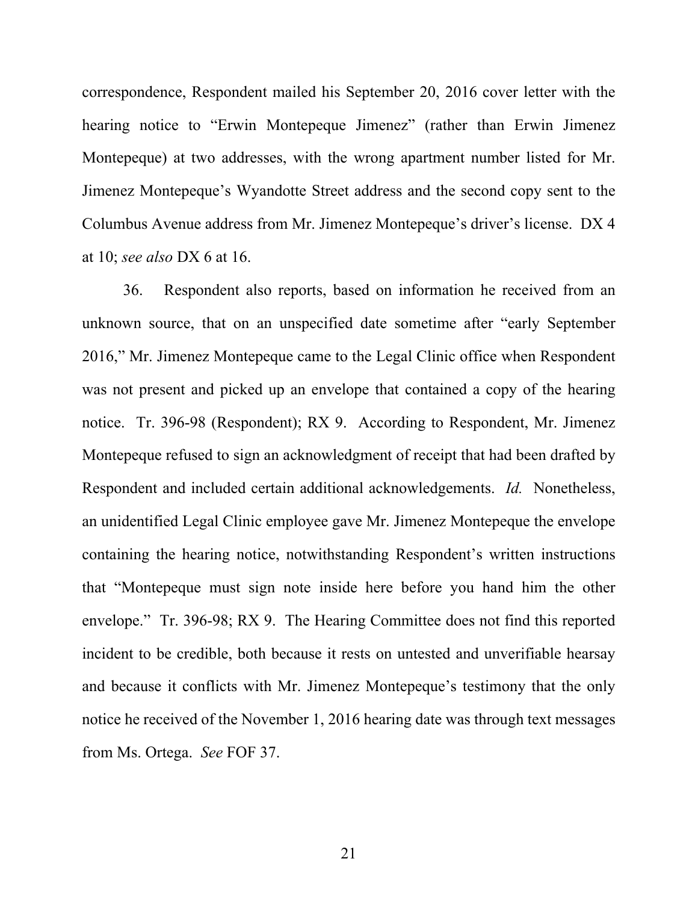correspondence, Respondent mailed his September 20, 2016 cover letter with the hearing notice to "Erwin Montepeque Jimenez" (rather than Erwin Jimenez Montepeque) at two addresses, with the wrong apartment number listed for Mr. Jimenez Montepeque's Wyandotte Street address and the second copy sent to the Columbus Avenue address from Mr. Jimenez Montepeque's driver's license. DX 4 at 10; *see also* DX 6 at 16.

36. Respondent also reports, based on information he received from an unknown source, that on an unspecified date sometime after "early September 2016," Mr. Jimenez Montepeque came to the Legal Clinic office when Respondent was not present and picked up an envelope that contained a copy of the hearing notice. Tr. 396-98 (Respondent); RX 9. According to Respondent, Mr. Jimenez Montepeque refused to sign an acknowledgment of receipt that had been drafted by Respondent and included certain additional acknowledgements. *Id.* Nonetheless, an unidentified Legal Clinic employee gave Mr. Jimenez Montepeque the envelope containing the hearing notice, notwithstanding Respondent's written instructions that "Montepeque must sign note inside here before you hand him the other envelope." Tr. 396-98; RX 9. The Hearing Committee does not find this reported incident to be credible, both because it rests on untested and unverifiable hearsay and because it conflicts with Mr. Jimenez Montepeque's testimony that the only notice he received of the November 1, 2016 hearing date was through text messages from Ms. Ortega. *See* FOF 37.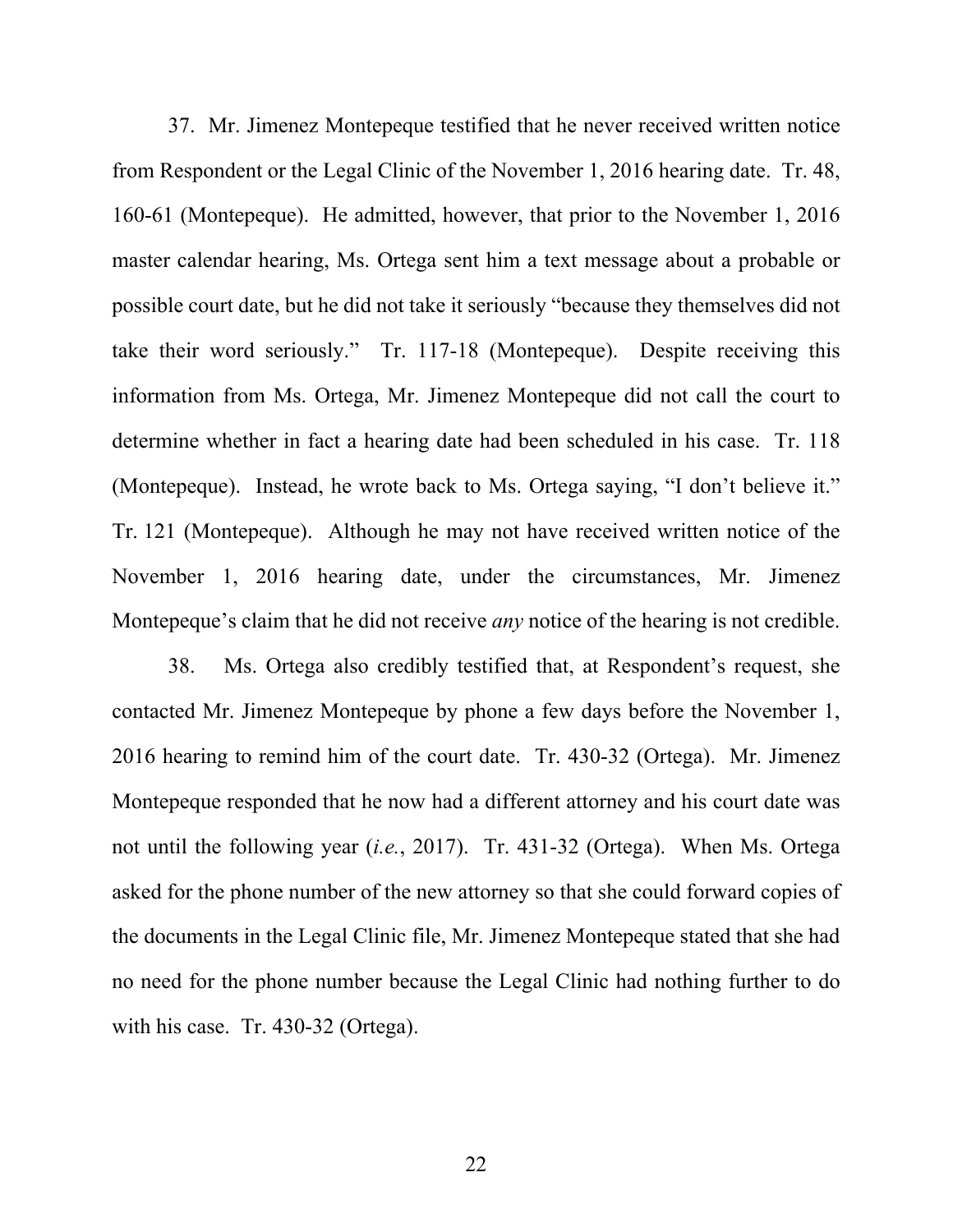37. Mr. Jimenez Montepeque testified that he never received written notice from Respondent or the Legal Clinic of the November 1, 2016 hearing date. Tr. 48, 160-61 (Montepeque). He admitted, however, that prior to the November 1, 2016 master calendar hearing, Ms. Ortega sent him a text message about a probable or possible court date, but he did not take it seriously "because they themselves did not take their word seriously." Tr. 117-18 (Montepeque). Despite receiving this information from Ms. Ortega, Mr. Jimenez Montepeque did not call the court to determine whether in fact a hearing date had been scheduled in his case. Tr. 118 (Montepeque). Instead, he wrote back to Ms. Ortega saying, "I don't believe it." Tr. 121 (Montepeque). Although he may not have received written notice of the November 1, 2016 hearing date, under the circumstances, Mr. Jimenez Montepeque's claim that he did not receive *any* notice of the hearing is not credible.

38. Ms. Ortega also credibly testified that, at Respondent's request, she contacted Mr. Jimenez Montepeque by phone a few days before the November 1, 2016 hearing to remind him of the court date. Tr. 430-32 (Ortega). Mr. Jimenez Montepeque responded that he now had a different attorney and his court date was not until the following year (*i.e.*, 2017). Tr. 431-32 (Ortega). When Ms. Ortega asked for the phone number of the new attorney so that she could forward copies of the documents in the Legal Clinic file, Mr. Jimenez Montepeque stated that she had no need for the phone number because the Legal Clinic had nothing further to do with his case. Tr. 430-32 (Ortega).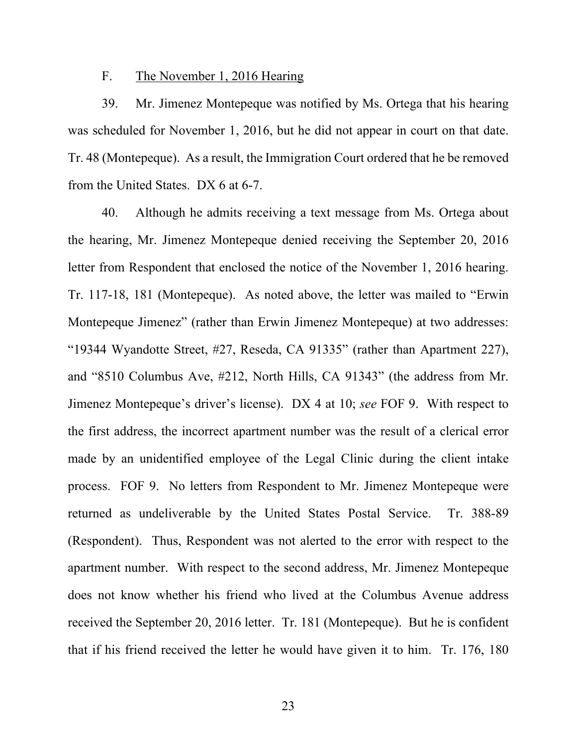F. <u>The November 1, 2016 Hearing</u>

39. Mr. Jimenez Montepeque was notified by Ms. Ortega that his hearing was scheduled for November 1, 2016, but he did not appear in court on that date. Tr. 48 (Montepeque). As a result, the Immigration Court ordered that he be removed from the United States. DX 6 at 6-7.

40. Although he admits receiving a text message from Ms. Ortega about the hearing, Mr. Jimenez Montepeque denied receiving the September 20, 2016 letter from Respondent that enclosed the notice of the November 1, 2016 hearing. Tr. 117-18, 181 (Montepeque). As noted above, the letter was mailed to "Erwin Montepeque Jimenez" (rather than Erwin Jimenez Montepeque) at two addresses: "19344 Wyandotte Street, #27, Reseda, CA 91335" (rather than Apartment 227), and "8510 Columbus Ave, #212, North Hills, CA 91343" (the address from Mr. Jimenez Montepeque's driver's license). DX 4 at 10; *see* FOF 9. With respect to the first address, the incorrect apartment number was the result of a clerical error made by an unidentified employee of the Legal Clinic during the client intake process. FOF 9. No letters from Respondent to Mr. Jimenez Montepeque were returned as undeliverable by the United States Postal Service. Tr. 388-89 (Respondent). Thus, Respondent was not alerted to the error with respect to the apartment number. With respect to the second address, Mr. Jimenez Montepeque does not know whether his friend who lived at the Columbus Avenue address received the September 20, 2016 letter. Tr. 181 (Montepeque). But he is confident that if his friend received the letter he would have given it to him. Tr. 176, 180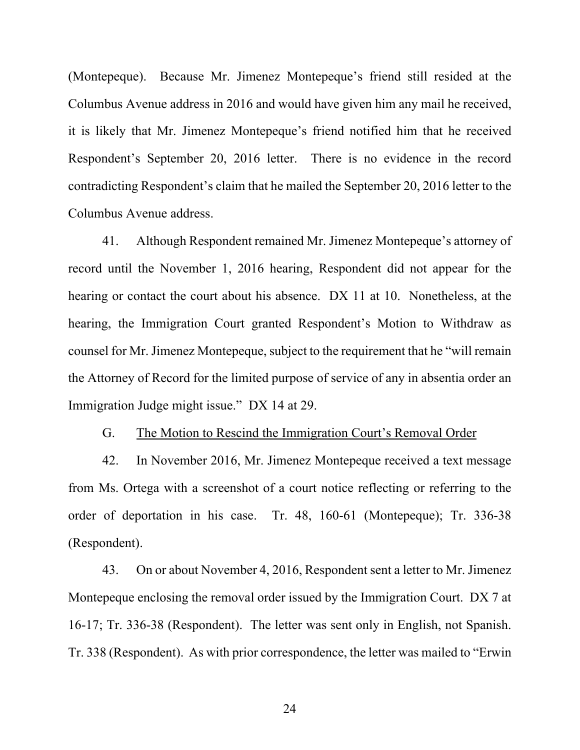(Montepeque). Because Mr. Jimenez Montepeque's friend still resided at the Columbus Avenue address in 2016 and would have given him any mail he received, it is likely that Mr. Jimenez Montepeque's friend notified him that he received Respondent's September 20, 2016 letter. There is no evidence in the record contradicting Respondent's claim that he mailed the September 20, 2016 letter to the Columbus Avenue address.

41. Although Respondent remained Mr. Jimenez Montepeque's attorney of record until the November 1, 2016 hearing, Respondent did not appear for the hearing or contact the court about his absence. DX 11 at 10. Nonetheless, at the hearing, the Immigration Court granted Respondent's Motion to Withdraw as counsel for Mr. Jimenez Montepeque, subject to the requirement that he "will remain the Attorney of Record for the limited purpose of service of any in absentia order an Immigration Judge might issue." DX 14 at 29.

G. <u>The Motion to Rescind the Immigration Court's Removal Order</u>

42. In November 2016, Mr. Jimenez Montepeque received a text message from Ms. Ortega with a screenshot of a court notice reflecting or referring to the order of deportation in his case. Tr. 48, 160-61 (Montepeque); Tr. 336-38 (Respondent).

43. On or about November 4, 2016, Respondent sent a letter to Mr. Jimenez Montepeque enclosing the removal order issued by the Immigration Court. DX 7 at 16-17; Tr. 336-38 (Respondent). The letter was sent only in English, not Spanish. Tr. 338 (Respondent). As with prior correspondence, the letter was mailed to "Erwin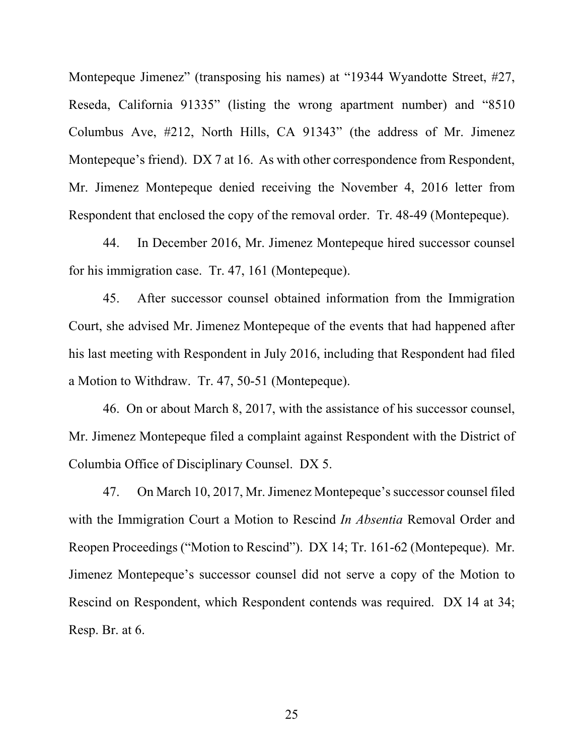Montepeque Jimenez" (transposing his names) at "19344 Wyandotte Street, #27, Reseda, California 91335" (listing the wrong apartment number) and "8510 Columbus Ave, #212, North Hills, CA 91343" (the address of Mr. Jimenez Montepeque's friend). DX 7 at 16. As with other correspondence from Respondent, Mr. Jimenez Montepeque denied receiving the November 4, 2016 letter from Respondent that enclosed the copy of the removal order. Tr. 48-49 (Montepeque).

44. In December 2016, Mr. Jimenez Montepeque hired successor counsel for his immigration case. Tr. 47, 161 (Montepeque).

45. After successor counsel obtained information from the Immigration Court, she advised Mr. Jimenez Montepeque of the events that had happened after his last meeting with Respondent in July 2016, including that Respondent had filed a Motion to Withdraw. Tr. 47, 50-51 (Montepeque).

46. On or about March 8, 2017, with the assistance of his successor counsel, Mr. Jimenez Montepeque filed a complaint against Respondent with the District of Columbia Office of Disciplinary Counsel. DX 5.

47. On March 10, 2017, Mr. Jimenez Montepeque's successor counsel filed with the Immigration Court a Motion to Rescind *In Absentia* Removal Order and Reopen Proceedings ("Motion to Rescind"). DX 14; Tr. 161-62 (Montepeque). Mr. Jimenez Montepeque's successor counsel did not serve a copy of the Motion to Rescind on Respondent, which Respondent contends was required. DX 14 at 34; Resp. Br. at 6.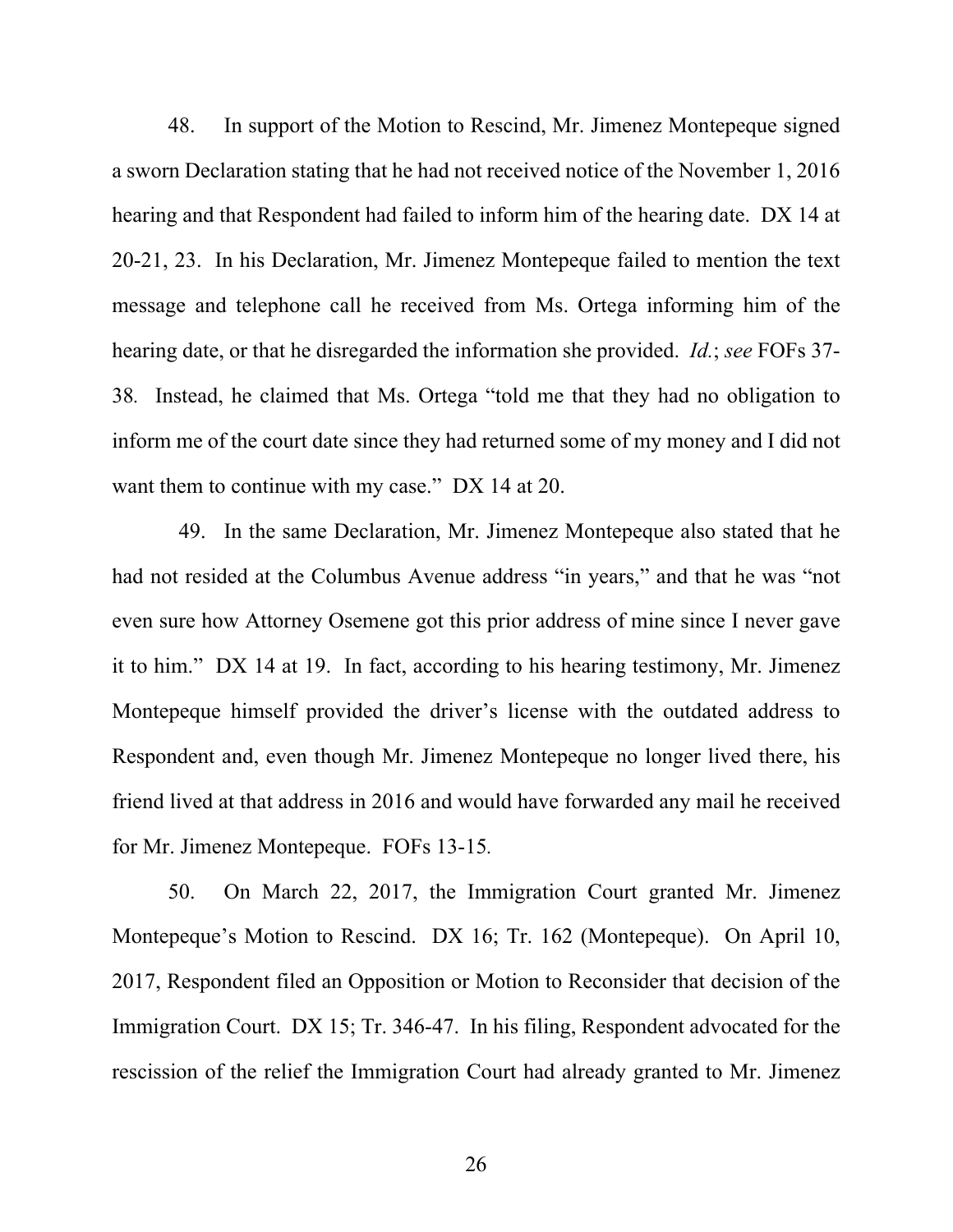48. In support of the Motion to Rescind, Mr. Jimenez Montepeque signed a sworn Declaration stating that he had not received notice of the November 1, 2016 hearing and that Respondent had failed to inform him of the hearing date. DX 14 at 20-21, 23. In his Declaration, Mr. Jimenez Montepeque failed to mention the text message and telephone call he received from Ms. Ortega informing him of the hearing date, or that he disregarded the information she provided. *Id.*; *see* FOFs 37-38. Instead, he claimed that Ms. Ortega "told me that they had no obligation to inform me of the court date since they had returned some of my money and I did not want them to continue with my case." DX 14 at 20.

49. In the same Declaration, Mr. Jimenez Montepeque also stated that he had not resided at the Columbus Avenue address "in years," and that he was "not even sure how Attorney Osemene got this prior address of mine since I never gave it to him." DX 14 at 19. In fact, according to his hearing testimony, Mr. Jimenez Montepeque himself provided the driver's license with the outdated address to Respondent and, even though Mr. Jimenez Montepeque no longer lived there, his friend lived at that address in 2016 and would have forwarded any mail he received for Mr. Jimenez Montepeque. FOFs 13-15.

50. On March 22, 2017, the Immigration Court granted Mr. Jimenez Montepeque's Motion to Rescind. DX 16; Tr. 162 (Montepeque). On April 10, 2017, Respondent filed an Opposition or Motion to Reconsider that decision of the Immigration Court. DX 15; Tr. 346-47. In his filing, Respondent advocated for the rescission of the relief the Immigration Court had already granted to Mr. Jimenez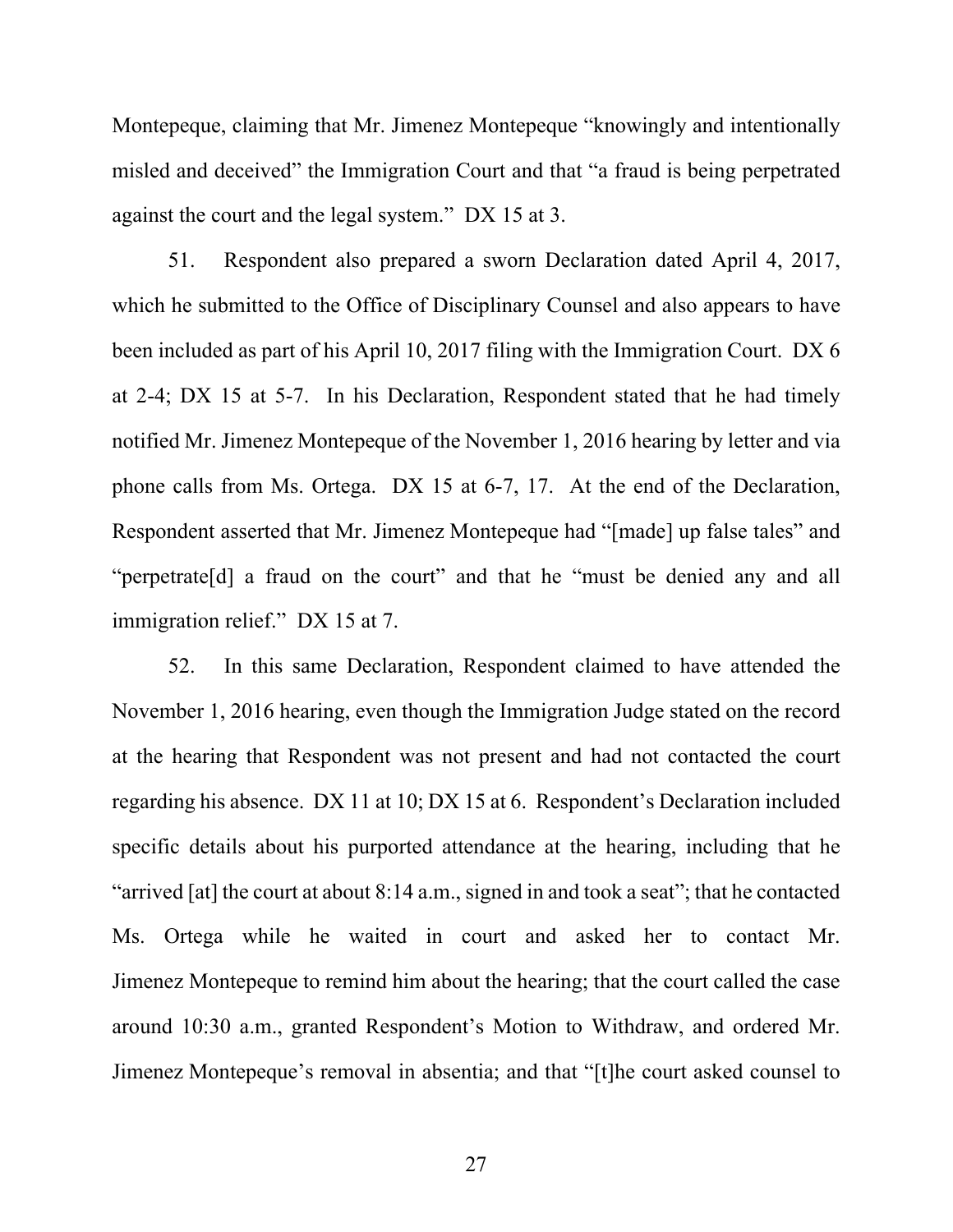Montepeque, claiming that Mr. Jimenez Montepeque "knowingly and intentionally misled and deceived" the Immigration Court and that "a fraud is being perpetrated against the court and the legal system." DX 15 at 3.

51. Respondent also prepared a sworn Declaration dated April 4, 2017, which he submitted to the Office of Disciplinary Counsel and also appears to have been included as part of his April 10, 2017 filing with the Immigration Court. DX 6 at 2-4; DX 15 at 5-7. In his Declaration, Respondent stated that he had timely notified Mr. Jimenez Montepeque of the November 1, 2016 hearing by letter and via phone calls from Ms. Ortega. DX 15 at 6-7, 17. At the end of the Declaration, Respondent asserted that Mr. Jimenez Montepeque had "[made] up false tales" and "perpetrate[d] a fraud on the court" and that he "must be denied any and all immigration relief." DX 15 at 7.

52. In this same Declaration, Respondent claimed to have attended the November 1, 2016 hearing, even though the Immigration Judge stated on the record at the hearing that Respondent was not present and had not contacted the court regarding his absence. DX 11 at 10; DX 15 at 6. Respondent's Declaration included specific details about his purported attendance at the hearing, including that he "arrived [at] the court at about 8:14 a.m., signed in and took a seat"; that he contacted Ms. Ortega while he waited in court and asked her to contact Mr. Jimenez Montepeque to remind him about the hearing; that the court called the case around 10:30 a.m., granted Respondent's Motion to Withdraw, and ordered Mr. Jimenez Montepeque's removal in absentia; and that "[t]he court asked counsel to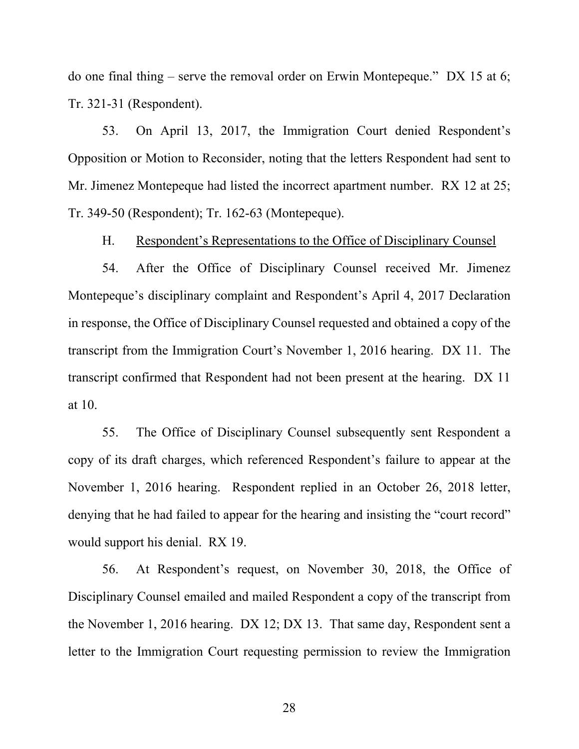do one final thing – serve the removal order on Erwin Montepeque." DX 15 at 6; Tr. 321-31 (Respondent).

53. On April 13, 2017, the Immigration Court denied Respondent's Opposition or Motion to Reconsider, noting that the letters Respondent had sent to Mr. Jimenez Montepeque had listed the incorrect apartment number. RX 12 at 25; Tr. 349-50 (Respondent); Tr. 162-63 (Montepeque).

H. <u>Respondent's Representations to the Office of Disciplinary Counsel</u>

54. After the Office of Disciplinary Counsel received Mr. Jimenez Montepeque's disciplinary complaint and Respondent's April 4, 2017 Declaration in response, the Office of Disciplinary Counsel requested and obtained a copy of the transcript from the Immigration Court's November 1, 2016 hearing. DX 11. The transcript confirmed that Respondent had not been present at the hearing. DX 11 at 10.

55. The Office of Disciplinary Counsel subsequently sent Respondent a copy of its draft charges, which referenced Respondent's failure to appear at the November 1, 2016 hearing. Respondent replied in an October 26, 2018 letter, denying that he had failed to appear for the hearing and insisting the "court record" would support his denial. RX 19.

56. At Respondent's request, on November 30, 2018, the Office of Disciplinary Counsel emailed and mailed Respondent a copy of the transcript from the November 1, 2016 hearing. DX 12; DX 13. That same day, Respondent sent a letter to the Immigration Court requesting permission to review the Immigration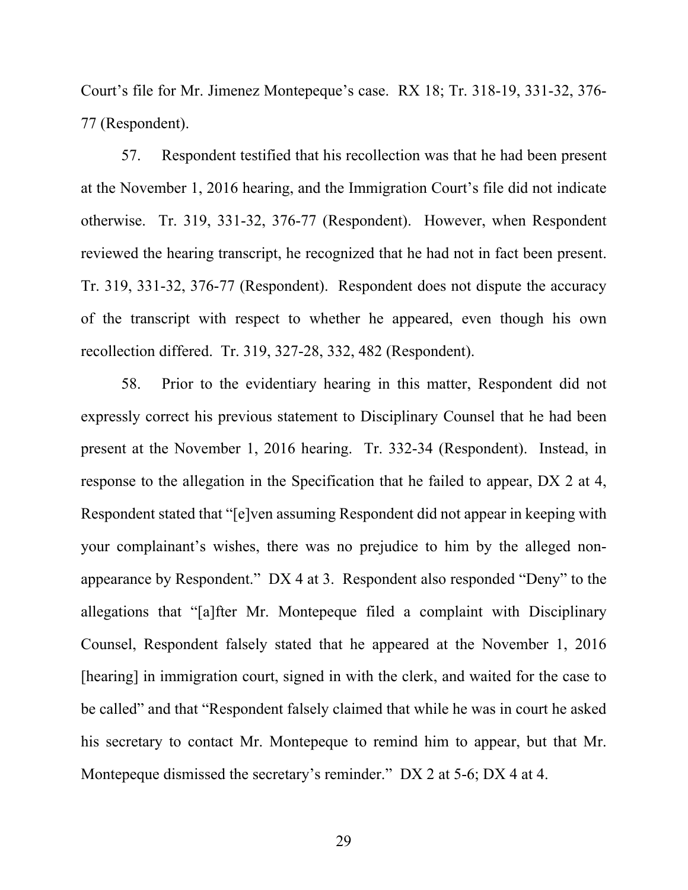Court's file for Mr. Jimenez Montepeque's case. RX 18; Tr. 318-19, 331-32, 376-77 (Respondent).

57. Respondent testified that his recollection was that he had been present at the November 1, 2016 hearing, and the Immigration Court's file did not indicate otherwise. Tr. 319, 331-32, 376-77 (Respondent). However, when Respondent reviewed the hearing transcript, he recognized that he had not in fact been present. Tr. 319, 331-32, 376-77 (Respondent). Respondent does not dispute the accuracy of the transcript with respect to whether he appeared, even though his own recollection differed. Tr. 319, 327-28, 332, 482 (Respondent).

58. Prior to the evidentiary hearing in this matter, Respondent did not expressly correct his previous statement to Disciplinary Counsel that he had been present at the November 1, 2016 hearing. Tr. 332-34 (Respondent). Instead, in response to the allegation in the Specification that he failed to appear, DX 2 at 4, Respondent stated that "[e]ven assuming Respondent did not appear in keeping with your complainant's wishes, there was no prejudice to him by the alleged non-appearance by Respondent." DX 4 at 3. Respondent also responded "Deny" to the allegations that "[a]fter Mr. Montepeque filed a complaint with Disciplinary Counsel, Respondent falsely stated that he appeared at the November 1, 2016 [hearing] in immigration court, signed in with the clerk, and waited for the case to be called" and that "Respondent falsely claimed that while he was in court he asked his secretary to contact Mr. Montepeque to remind him to appear, but that Mr. Montepeque dismissed the secretary's reminder." DX 2 at 5-6; DX 4 at 4.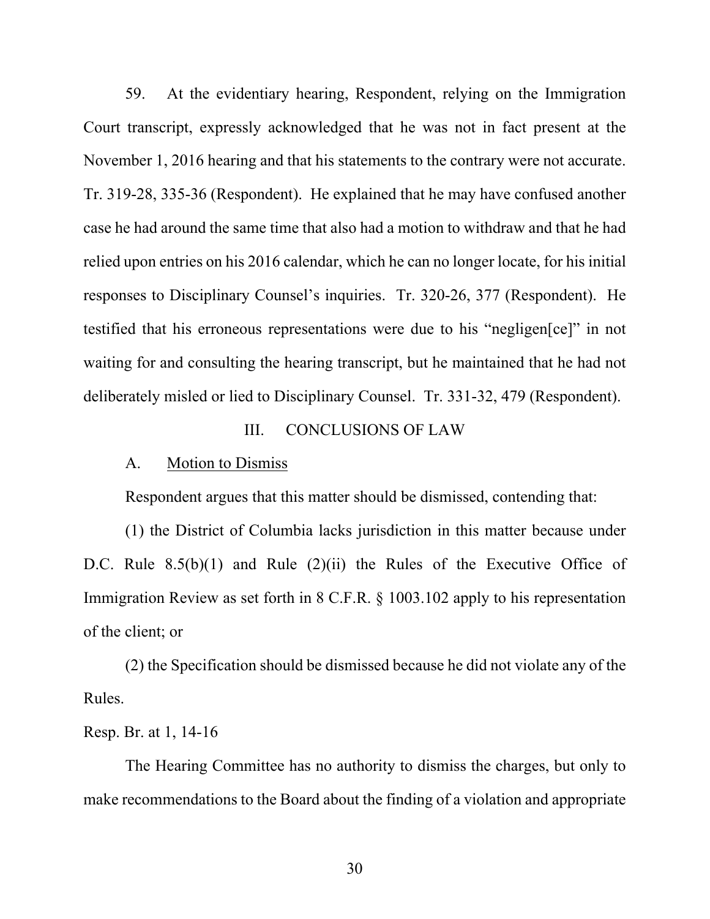59. At the evidentiary hearing, Respondent, relying on the Immigration Court transcript, expressly acknowledged that he was not in fact present at the November 1, 2016 hearing and that his statements to the contrary were not accurate. Tr. 319-28, 335-36 (Respondent). He explained that he may have confused another case he had around the same time that also had a motion to withdraw and that he had relied upon entries on his 2016 calendar, which he can no longer locate, for his initial responses to Disciplinary Counsel's inquiries. Tr. 320-26, 377 (Respondent). He testified that his erroneous representations were due to his "negligen[ce]" in not waiting for and consulting the hearing transcript, but he maintained that he had not deliberately misled or lied to Disciplinary Counsel. Tr. 331-32, 479 (Respondent).

## III. CONCLUSIONS OF LAW

### A. Motion to Dismiss

Respondent argues that this matter should be dismissed, contending that:

(1) the District of Columbia lacks jurisdiction in this matter because under D.C. Rule 8.5(b)(1) and Rule (2)(ii) the Rules of the Executive Office of Immigration Review as set forth in 8 C.F.R. § 1003.102 apply to his representation of the client; or

(2) the Specification should be dismissed because he did not violate any of the Rules.

Resp. Br. at 1, 14-16

The Hearing Committee has no authority to dismiss the charges, but only to make recommendations to the Board about the finding of a violation and appropriate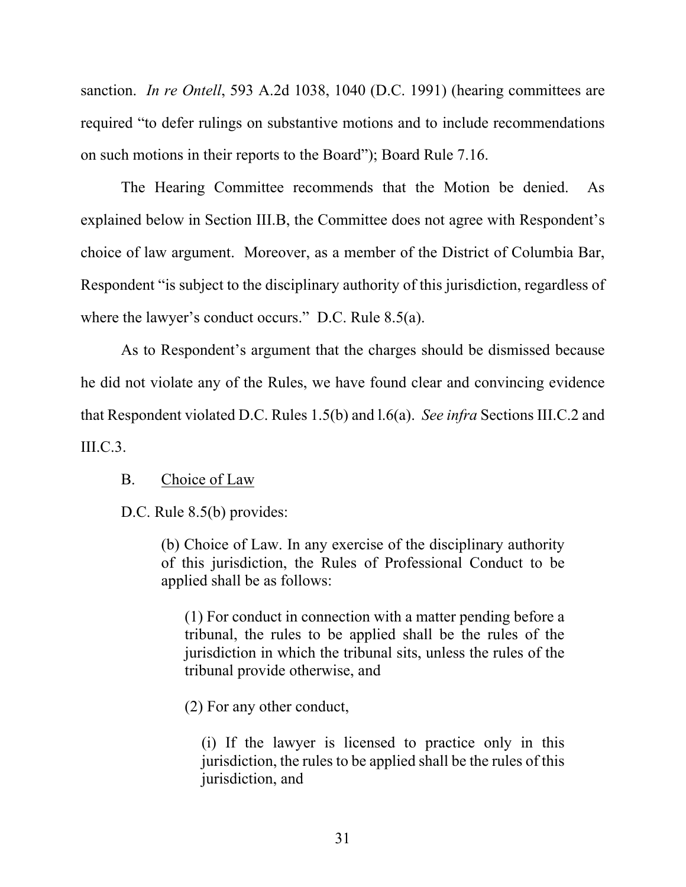sanction. *In re Ontell*, 593 A.2d 1038, 1040 (D.C. 1991) (hearing committees are required "to defer rulings on substantive motions and to include recommendations on such motions in their reports to the Board"); Board Rule 7.16.

The Hearing Committee recommends that the Motion be denied. As explained below in Section III.B, the Committee does not agree with Respondent's choice of law argument. Moreover, as a member of the District of Columbia Bar, Respondent "is subject to the disciplinary authority of this jurisdiction, regardless of where the lawyer's conduct occurs." D.C. Rule 8.5(a).

As to Respondent's argument that the charges should be dismissed because he did not violate any of the Rules, we have found clear and convincing evidence that Respondent violated D.C. Rules 1.5(b) and l.6(a). *See infra* Sections III.C.2 and III.C.3.

B. Choice of Law

D.C. Rule 8.5(b) provides:

> (b) Choice of Law. In any exercise of the disciplinary authority of this jurisdiction, the Rules of Professional Conduct to be applied shall be as follows:
>
> (1) For conduct in connection with a matter pending before a tribunal, the rules to be applied shall be the rules of the jurisdiction in which the tribunal sits, unless the rules of the tribunal provide otherwise, and
>
> (2) For any other conduct,
>
> (i) If the lawyer is licensed to practice only in this jurisdiction, the rules to be applied shall be the rules of this jurisdiction, and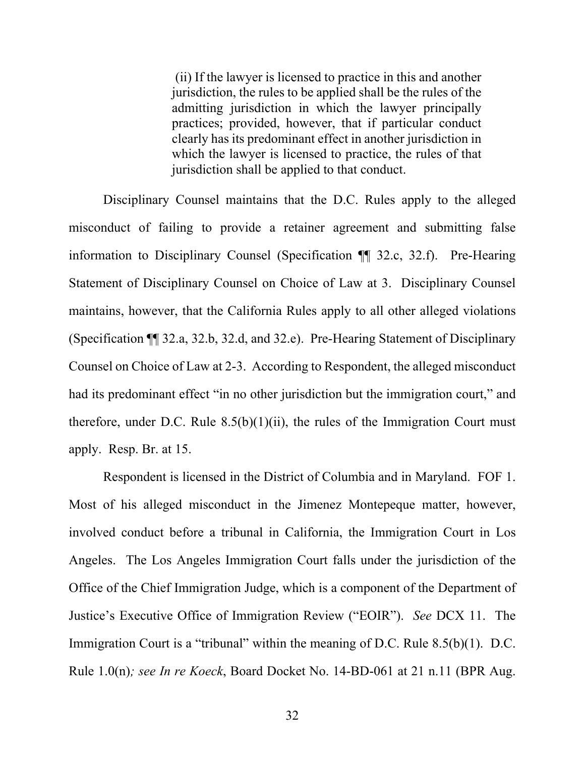> (ii) If the lawyer is licensed to practice in this and another jurisdiction, the rules to be applied shall be the rules of the admitting jurisdiction in which the lawyer principally practices; provided, however, that if particular conduct clearly has its predominant effect in another jurisdiction in which the lawyer is licensed to practice, the rules of that jurisdiction shall be applied to that conduct.

Disciplinary Counsel maintains that the D.C. Rules apply to the alleged misconduct of failing to provide a retainer agreement and submitting false information to Disciplinary Counsel (Specification ¶¶ 32.c, 32.f). Pre-Hearing Statement of Disciplinary Counsel on Choice of Law at 3. Disciplinary Counsel maintains, however, that the California Rules apply to all other alleged violations (Specification ¶¶ 32.a, 32.b, 32.d, and 32.e). Pre-Hearing Statement of Disciplinary Counsel on Choice of Law at 2-3. According to Respondent, the alleged misconduct had its predominant effect "in no other jurisdiction but the immigration court," and therefore, under D.C. Rule 8.5(b)(1)(ii), the rules of the Immigration Court must apply. Resp. Br. at 15.

Respondent is licensed in the District of Columbia and in Maryland. FOF 1. Most of his alleged misconduct in the Jimenez Montepeque matter, however, involved conduct before a tribunal in California, the Immigration Court in Los Angeles. The Los Angeles Immigration Court falls under the jurisdiction of the Office of the Chief Immigration Judge, which is a component of the Department of Justice's Executive Office of Immigration Review ("EOIR"). *See* DCX 11. The Immigration Court is a "tribunal" within the meaning of D.C. Rule 8.5(b)(1). D.C. Rule 1.0(n)*; see In re Koeck*, Board Docket No. 14-BD-061 at 21 n.11 (BPR Aug.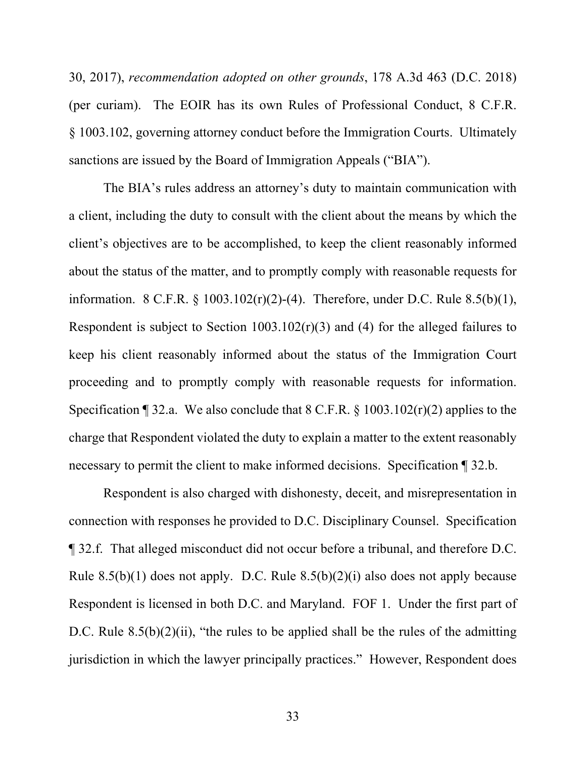30, 2017), *recommendation adopted on other grounds*, 178 A.3d 463 (D.C. 2018) (per curiam). The EOIR has its own Rules of Professional Conduct, 8 C.F.R. § 1003.102, governing attorney conduct before the Immigration Courts. Ultimately sanctions are issued by the Board of Immigration Appeals ("BIA").

The BIA's rules address an attorney's duty to maintain communication with a client, including the duty to consult with the client about the means by which the client's objectives are to be accomplished, to keep the client reasonably informed about the status of the matter, and to promptly comply with reasonable requests for information. 8 C.F.R. § 1003.102(r)(2)-(4). Therefore, under D.C. Rule 8.5(b)(1), Respondent is subject to Section 1003.102(r)(3) and (4) for the alleged failures to keep his client reasonably informed about the status of the Immigration Court proceeding and to promptly comply with reasonable requests for information. Specification ¶ 32.a. We also conclude that 8 C.F.R. § 1003.102(r)(2) applies to the charge that Respondent violated the duty to explain a matter to the extent reasonably necessary to permit the client to make informed decisions. Specification ¶ 32.b.

Respondent is also charged with dishonesty, deceit, and misrepresentation in connection with responses he provided to D.C. Disciplinary Counsel. Specification ¶ 32.f. That alleged misconduct did not occur before a tribunal, and therefore D.C. Rule 8.5(b)(1) does not apply. D.C. Rule 8.5(b)(2)(i) also does not apply because Respondent is licensed in both D.C. and Maryland. FOF 1. Under the first part of D.C. Rule 8.5(b)(2)(ii), "the rules to be applied shall be the rules of the admitting jurisdiction in which the lawyer principally practices." However, Respondent does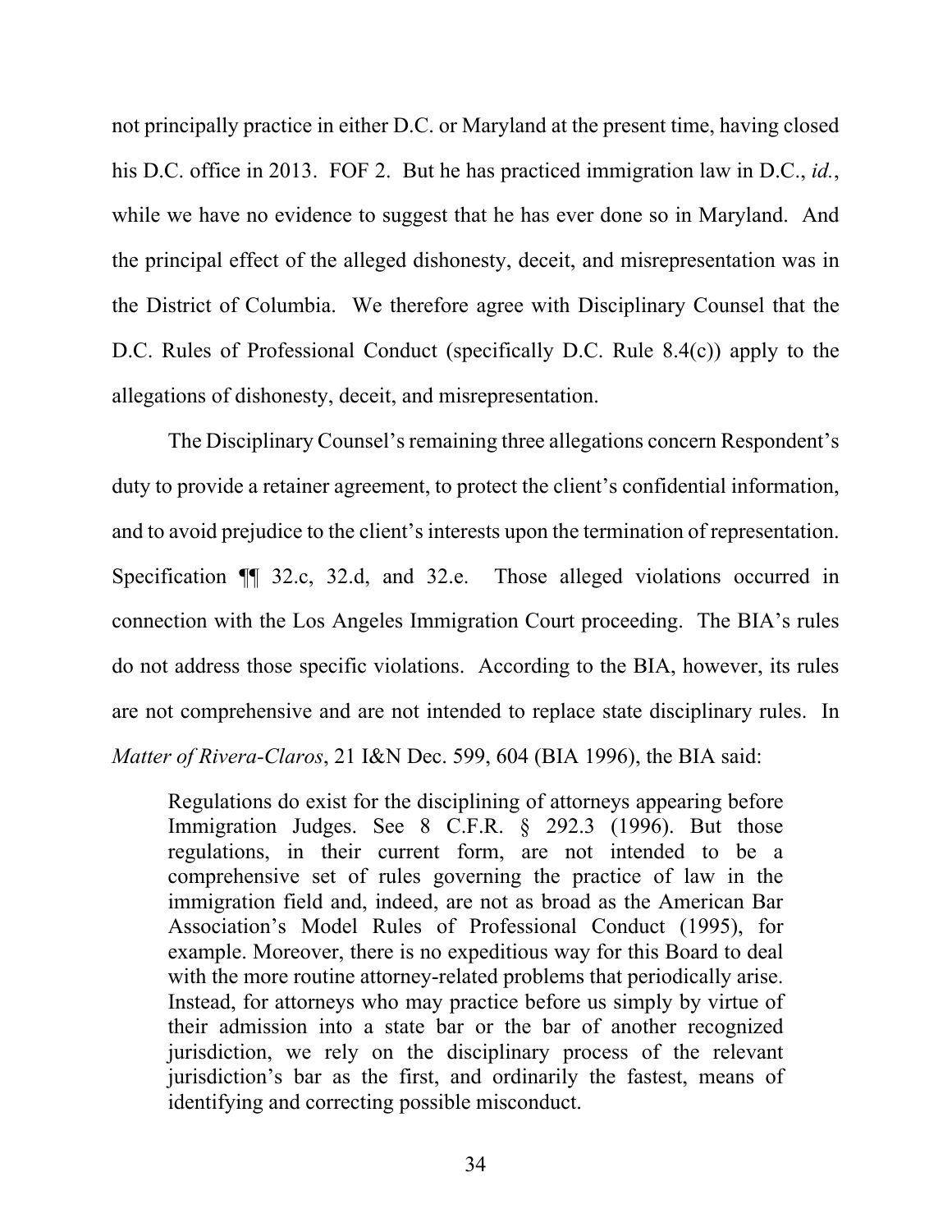not principally practice in either D.C. or Maryland at the present time, having closed his D.C. office in 2013. FOF 2. But he has practiced immigration law in D.C., *id.*, while we have no evidence to suggest that he has ever done so in Maryland. And the principal effect of the alleged dishonesty, deceit, and misrepresentation was in the District of Columbia. We therefore agree with Disciplinary Counsel that the D.C. Rules of Professional Conduct (specifically D.C. Rule 8.4(c)) apply to the allegations of dishonesty, deceit, and misrepresentation.

The Disciplinary Counsel's remaining three allegations concern Respondent's duty to provide a retainer agreement, to protect the client's confidential information, and to avoid prejudice to the client's interests upon the termination of representation. Specification ¶¶ 32.c, 32.d, and 32.e. Those alleged violations occurred in connection with the Los Angeles Immigration Court proceeding. The BIA's rules do not address those specific violations. According to the BIA, however, its rules are not comprehensive and are not intended to replace state disciplinary rules. In *Matter of Rivera-Claros*, 21 I&N Dec. 599, 604 (BIA 1996), the BIA said:

> Regulations do exist for the disciplining of attorneys appearing before Immigration Judges. See 8 C.F.R. § 292.3 (1996). But those regulations, in their current form, are not intended to be a comprehensive set of rules governing the practice of law in the immigration field and, indeed, are not as broad as the American Bar Association's Model Rules of Professional Conduct (1995), for example. Moreover, there is no expeditious way for this Board to deal with the more routine attorney-related problems that periodically arise. Instead, for attorneys who may practice before us simply by virtue of their admission into a state bar or the bar of another recognized jurisdiction, we rely on the disciplinary process of the relevant jurisdiction's bar as the first, and ordinarily the fastest, means of identifying and correcting possible misconduct.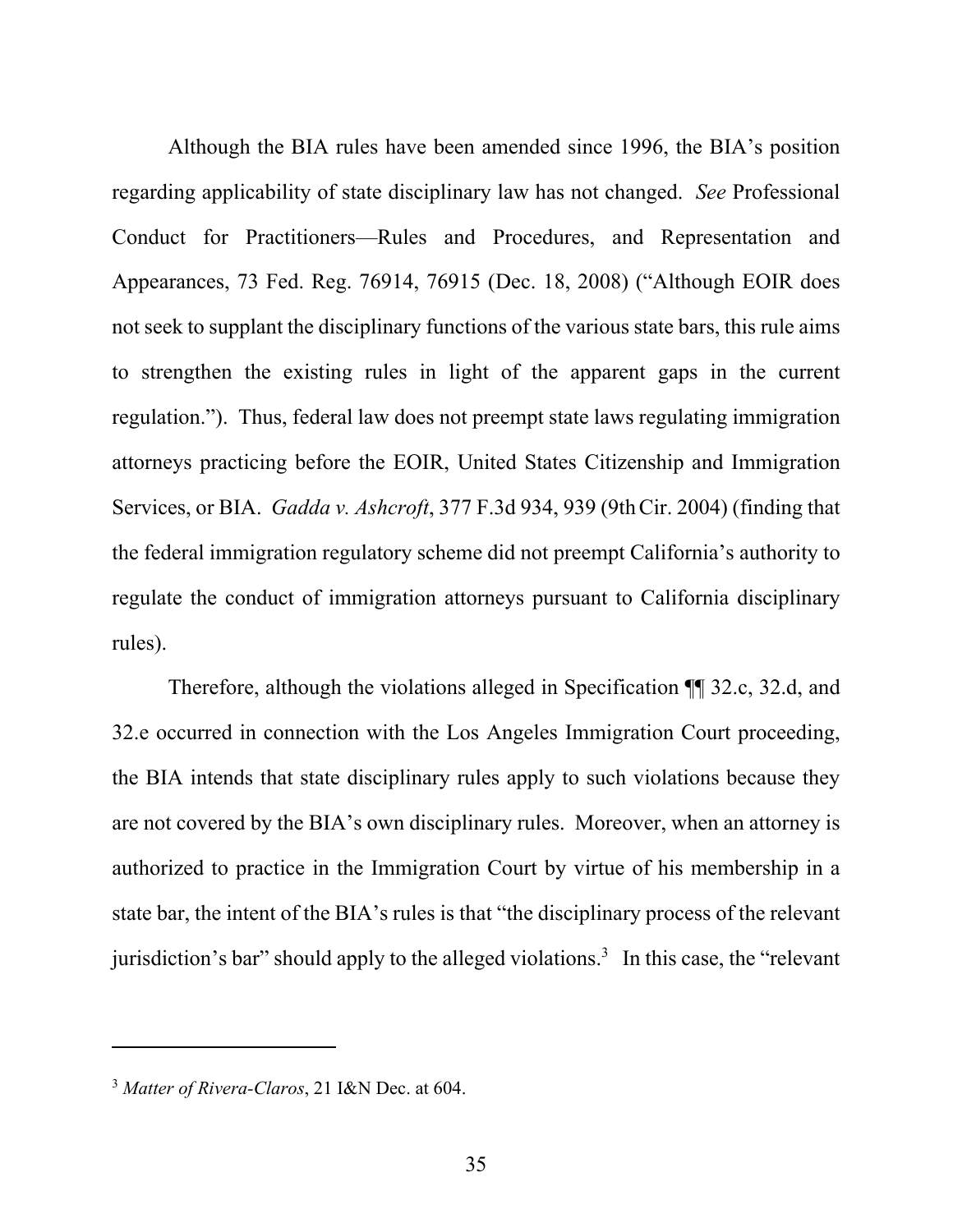Although the BIA rules have been amended since 1996, the BIA's position regarding applicability of state disciplinary law has not changed. *See* Professional Conduct for Practitioners—Rules and Procedures, and Representation and Appearances, 73 Fed. Reg. 76914, 76915 (Dec. 18, 2008) ("Although EOIR does not seek to supplant the disciplinary functions of the various state bars, this rule aims to strengthen the existing rules in light of the apparent gaps in the current regulation."). Thus, federal law does not preempt state laws regulating immigration attorneys practicing before the EOIR, United States Citizenship and Immigration Services, or BIA. *Gadda v. Ashcroft*, 377 F.3d 934, 939 (9th Cir. 2004) (finding that the federal immigration regulatory scheme did not preempt California's authority to regulate the conduct of immigration attorneys pursuant to California disciplinary rules).

Therefore, although the violations alleged in Specification ¶¶ 32.c, 32.d, and 32.e occurred in connection with the Los Angeles Immigration Court proceeding, the BIA intends that state disciplinary rules apply to such violations because they are not covered by the BIA's own disciplinary rules. Moreover, when an attorney is authorized to practice in the Immigration Court by virtue of his membership in a state bar, the intent of the BIA's rules is that "the disciplinary process of the relevant jurisdiction's bar" should apply to the alleged violations.[3] In this case, the "relevant

---

[3] *Matter of Rivera-Claros*, 21 I&N Dec. at 604.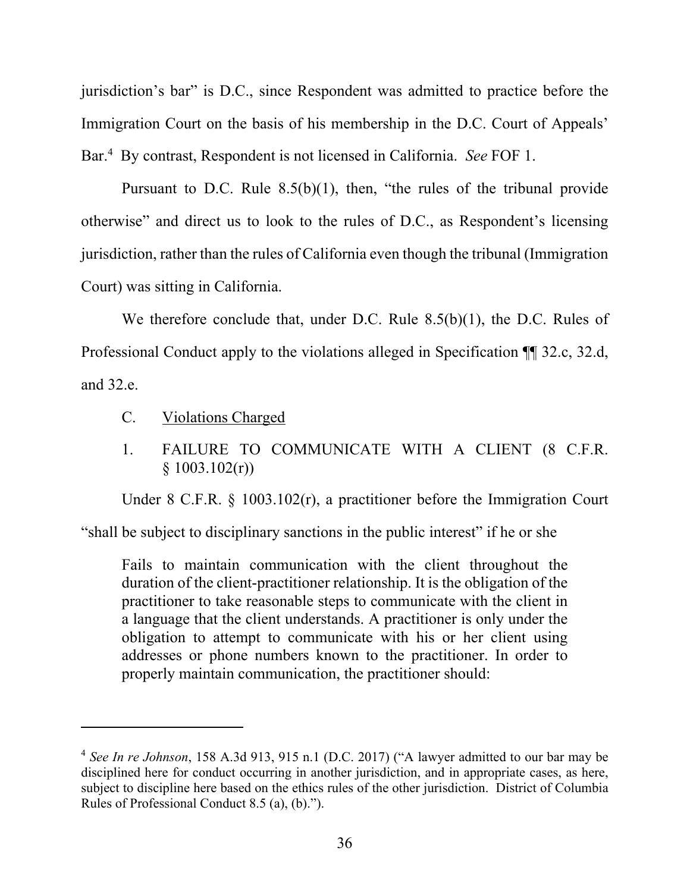jurisdiction's bar" is D.C., since Respondent was admitted to practice before the Immigration Court on the basis of his membership in the D.C. Court of Appeals' Bar.[4] By contrast, Respondent is not licensed in California. *See* FOF 1.

Pursuant to D.C. Rule 8.5(b)(1), then, "the rules of the tribunal provide otherwise" and direct us to look to the rules of D.C., as Respondent's licensing jurisdiction, rather than the rules of California even though the tribunal (Immigration Court) was sitting in California.

We therefore conclude that, under D.C. Rule 8.5(b)(1), the D.C. Rules of Professional Conduct apply to the violations alleged in Specification ¶¶ 32.c, 32.d, and 32.e.

C. Violations Charged

1. FAILURE TO COMMUNICATE WITH A CLIENT (8 C.F.R. § 1003.102(r))

Under 8 C.F.R. § 1003.102(r), a practitioner before the Immigration Court "shall be subject to disciplinary sanctions in the public interest" if he or she

> Fails to maintain communication with the client throughout the duration of the client-practitioner relationship. It is the obligation of the practitioner to take reasonable steps to communicate with the client in a language that the client understands. A practitioner is only under the obligation to attempt to communicate with his or her client using addresses or phone numbers known to the practitioner. In order to properly maintain communication, the practitioner should:

[4] *See In re Johnson*, 158 A.3d 913, 915 n.1 (D.C. 2017) ("A lawyer admitted to our bar may be disciplined here for conduct occurring in another jurisdiction, and in appropriate cases, as here, subject to discipline here based on the ethics rules of the other jurisdiction. District of Columbia Rules of Professional Conduct 8.5 (a), (b).").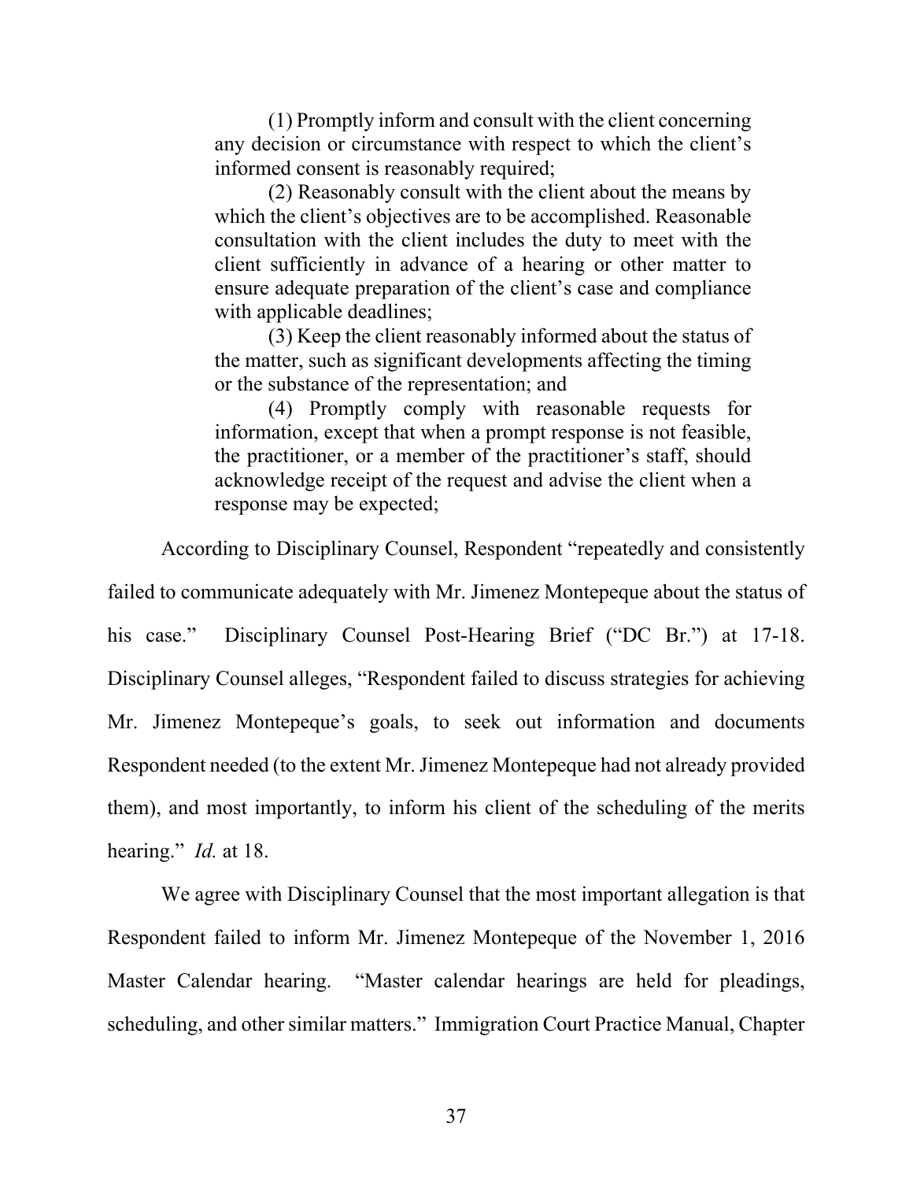> (1) Promptly inform and consult with the client concerning any decision or circumstance with respect to which the client's informed consent is reasonably required;
>
> (2) Reasonably consult with the client about the means by which the client's objectives are to be accomplished. Reasonable consultation with the client includes the duty to meet with the client sufficiently in advance of a hearing or other matter to ensure adequate preparation of the client's case and compliance with applicable deadlines;
>
> (3) Keep the client reasonably informed about the status of the matter, such as significant developments affecting the timing or the substance of the representation; and
>
> (4) Promptly comply with reasonable requests for information, except that when a prompt response is not feasible, the practitioner, or a member of the practitioner's staff, should acknowledge receipt of the request and advise the client when a response may be expected;

According to Disciplinary Counsel, Respondent "repeatedly and consistently failed to communicate adequately with Mr. Jimenez Montepeque about the status of his case." Disciplinary Counsel Post-Hearing Brief ("DC Br.") at 17-18. Disciplinary Counsel alleges, "Respondent failed to discuss strategies for achieving Mr. Jimenez Montepeque's goals, to seek out information and documents Respondent needed (to the extent Mr. Jimenez Montepeque had not already provided them), and most importantly, to inform his client of the scheduling of the merits hearing." *Id.* at 18.

We agree with Disciplinary Counsel that the most important allegation is that Respondent failed to inform Mr. Jimenez Montepeque of the November 1, 2016 Master Calendar hearing. "Master calendar hearings are held for pleadings, scheduling, and other similar matters." Immigration Court Practice Manual, Chapter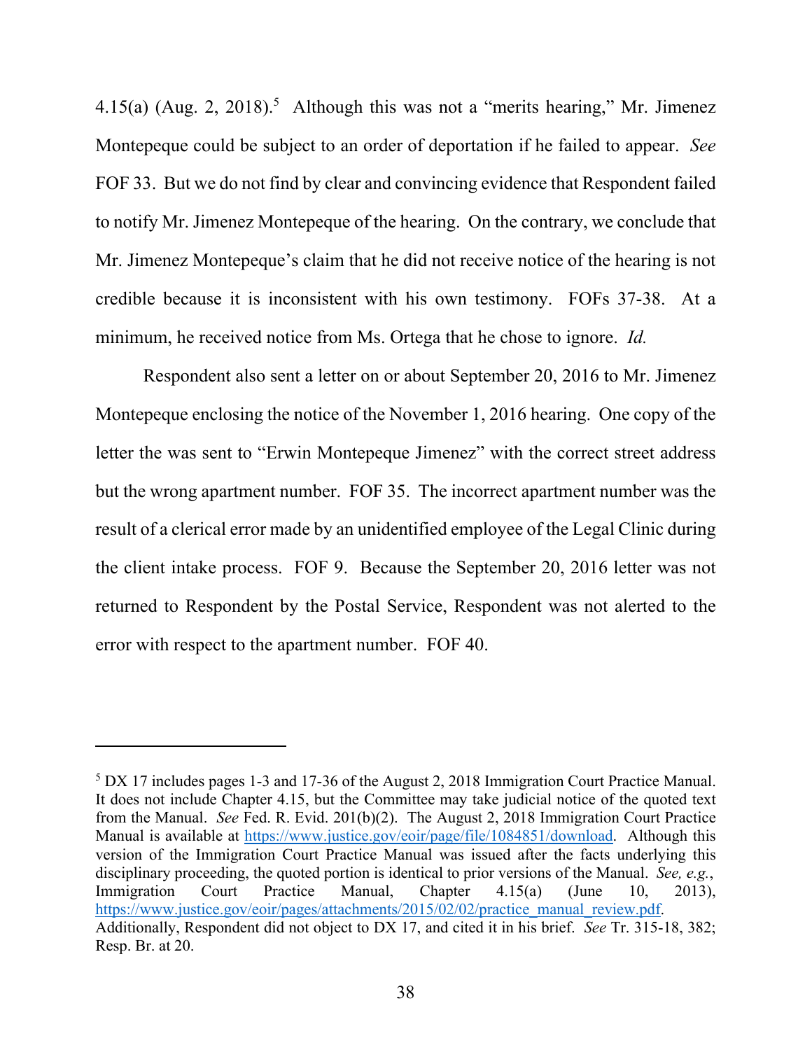4.15(a) (Aug. 2, 2018).[5] Although this was not a "merits hearing," Mr. Jimenez Montepeque could be subject to an order of deportation if he failed to appear. *See* FOF 33. But we do not find by clear and convincing evidence that Respondent failed to notify Mr. Jimenez Montepeque of the hearing. On the contrary, we conclude that Mr. Jimenez Montepeque's claim that he did not receive notice of the hearing is not credible because it is inconsistent with his own testimony. FOFs 37-38. At a minimum, he received notice from Ms. Ortega that he chose to ignore. *Id.*

Respondent also sent a letter on or about September 20, 2016 to Mr. Jimenez Montepeque enclosing the notice of the November 1, 2016 hearing. One copy of the letter the was sent to "Erwin Montepeque Jimenez" with the correct street address but the wrong apartment number. FOF 35. The incorrect apartment number was the result of a clerical error made by an unidentified employee of the Legal Clinic during the client intake process. FOF 9. Because the September 20, 2016 letter was not returned to Respondent by the Postal Service, Respondent was not alerted to the error with respect to the apartment number. FOF 40.

---

[5] DX 17 includes pages 1-3 and 17-36 of the August 2, 2018 Immigration Court Practice Manual. It does not include Chapter 4.15, but the Committee may take judicial notice of the quoted text from the Manual. *See* Fed. R. Evid. 201(b)(2). The August 2, 2018 Immigration Court Practice Manual is available at https://www.justice.gov/eoir/page/file/1084851/download. Although this version of the Immigration Court Practice Manual was issued after the facts underlying this disciplinary proceeding, the quoted portion is identical to prior versions of the Manual. *See, e.g.*, Immigration Court Practice Manual, Chapter 4.15(a) (June 10, 2013), https://www.justice.gov/eoir/pages/attachments/2015/02/02/practice_manual_review.pdf. Additionally, Respondent did not object to DX 17, and cited it in his brief. *See* Tr. 315-18, 382; Resp. Br. at 20.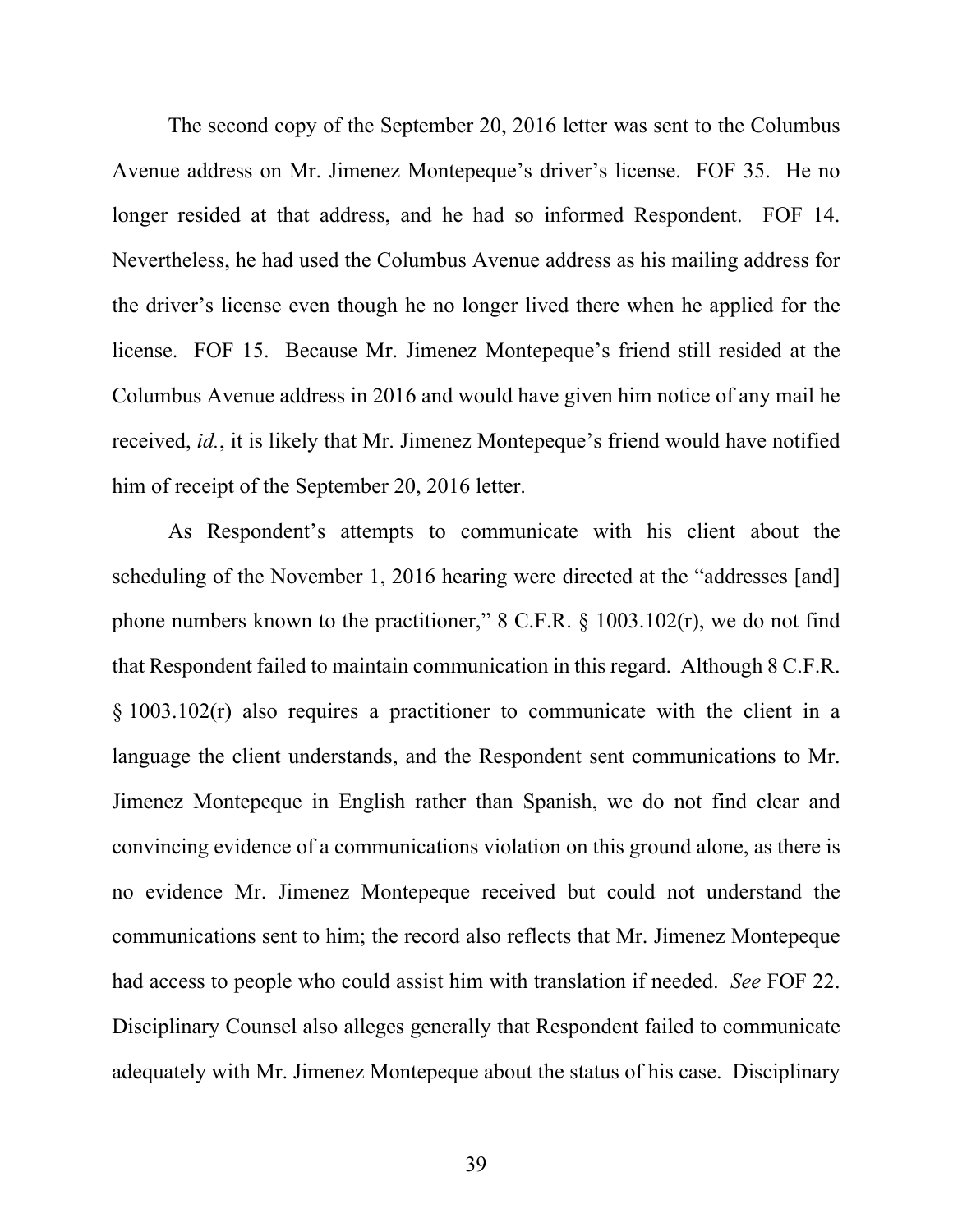The second copy of the September 20, 2016 letter was sent to the Columbus Avenue address on Mr. Jimenez Montepeque's driver's license. FOF 35. He no longer resided at that address, and he had so informed Respondent. FOF 14. Nevertheless, he had used the Columbus Avenue address as his mailing address for the driver's license even though he no longer lived there when he applied for the license. FOF 15. Because Mr. Jimenez Montepeque's friend still resided at the Columbus Avenue address in 2016 and would have given him notice of any mail he received, *id.*, it is likely that Mr. Jimenez Montepeque's friend would have notified him of receipt of the September 20, 2016 letter.

As Respondent's attempts to communicate with his client about the scheduling of the November 1, 2016 hearing were directed at the "addresses [and] phone numbers known to the practitioner," 8 C.F.R. § 1003.102(r), we do not find that Respondent failed to maintain communication in this regard. Although 8 C.F.R. § 1003.102(r) also requires a practitioner to communicate with the client in a language the client understands, and the Respondent sent communications to Mr. Jimenez Montepeque in English rather than Spanish, we do not find clear and convincing evidence of a communications violation on this ground alone, as there is no evidence Mr. Jimenez Montepeque received but could not understand the communications sent to him; the record also reflects that Mr. Jimenez Montepeque had access to people who could assist him with translation if needed. *See* FOF 22. Disciplinary Counsel also alleges generally that Respondent failed to communicate adequately with Mr. Jimenez Montepeque about the status of his case. Disciplinary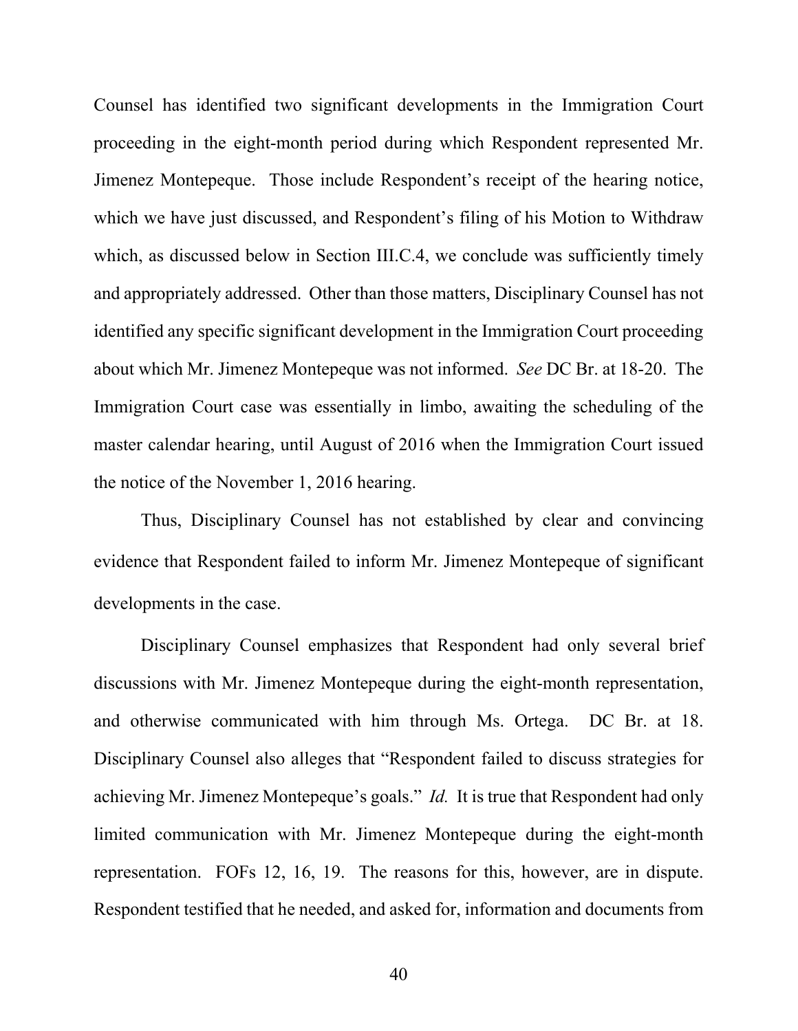Counsel has identified two significant developments in the Immigration Court proceeding in the eight-month period during which Respondent represented Mr. Jimenez Montepeque. Those include Respondent's receipt of the hearing notice, which we have just discussed, and Respondent's filing of his Motion to Withdraw which, as discussed below in Section III.C.4, we conclude was sufficiently timely and appropriately addressed. Other than those matters, Disciplinary Counsel has not identified any specific significant development in the Immigration Court proceeding about which Mr. Jimenez Montepeque was not informed. *See* DC Br. at 18-20. The Immigration Court case was essentially in limbo, awaiting the scheduling of the master calendar hearing, until August of 2016 when the Immigration Court issued the notice of the November 1, 2016 hearing.

Thus, Disciplinary Counsel has not established by clear and convincing evidence that Respondent failed to inform Mr. Jimenez Montepeque of significant developments in the case.

Disciplinary Counsel emphasizes that Respondent had only several brief discussions with Mr. Jimenez Montepeque during the eight-month representation, and otherwise communicated with him through Ms. Ortega. DC Br. at 18. Disciplinary Counsel also alleges that "Respondent failed to discuss strategies for achieving Mr. Jimenez Montepeque's goals." *Id.* It is true that Respondent had only limited communication with Mr. Jimenez Montepeque during the eight-month representation. FOFs 12, 16, 19. The reasons for this, however, are in dispute. Respondent testified that he needed, and asked for, information and documents from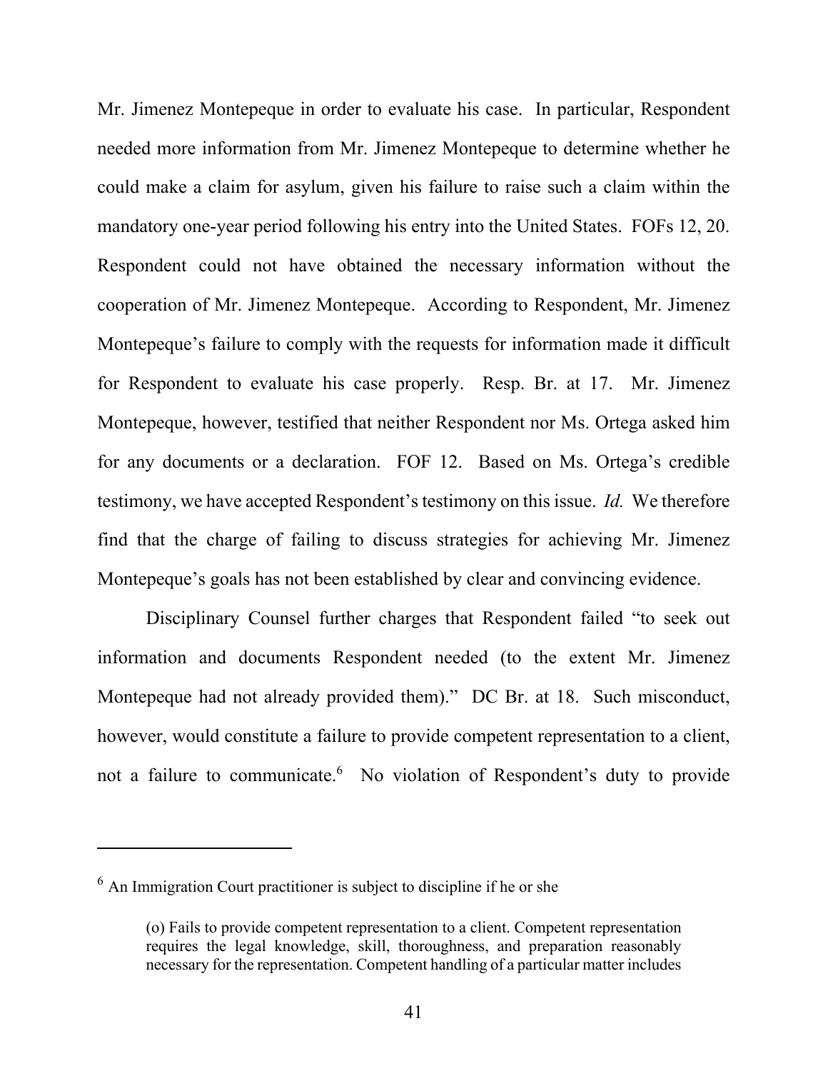Mr. Jimenez Montepeque in order to evaluate his case. In particular, Respondent needed more information from Mr. Jimenez Montepeque to determine whether he could make a claim for asylum, given his failure to raise such a claim within the mandatory one-year period following his entry into the United States. FOFs 12, 20. Respondent could not have obtained the necessary information without the cooperation of Mr. Jimenez Montepeque. According to Respondent, Mr. Jimenez Montepeque's failure to comply with the requests for information made it difficult for Respondent to evaluate his case properly. Resp. Br. at 17. Mr. Jimenez Montepeque, however, testified that neither Respondent nor Ms. Ortega asked him for any documents or a declaration. FOF 12. Based on Ms. Ortega's credible testimony, we have accepted Respondent's testimony on this issue. *Id.* We therefore find that the charge of failing to discuss strategies for achieving Mr. Jimenez Montepeque's goals has not been established by clear and convincing evidence.

Disciplinary Counsel further charges that Respondent failed "to seek out information and documents Respondent needed (to the extent Mr. Jimenez Montepeque had not already provided them)." DC Br. at 18. Such misconduct, however, would constitute a failure to provide competent representation to a client, not a failure to communicate.[6] No violation of Respondent's duty to provide

---

[6] An Immigration Court practitioner is subject to discipline if he or she

> (o) Fails to provide competent representation to a client. Competent representation requires the legal knowledge, skill, thoroughness, and preparation reasonably necessary for the representation. Competent handling of a particular matter includes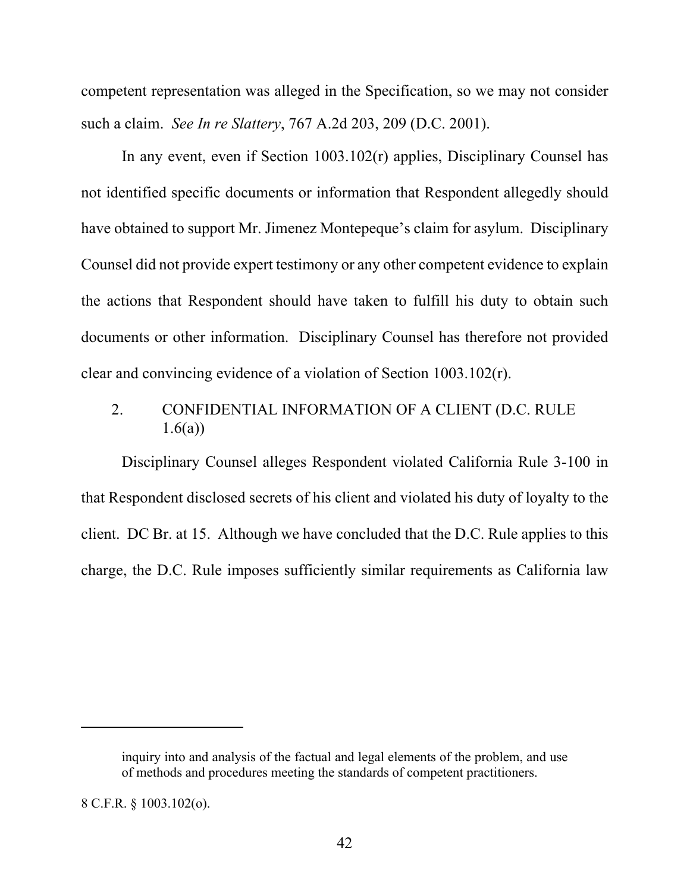competent representation was alleged in the Specification, so we may not consider such a claim. *See In re Slattery*, 767 A.2d 203, 209 (D.C. 2001).

In any event, even if Section 1003.102(r) applies, Disciplinary Counsel has not identified specific documents or information that Respondent allegedly should have obtained to support Mr. Jimenez Montepeque's claim for asylum. Disciplinary Counsel did not provide expert testimony or any other competent evidence to explain the actions that Respondent should have taken to fulfill his duty to obtain such documents or other information. Disciplinary Counsel has therefore not provided clear and convincing evidence of a violation of Section 1003.102(r).

### 2. CONFIDENTIAL INFORMATION OF A CLIENT (D.C. RULE 1.6(a))

Disciplinary Counsel alleges Respondent violated California Rule 3-100 in that Respondent disclosed secrets of his client and violated his duty of loyalty to the client. DC Br. at 15. Although we have concluded that the D.C. Rule applies to this charge, the D.C. Rule imposes sufficiently similar requirements as California law

---

> inquiry into and analysis of the factual and legal elements of the problem, and use of methods and procedures meeting the standards of competent practitioners.

8 C.F.R. § 1003.102(o).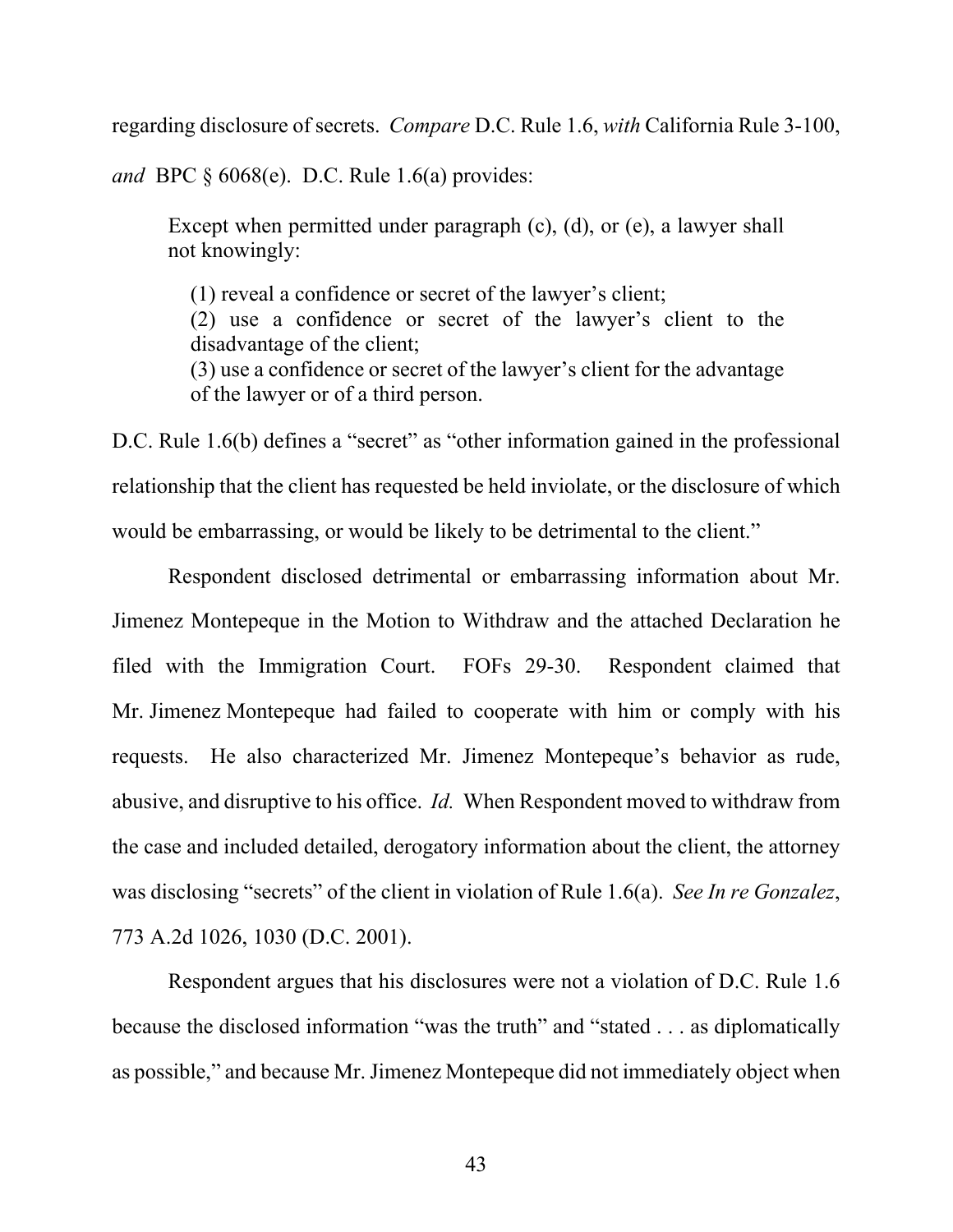regarding disclosure of secrets. *Compare* D.C. Rule 1.6, *with* California Rule 3-100, *and* BPC § 6068(e). D.C. Rule 1.6(a) provides:

> Except when permitted under paragraph (c), (d), or (e), a lawyer shall not knowingly:
>
> (1) reveal a confidence or secret of the lawyer's client;
> (2) use a confidence or secret of the lawyer's client to the disadvantage of the client;
> (3) use a confidence or secret of the lawyer's client for the advantage of the lawyer or of a third person.

D.C. Rule 1.6(b) defines a "secret" as "other information gained in the professional relationship that the client has requested be held inviolate, or the disclosure of which would be embarrassing, or would be likely to be detrimental to the client."

Respondent disclosed detrimental or embarrassing information about Mr. Jimenez Montepeque in the Motion to Withdraw and the attached Declaration he filed with the Immigration Court. FOFs 29-30. Respondent claimed that Mr. Jimenez Montepeque had failed to cooperate with him or comply with his requests. He also characterized Mr. Jimenez Montepeque's behavior as rude, abusive, and disruptive to his office. *Id.* When Respondent moved to withdraw from the case and included detailed, derogatory information about the client, the attorney was disclosing "secrets" of the client in violation of Rule 1.6(a). *See In re Gonzalez*, 773 A.2d 1026, 1030 (D.C. 2001).

Respondent argues that his disclosures were not a violation of D.C. Rule 1.6 because the disclosed information "was the truth" and "stated . . . as diplomatically as possible," and because Mr. Jimenez Montepeque did not immediately object when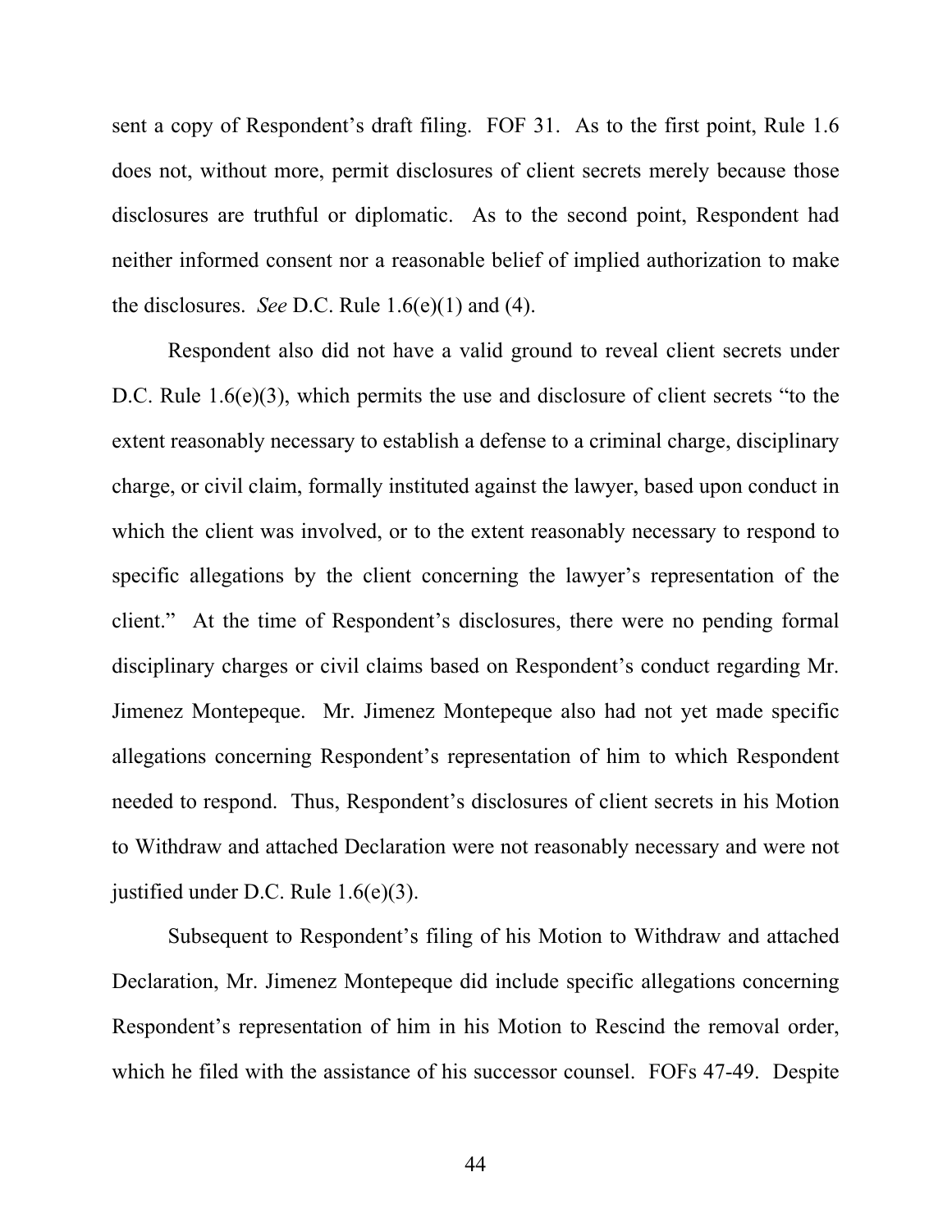sent a copy of Respondent's draft filing. FOF 31. As to the first point, Rule 1.6 does not, without more, permit disclosures of client secrets merely because those disclosures are truthful or diplomatic. As to the second point, Respondent had neither informed consent nor a reasonable belief of implied authorization to make the disclosures. *See* D.C. Rule 1.6(e)(1) and (4).

Respondent also did not have a valid ground to reveal client secrets under D.C. Rule 1.6(e)(3), which permits the use and disclosure of client secrets "to the extent reasonably necessary to establish a defense to a criminal charge, disciplinary charge, or civil claim, formally instituted against the lawyer, based upon conduct in which the client was involved, or to the extent reasonably necessary to respond to specific allegations by the client concerning the lawyer's representation of the client." At the time of Respondent's disclosures, there were no pending formal disciplinary charges or civil claims based on Respondent's conduct regarding Mr. Jimenez Montepeque. Mr. Jimenez Montepeque also had not yet made specific allegations concerning Respondent's representation of him to which Respondent needed to respond. Thus, Respondent's disclosures of client secrets in his Motion to Withdraw and attached Declaration were not reasonably necessary and were not justified under D.C. Rule 1.6(e)(3).

Subsequent to Respondent's filing of his Motion to Withdraw and attached Declaration, Mr. Jimenez Montepeque did include specific allegations concerning Respondent's representation of him in his Motion to Rescind the removal order, which he filed with the assistance of his successor counsel. FOFs 47-49. Despite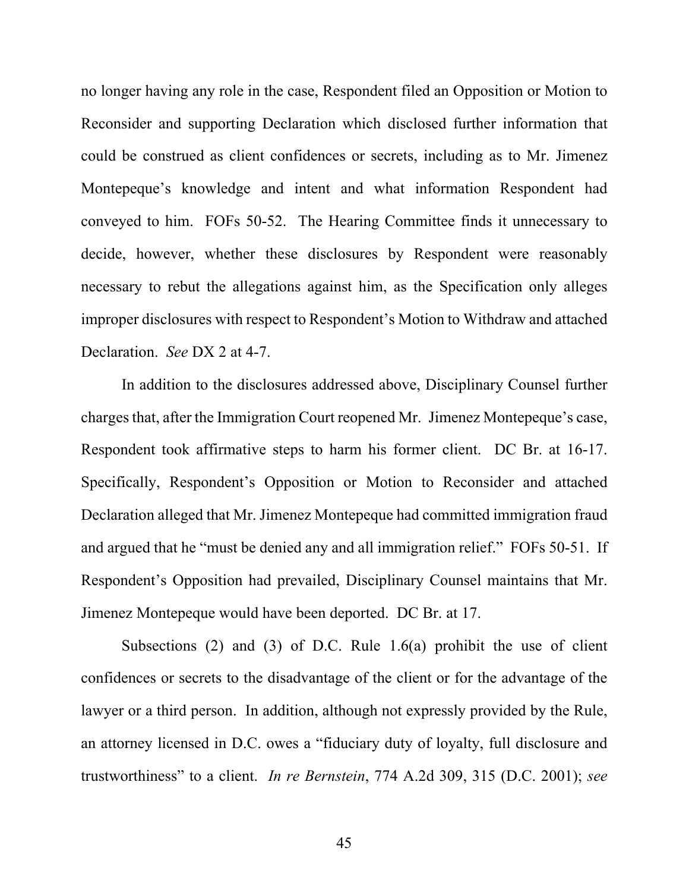no longer having any role in the case, Respondent filed an Opposition or Motion to Reconsider and supporting Declaration which disclosed further information that could be construed as client confidences or secrets, including as to Mr. Jimenez Montepeque's knowledge and intent and what information Respondent had conveyed to him. FOFs 50-52. The Hearing Committee finds it unnecessary to decide, however, whether these disclosures by Respondent were reasonably necessary to rebut the allegations against him, as the Specification only alleges improper disclosures with respect to Respondent's Motion to Withdraw and attached Declaration. *See* DX 2 at 4-7.

In addition to the disclosures addressed above, Disciplinary Counsel further charges that, after the Immigration Court reopened Mr. Jimenez Montepeque's case, Respondent took affirmative steps to harm his former client. DC Br. at 16-17. Specifically, Respondent's Opposition or Motion to Reconsider and attached Declaration alleged that Mr. Jimenez Montepeque had committed immigration fraud and argued that he "must be denied any and all immigration relief." FOFs 50-51. If Respondent's Opposition had prevailed, Disciplinary Counsel maintains that Mr. Jimenez Montepeque would have been deported. DC Br. at 17.

Subsections (2) and (3) of D.C. Rule 1.6(a) prohibit the use of client confidences or secrets to the disadvantage of the client or for the advantage of the lawyer or a third person. In addition, although not expressly provided by the Rule, an attorney licensed in D.C. owes a "fiduciary duty of loyalty, full disclosure and trustworthiness" to a client. *In re Bernstein*, 774 A.2d 309, 315 (D.C. 2001); *see*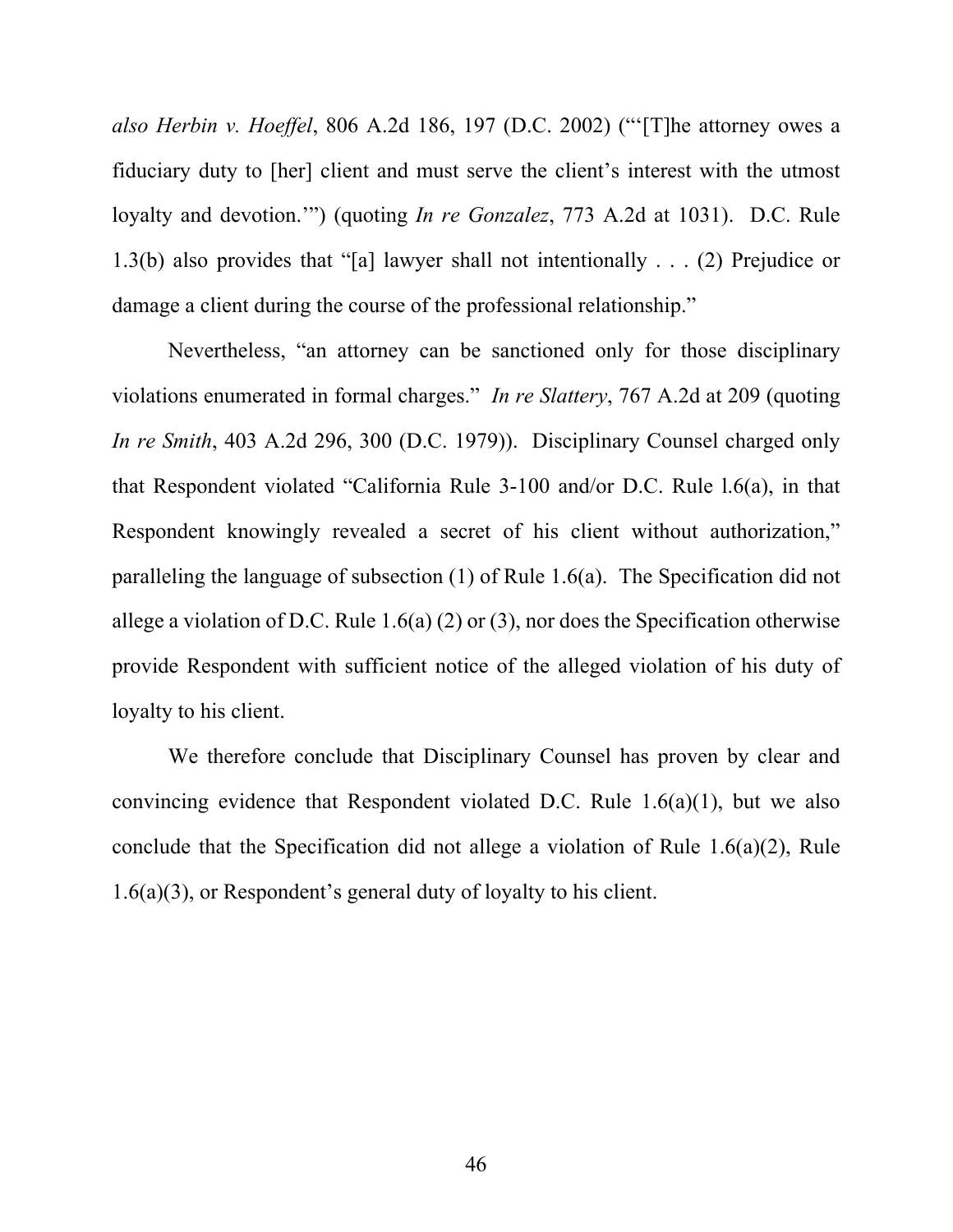*also Herbin v. Hoeffel*, 806 A.2d 186, 197 (D.C. 2002) ("'[T]he attorney owes a fiduciary duty to [her] client and must serve the client's interest with the utmost loyalty and devotion.'") (quoting *In re Gonzalez*, 773 A.2d at 1031). D.C. Rule 1.3(b) also provides that "[a] lawyer shall not intentionally . . . (2) Prejudice or damage a client during the course of the professional relationship."

Nevertheless, "an attorney can be sanctioned only for those disciplinary violations enumerated in formal charges." *In re Slattery*, 767 A.2d at 209 (quoting *In re Smith*, 403 A.2d 296, 300 (D.C. 1979)). Disciplinary Counsel charged only that Respondent violated "California Rule 3-100 and/or D.C. Rule l.6(a), in that Respondent knowingly revealed a secret of his client without authorization," paralleling the language of subsection (1) of Rule 1.6(a). The Specification did not allege a violation of D.C. Rule 1.6(a) (2) or (3), nor does the Specification otherwise provide Respondent with sufficient notice of the alleged violation of his duty of loyalty to his client.

We therefore conclude that Disciplinary Counsel has proven by clear and convincing evidence that Respondent violated D.C. Rule 1.6(a)(1), but we also conclude that the Specification did not allege a violation of Rule 1.6(a)(2), Rule 1.6(a)(3), or Respondent's general duty of loyalty to his client.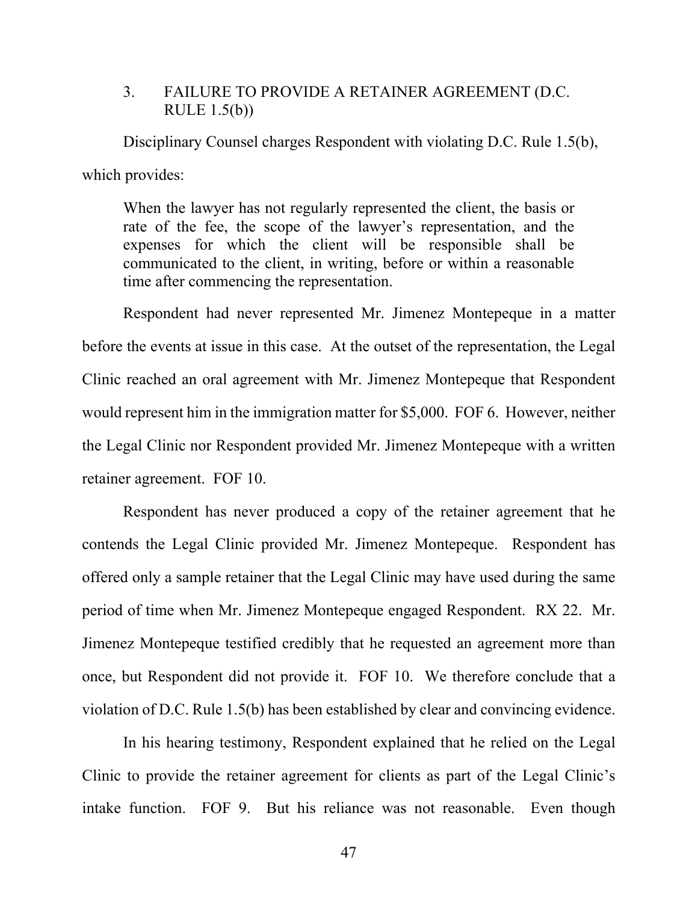### 3. FAILURE TO PROVIDE A RETAINER AGREEMENT (D.C. RULE 1.5(b))

Disciplinary Counsel charges Respondent with violating D.C. Rule 1.5(b), which provides:

> When the lawyer has not regularly represented the client, the basis or rate of the fee, the scope of the lawyer's representation, and the expenses for which the client will be responsible shall be communicated to the client, in writing, before or within a reasonable time after commencing the representation.

Respondent had never represented Mr. Jimenez Montepeque in a matter before the events at issue in this case. At the outset of the representation, the Legal Clinic reached an oral agreement with Mr. Jimenez Montepeque that Respondent would represent him in the immigration matter for $5,000. FOF 6. However, neither the Legal Clinic nor Respondent provided Mr. Jimenez Montepeque with a written retainer agreement. FOF 10.

Respondent has never produced a copy of the retainer agreement that he contends the Legal Clinic provided Mr. Jimenez Montepeque. Respondent has offered only a sample retainer that the Legal Clinic may have used during the same period of time when Mr. Jimenez Montepeque engaged Respondent. RX 22. Mr. Jimenez Montepeque testified credibly that he requested an agreement more than once, but Respondent did not provide it. FOF 10. We therefore conclude that a violation of D.C. Rule 1.5(b) has been established by clear and convincing evidence.

In his hearing testimony, Respondent explained that he relied on the Legal Clinic to provide the retainer agreement for clients as part of the Legal Clinic's intake function. FOF 9. But his reliance was not reasonable. Even though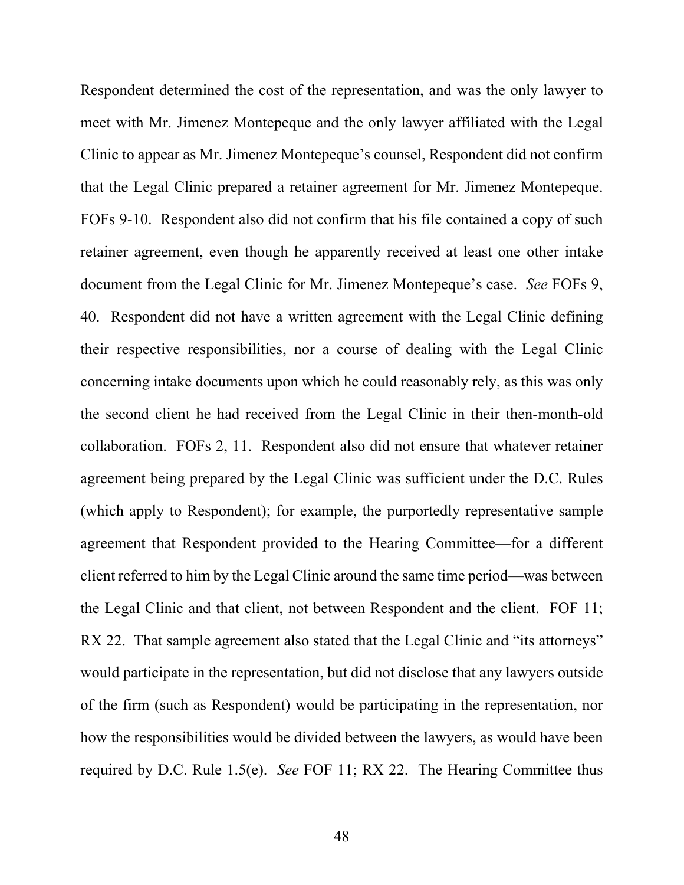Respondent determined the cost of the representation, and was the only lawyer to meet with Mr. Jimenez Montepeque and the only lawyer affiliated with the Legal Clinic to appear as Mr. Jimenez Montepeque's counsel, Respondent did not confirm that the Legal Clinic prepared a retainer agreement for Mr. Jimenez Montepeque. FOFs 9-10. Respondent also did not confirm that his file contained a copy of such retainer agreement, even though he apparently received at least one other intake document from the Legal Clinic for Mr. Jimenez Montepeque's case. *See* FOFs 9, 40. Respondent did not have a written agreement with the Legal Clinic defining their respective responsibilities, nor a course of dealing with the Legal Clinic concerning intake documents upon which he could reasonably rely, as this was only the second client he had received from the Legal Clinic in their then-month-old collaboration. FOFs 2, 11. Respondent also did not ensure that whatever retainer agreement being prepared by the Legal Clinic was sufficient under the D.C. Rules (which apply to Respondent); for example, the purportedly representative sample agreement that Respondent provided to the Hearing Committee—for a different client referred to him by the Legal Clinic around the same time period—was between the Legal Clinic and that client, not between Respondent and the client. FOF 11; RX 22. That sample agreement also stated that the Legal Clinic and "its attorneys" would participate in the representation, but did not disclose that any lawyers outside of the firm (such as Respondent) would be participating in the representation, nor how the responsibilities would be divided between the lawyers, as would have been required by D.C. Rule 1.5(e). *See* FOF 11; RX 22. The Hearing Committee thus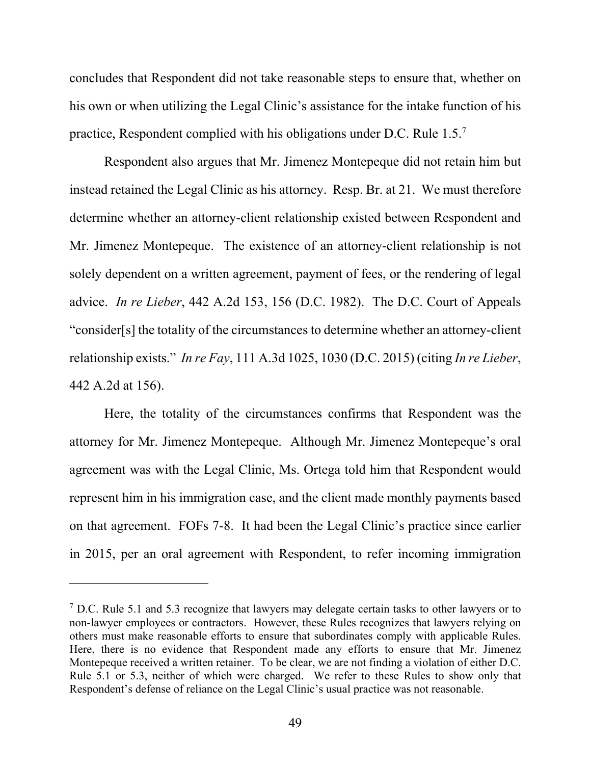concludes that Respondent did not take reasonable steps to ensure that, whether on his own or when utilizing the Legal Clinic's assistance for the intake function of his practice, Respondent complied with his obligations under D.C. Rule 1.5.[7]

Respondent also argues that Mr. Jimenez Montepeque did not retain him but instead retained the Legal Clinic as his attorney. Resp. Br. at 21. We must therefore determine whether an attorney-client relationship existed between Respondent and Mr. Jimenez Montepeque. The existence of an attorney-client relationship is not solely dependent on a written agreement, payment of fees, or the rendering of legal advice. *In re Lieber*, 442 A.2d 153, 156 (D.C. 1982). The D.C. Court of Appeals "consider[s] the totality of the circumstances to determine whether an attorney-client relationship exists." *In re Fay*, 111 A.3d 1025, 1030 (D.C. 2015) (citing *In re Lieber*, 442 A.2d at 156).

Here, the totality of the circumstances confirms that Respondent was the attorney for Mr. Jimenez Montepeque. Although Mr. Jimenez Montepeque's oral agreement was with the Legal Clinic, Ms. Ortega told him that Respondent would represent him in his immigration case, and the client made monthly payments based on that agreement. FOFs 7-8. It had been the Legal Clinic's practice since earlier in 2015, per an oral agreement with Respondent, to refer incoming immigration

---

[7] D.C. Rule 5.1 and 5.3 recognize that lawyers may delegate certain tasks to other lawyers or to non-lawyer employees or contractors. However, these Rules recognizes that lawyers relying on others must make reasonable efforts to ensure that subordinates comply with applicable Rules. Here, there is no evidence that Respondent made any efforts to ensure that Mr. Jimenez Montepeque received a written retainer. To be clear, we are not finding a violation of either D.C. Rule 5.1 or 5.3, neither of which were charged. We refer to these Rules to show only that Respondent's defense of reliance on the Legal Clinic's usual practice was not reasonable.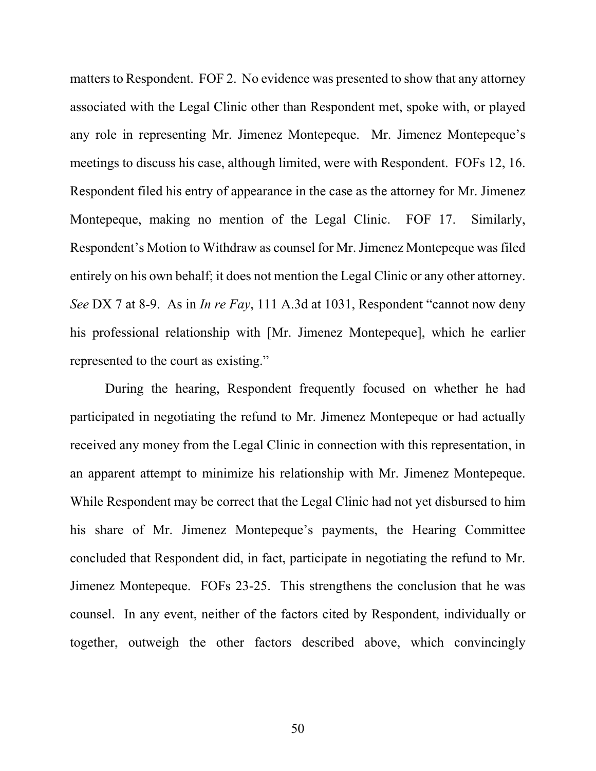matters to Respondent. FOF 2. No evidence was presented to show that any attorney associated with the Legal Clinic other than Respondent met, spoke with, or played any role in representing Mr. Jimenez Montepeque. Mr. Jimenez Montepeque's meetings to discuss his case, although limited, were with Respondent. FOFs 12, 16. Respondent filed his entry of appearance in the case as the attorney for Mr. Jimenez Montepeque, making no mention of the Legal Clinic. FOF 17. Similarly, Respondent's Motion to Withdraw as counsel for Mr. Jimenez Montepeque was filed entirely on his own behalf; it does not mention the Legal Clinic or any other attorney. *See* DX 7 at 8-9. As in *In re Fay*, 111 A.3d at 1031, Respondent "cannot now deny his professional relationship with [Mr. Jimenez Montepeque], which he earlier represented to the court as existing."

During the hearing, Respondent frequently focused on whether he had participated in negotiating the refund to Mr. Jimenez Montepeque or had actually received any money from the Legal Clinic in connection with this representation, in an apparent attempt to minimize his relationship with Mr. Jimenez Montepeque. While Respondent may be correct that the Legal Clinic had not yet disbursed to him his share of Mr. Jimenez Montepeque's payments, the Hearing Committee concluded that Respondent did, in fact, participate in negotiating the refund to Mr. Jimenez Montepeque. FOFs 23-25. This strengthens the conclusion that he was counsel. In any event, neither of the factors cited by Respondent, individually or together, outweigh the other factors described above, which convincingly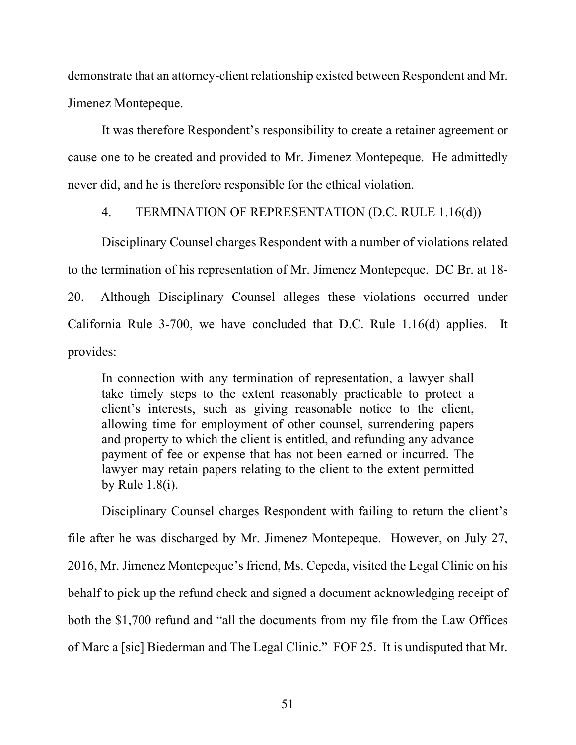demonstrate that an attorney-client relationship existed between Respondent and Mr. Jimenez Montepeque.

It was therefore Respondent's responsibility to create a retainer agreement or cause one to be created and provided to Mr. Jimenez Montepeque. He admittedly never did, and he is therefore responsible for the ethical violation.

4. TERMINATION OF REPRESENTATION (D.C. RULE 1.16(d))

Disciplinary Counsel charges Respondent with a number of violations related to the termination of his representation of Mr. Jimenez Montepeque. DC Br. at 18-20. Although Disciplinary Counsel alleges these violations occurred under California Rule 3-700, we have concluded that D.C. Rule 1.16(d) applies. It provides:

> In connection with any termination of representation, a lawyer shall take timely steps to the extent reasonably practicable to protect a client's interests, such as giving reasonable notice to the client, allowing time for employment of other counsel, surrendering papers and property to which the client is entitled, and refunding any advance payment of fee or expense that has not been earned or incurred. The lawyer may retain papers relating to the client to the extent permitted by Rule 1.8(i).

Disciplinary Counsel charges Respondent with failing to return the client's file after he was discharged by Mr. Jimenez Montepeque. However, on July 27, 2016, Mr. Jimenez Montepeque's friend, Ms. Cepeda, visited the Legal Clinic on his behalf to pick up the refund check and signed a document acknowledging receipt of both the $1,700 refund and "all the documents from my file from the Law Offices of Marc a [sic] Biederman and The Legal Clinic." FOF 25. It is undisputed that Mr.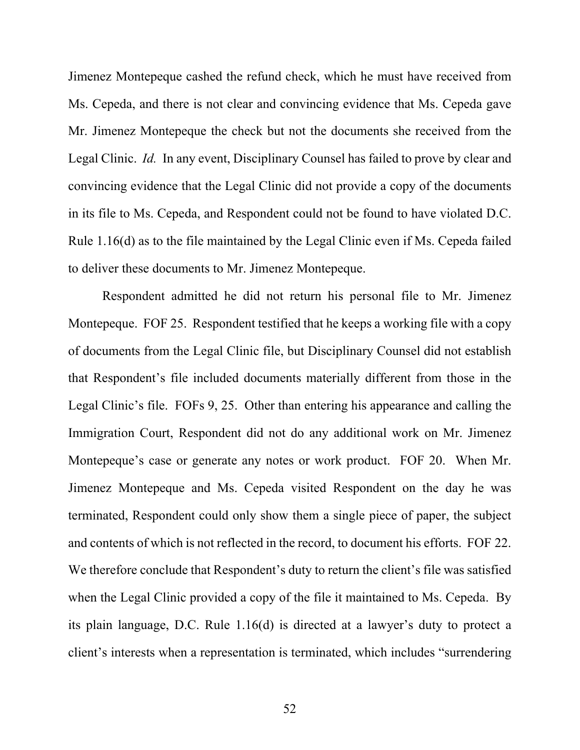Jimenez Montepeque cashed the refund check, which he must have received from Ms. Cepeda, and there is not clear and convincing evidence that Ms. Cepeda gave Mr. Jimenez Montepeque the check but not the documents she received from the Legal Clinic. *Id.* In any event, Disciplinary Counsel has failed to prove by clear and convincing evidence that the Legal Clinic did not provide a copy of the documents in its file to Ms. Cepeda, and Respondent could not be found to have violated D.C. Rule 1.16(d) as to the file maintained by the Legal Clinic even if Ms. Cepeda failed to deliver these documents to Mr. Jimenez Montepeque.

Respondent admitted he did not return his personal file to Mr. Jimenez Montepeque. FOF 25. Respondent testified that he keeps a working file with a copy of documents from the Legal Clinic file, but Disciplinary Counsel did not establish that Respondent's file included documents materially different from those in the Legal Clinic's file. FOFs 9, 25. Other than entering his appearance and calling the Immigration Court, Respondent did not do any additional work on Mr. Jimenez Montepeque's case or generate any notes or work product. FOF 20. When Mr. Jimenez Montepeque and Ms. Cepeda visited Respondent on the day he was terminated, Respondent could only show them a single piece of paper, the subject and contents of which is not reflected in the record, to document his efforts. FOF 22. We therefore conclude that Respondent's duty to return the client's file was satisfied when the Legal Clinic provided a copy of the file it maintained to Ms. Cepeda. By its plain language, D.C. Rule 1.16(d) is directed at a lawyer's duty to protect a client's interests when a representation is terminated, which includes "surrendering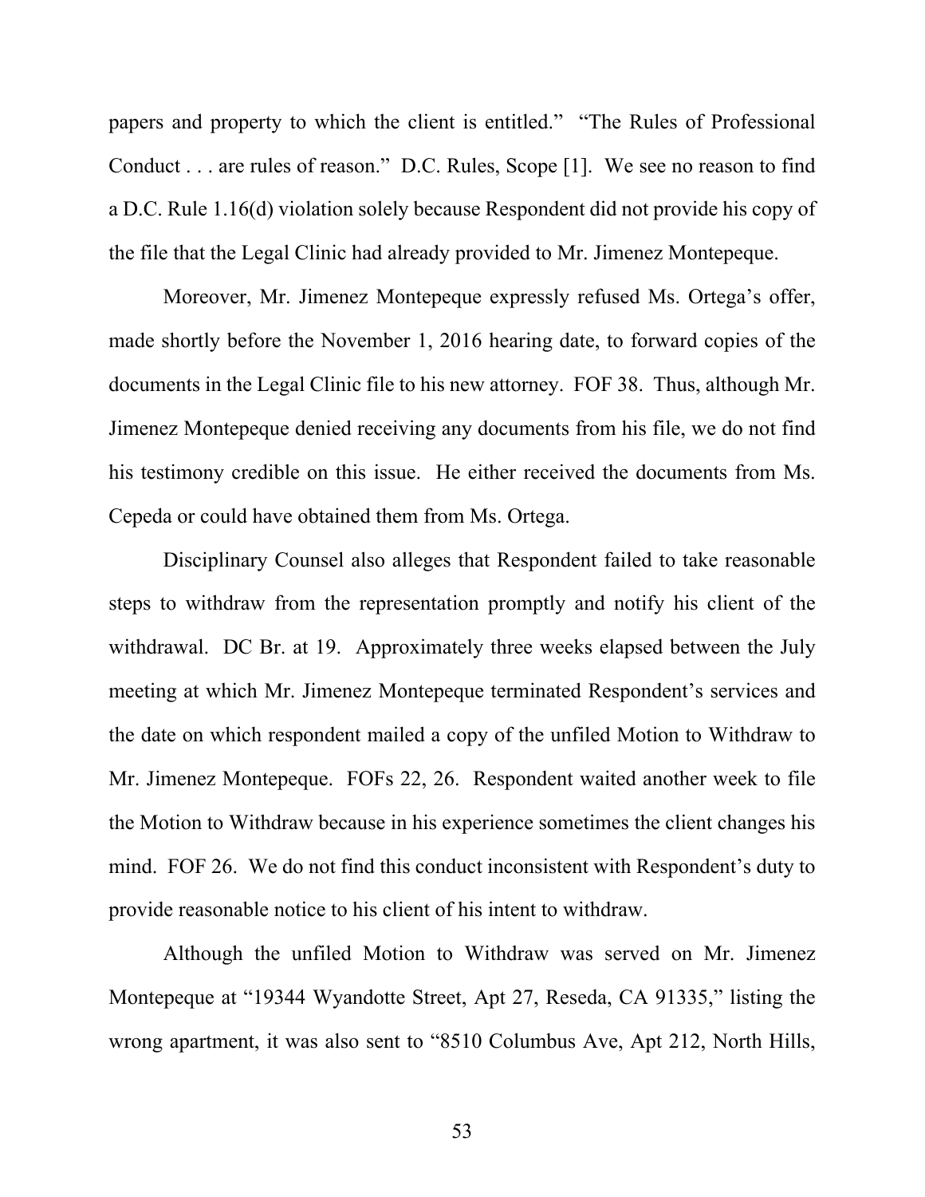papers and property to which the client is entitled." "The Rules of Professional Conduct . . . are rules of reason." D.C. Rules, Scope [1]. We see no reason to find a D.C. Rule 1.16(d) violation solely because Respondent did not provide his copy of the file that the Legal Clinic had already provided to Mr. Jimenez Montepeque.

Moreover, Mr. Jimenez Montepeque expressly refused Ms. Ortega's offer, made shortly before the November 1, 2016 hearing date, to forward copies of the documents in the Legal Clinic file to his new attorney. FOF 38. Thus, although Mr. Jimenez Montepeque denied receiving any documents from his file, we do not find his testimony credible on this issue. He either received the documents from Ms. Cepeda or could have obtained them from Ms. Ortega.

Disciplinary Counsel also alleges that Respondent failed to take reasonable steps to withdraw from the representation promptly and notify his client of the withdrawal. DC Br. at 19. Approximately three weeks elapsed between the July meeting at which Mr. Jimenez Montepeque terminated Respondent's services and the date on which respondent mailed a copy of the unfiled Motion to Withdraw to Mr. Jimenez Montepeque. FOFs 22, 26. Respondent waited another week to file the Motion to Withdraw because in his experience sometimes the client changes his mind. FOF 26. We do not find this conduct inconsistent with Respondent's duty to provide reasonable notice to his client of his intent to withdraw.

Although the unfiled Motion to Withdraw was served on Mr. Jimenez Montepeque at "19344 Wyandotte Street, Apt 27, Reseda, CA 91335," listing the wrong apartment, it was also sent to "8510 Columbus Ave, Apt 212, North Hills,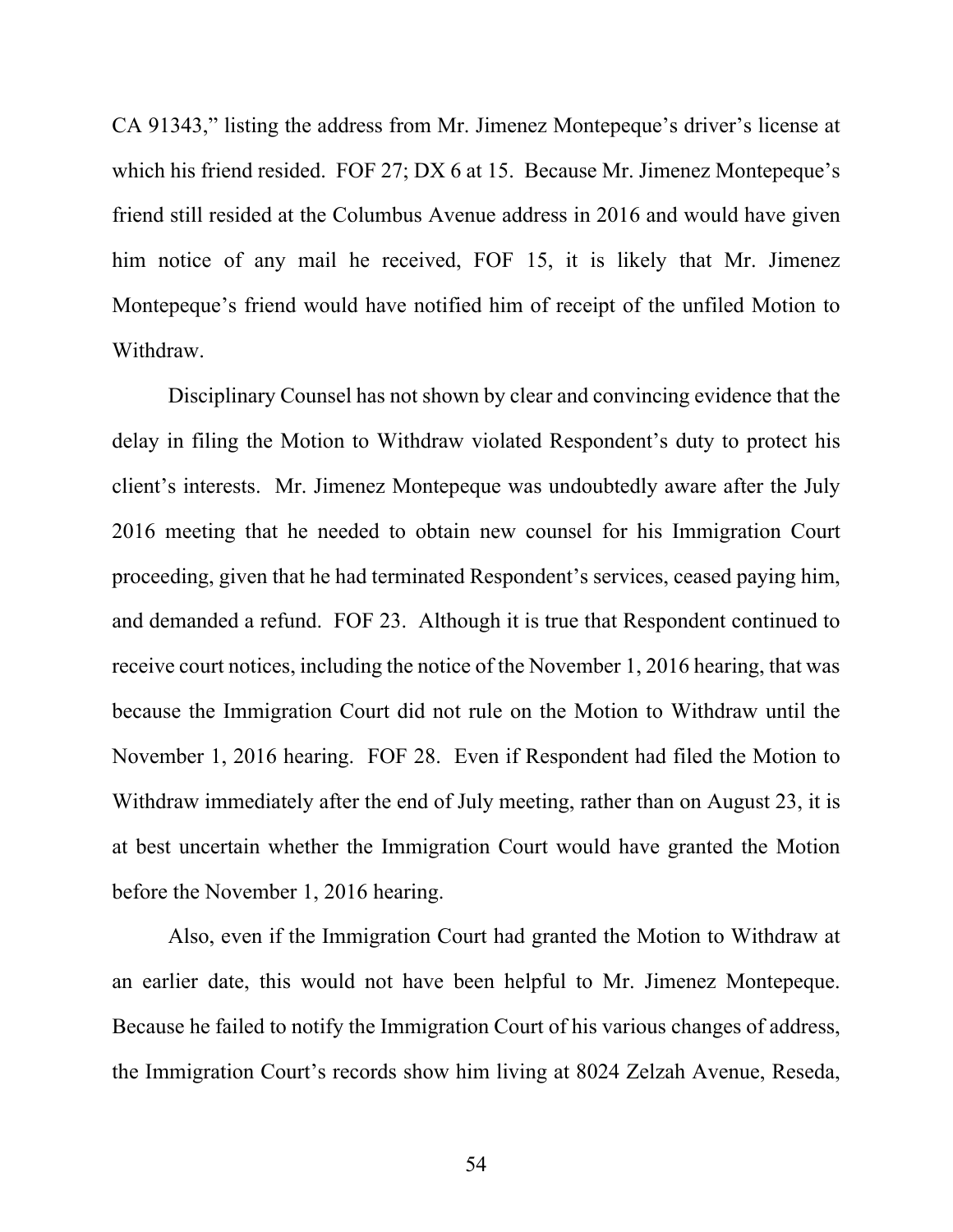CA 91343," listing the address from Mr. Jimenez Montepeque's driver's license at which his friend resided. FOF 27; DX 6 at 15. Because Mr. Jimenez Montepeque's friend still resided at the Columbus Avenue address in 2016 and would have given him notice of any mail he received, FOF 15, it is likely that Mr. Jimenez Montepeque's friend would have notified him of receipt of the unfiled Motion to Withdraw.

Disciplinary Counsel has not shown by clear and convincing evidence that the delay in filing the Motion to Withdraw violated Respondent's duty to protect his client's interests. Mr. Jimenez Montepeque was undoubtedly aware after the July 2016 meeting that he needed to obtain new counsel for his Immigration Court proceeding, given that he had terminated Respondent's services, ceased paying him, and demanded a refund. FOF 23. Although it is true that Respondent continued to receive court notices, including the notice of the November 1, 2016 hearing, that was because the Immigration Court did not rule on the Motion to Withdraw until the November 1, 2016 hearing. FOF 28. Even if Respondent had filed the Motion to Withdraw immediately after the end of July meeting, rather than on August 23, it is at best uncertain whether the Immigration Court would have granted the Motion before the November 1, 2016 hearing.

Also, even if the Immigration Court had granted the Motion to Withdraw at an earlier date, this would not have been helpful to Mr. Jimenez Montepeque. Because he failed to notify the Immigration Court of his various changes of address, the Immigration Court's records show him living at 8024 Zelzah Avenue, Reseda,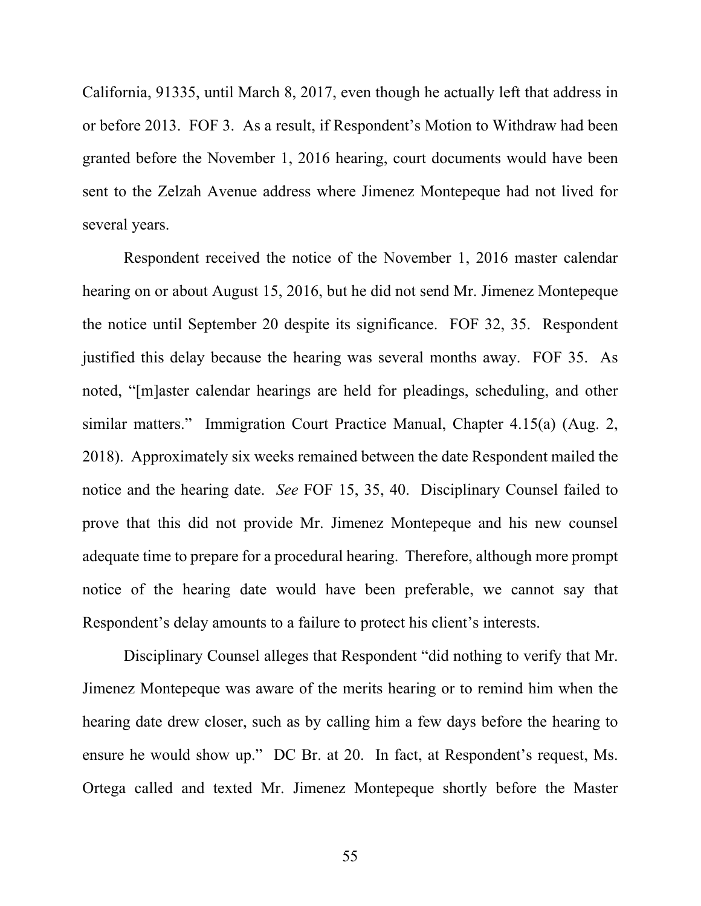California, 91335, until March 8, 2017, even though he actually left that address in or before 2013. FOF 3. As a result, if Respondent's Motion to Withdraw had been granted before the November 1, 2016 hearing, court documents would have been sent to the Zelzah Avenue address where Jimenez Montepeque had not lived for several years.

Respondent received the notice of the November 1, 2016 master calendar hearing on or about August 15, 2016, but he did not send Mr. Jimenez Montepeque the notice until September 20 despite its significance. FOF 32, 35. Respondent justified this delay because the hearing was several months away. FOF 35. As noted, "[m]aster calendar hearings are held for pleadings, scheduling, and other similar matters." Immigration Court Practice Manual, Chapter 4.15(a) (Aug. 2, 2018). Approximately six weeks remained between the date Respondent mailed the notice and the hearing date. *See* FOF 15, 35, 40. Disciplinary Counsel failed to prove that this did not provide Mr. Jimenez Montepeque and his new counsel adequate time to prepare for a procedural hearing. Therefore, although more prompt notice of the hearing date would have been preferable, we cannot say that Respondent's delay amounts to a failure to protect his client's interests.

Disciplinary Counsel alleges that Respondent "did nothing to verify that Mr. Jimenez Montepeque was aware of the merits hearing or to remind him when the hearing date drew closer, such as by calling him a few days before the hearing to ensure he would show up." DC Br. at 20. In fact, at Respondent's request, Ms. Ortega called and texted Mr. Jimenez Montepeque shortly before the Master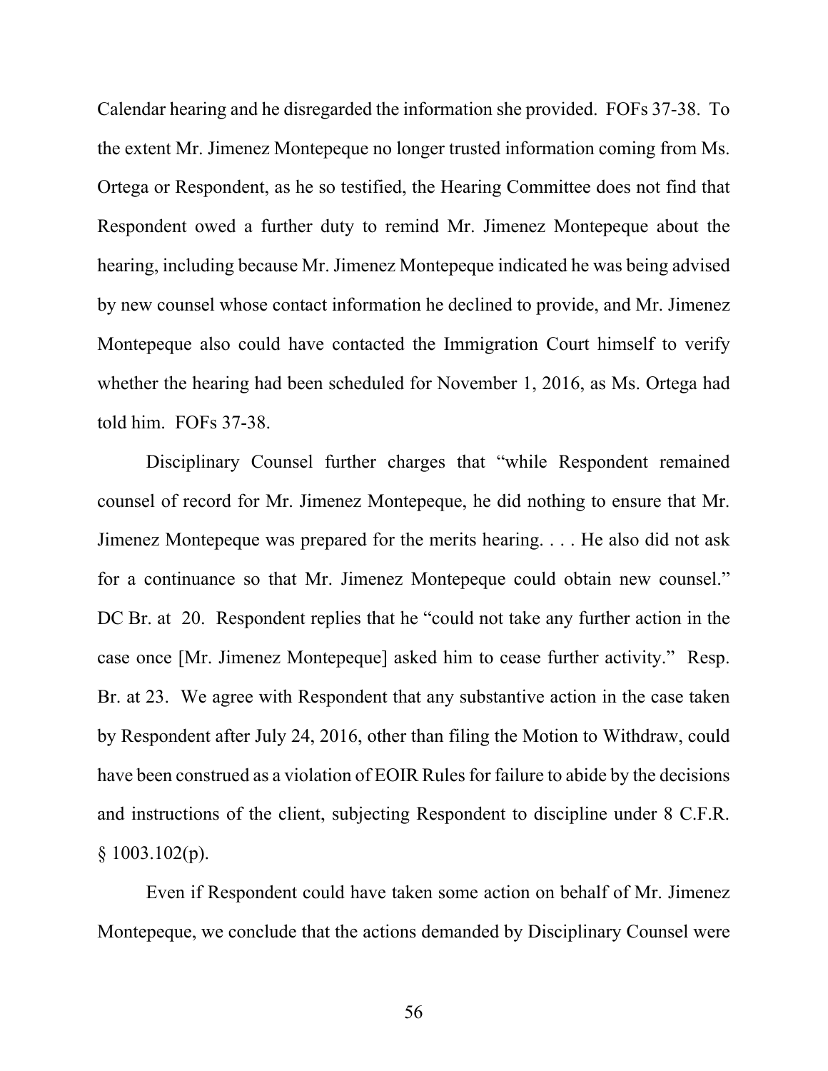Calendar hearing and he disregarded the information she provided. FOFs 37-38. To the extent Mr. Jimenez Montepeque no longer trusted information coming from Ms. Ortega or Respondent, as he so testified, the Hearing Committee does not find that Respondent owed a further duty to remind Mr. Jimenez Montepeque about the hearing, including because Mr. Jimenez Montepeque indicated he was being advised by new counsel whose contact information he declined to provide, and Mr. Jimenez Montepeque also could have contacted the Immigration Court himself to verify whether the hearing had been scheduled for November 1, 2016, as Ms. Ortega had told him. FOFs 37-38.

Disciplinary Counsel further charges that "while Respondent remained counsel of record for Mr. Jimenez Montepeque, he did nothing to ensure that Mr. Jimenez Montepeque was prepared for the merits hearing. . . . He also did not ask for a continuance so that Mr. Jimenez Montepeque could obtain new counsel." DC Br. at 20. Respondent replies that he "could not take any further action in the case once [Mr. Jimenez Montepeque] asked him to cease further activity." Resp. Br. at 23. We agree with Respondent that any substantive action in the case taken by Respondent after July 24, 2016, other than filing the Motion to Withdraw, could have been construed as a violation of EOIR Rules for failure to abide by the decisions and instructions of the client, subjecting Respondent to discipline under 8 C.F.R. § 1003.102(p).

Even if Respondent could have taken some action on behalf of Mr. Jimenez Montepeque, we conclude that the actions demanded by Disciplinary Counsel were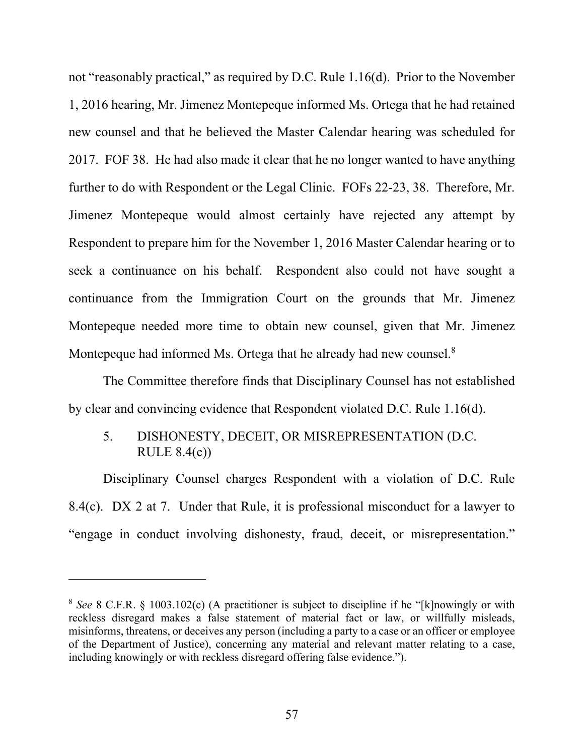not "reasonably practical," as required by D.C. Rule 1.16(d). Prior to the November 1, 2016 hearing, Mr. Jimenez Montepeque informed Ms. Ortega that he had retained new counsel and that he believed the Master Calendar hearing was scheduled for 2017. FOF 38. He had also made it clear that he no longer wanted to have anything further to do with Respondent or the Legal Clinic. FOFs 22-23, 38. Therefore, Mr. Jimenez Montepeque would almost certainly have rejected any attempt by Respondent to prepare him for the November 1, 2016 Master Calendar hearing or to seek a continuance on his behalf. Respondent also could not have sought a continuance from the Immigration Court on the grounds that Mr. Jimenez Montepeque needed more time to obtain new counsel, given that Mr. Jimenez Montepeque had informed Ms. Ortega that he already had new counsel.[8]

The Committee therefore finds that Disciplinary Counsel has not established by clear and convincing evidence that Respondent violated D.C. Rule 1.16(d).

5. DISHONESTY, DECEIT, OR MISREPRESENTATION (D.C. RULE 8.4(c))

Disciplinary Counsel charges Respondent with a violation of D.C. Rule 8.4(c). DX 2 at 7. Under that Rule, it is professional misconduct for a lawyer to "engage in conduct involving dishonesty, fraud, deceit, or misrepresentation."

---

[8] *See* 8 C.F.R. § 1003.102(c) (A practitioner is subject to discipline if he "[k]nowingly or with reckless disregard makes a false statement of material fact or law, or willfully misleads, misinforms, threatens, or deceives any person (including a party to a case or an officer or employee of the Department of Justice), concerning any material and relevant matter relating to a case, including knowingly or with reckless disregard offering false evidence.").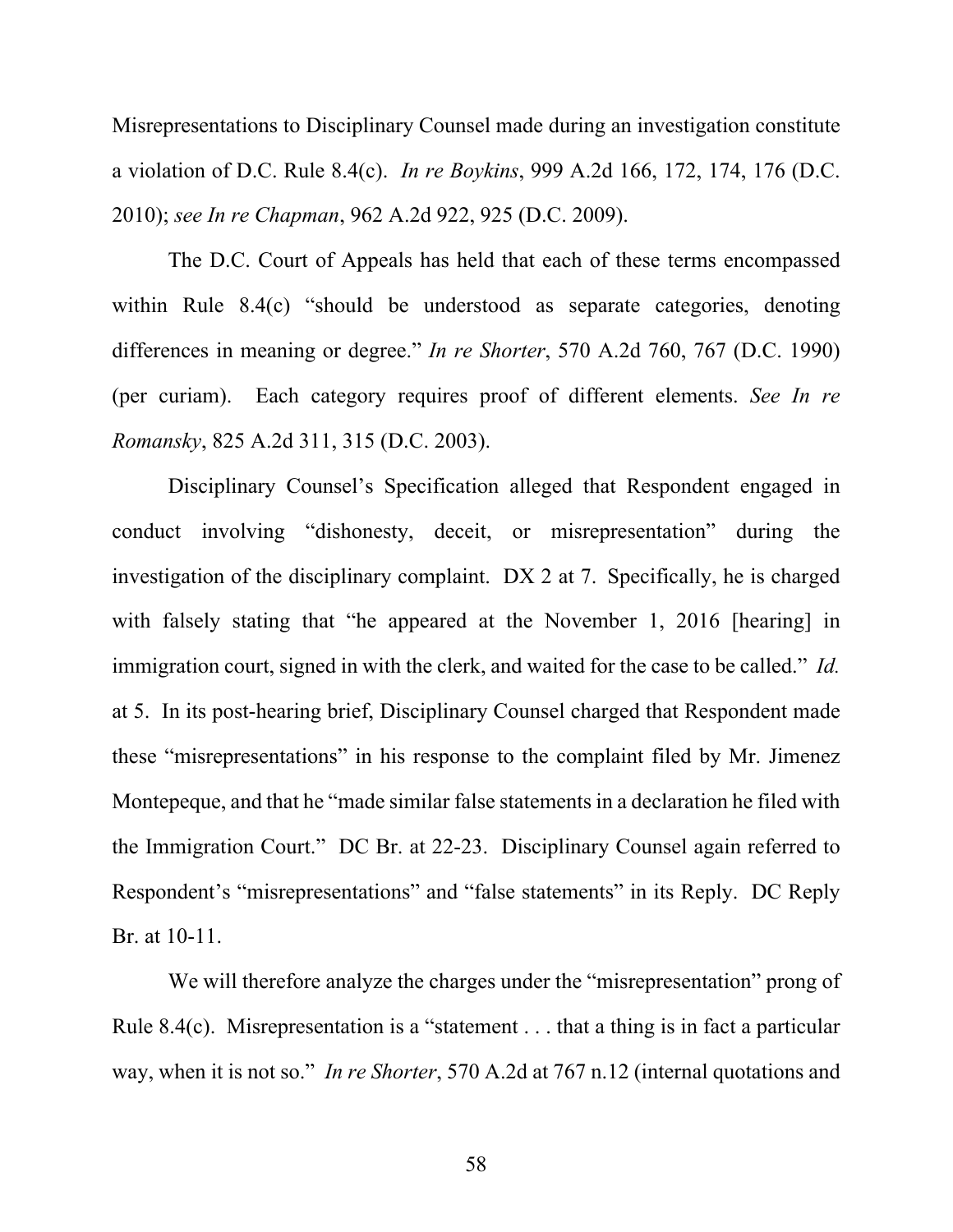Misrepresentations to Disciplinary Counsel made during an investigation constitute a violation of D.C. Rule 8.4(c). *In re Boykins*, 999 A.2d 166, 172, 174, 176 (D.C. 2010); *see In re Chapman*, 962 A.2d 922, 925 (D.C. 2009).

The D.C. Court of Appeals has held that each of these terms encompassed within Rule 8.4(c) "should be understood as separate categories, denoting differences in meaning or degree." *In re Shorter*, 570 A.2d 760, 767 (D.C. 1990) (per curiam). Each category requires proof of different elements. *See In re Romansky*, 825 A.2d 311, 315 (D.C. 2003).

Disciplinary Counsel's Specification alleged that Respondent engaged in conduct involving "dishonesty, deceit, or misrepresentation" during the investigation of the disciplinary complaint. DX 2 at 7. Specifically, he is charged with falsely stating that "he appeared at the November 1, 2016 [hearing] in immigration court, signed in with the clerk, and waited for the case to be called." *Id.* at 5. In its post-hearing brief, Disciplinary Counsel charged that Respondent made these "misrepresentations" in his response to the complaint filed by Mr. Jimenez Montepeque, and that he "made similar false statements in a declaration he filed with the Immigration Court." DC Br. at 22-23. Disciplinary Counsel again referred to Respondent's "misrepresentations" and "false statements" in its Reply. DC Reply Br. at 10-11.

We will therefore analyze the charges under the "misrepresentation" prong of Rule 8.4(c). Misrepresentation is a "statement . . . that a thing is in fact a particular way, when it is not so." *In re Shorter*, 570 A.2d at 767 n.12 (internal quotations and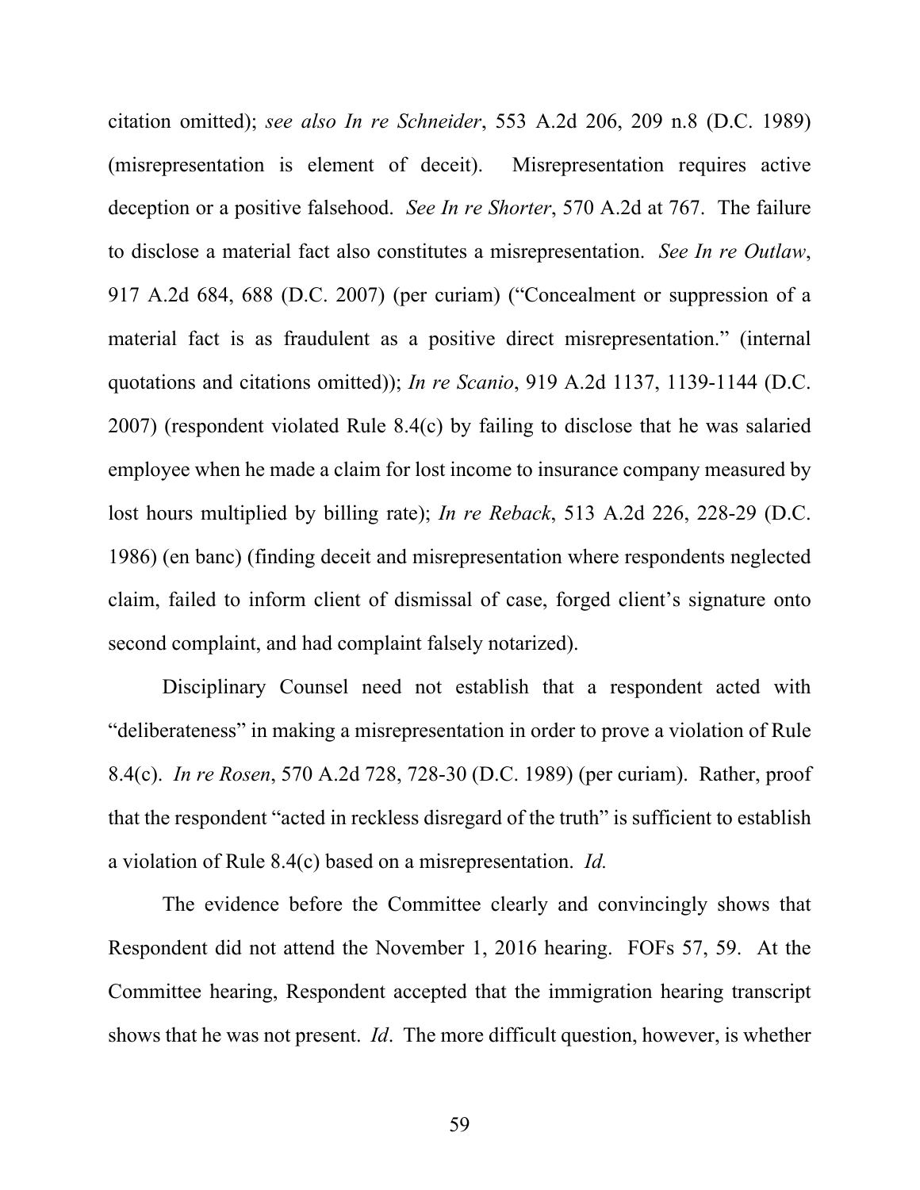citation omitted); *see also In re Schneider*, 553 A.2d 206, 209 n.8 (D.C. 1989) (misrepresentation is element of deceit). Misrepresentation requires active deception or a positive falsehood. *See In re Shorter*, 570 A.2d at 767. The failure to disclose a material fact also constitutes a misrepresentation. *See In re Outlaw*, 917 A.2d 684, 688 (D.C. 2007) (per curiam) ("Concealment or suppression of a material fact is as fraudulent as a positive direct misrepresentation." (internal quotations and citations omitted)); *In re Scanio*, 919 A.2d 1137, 1139-1144 (D.C. 2007) (respondent violated Rule 8.4(c) by failing to disclose that he was salaried employee when he made a claim for lost income to insurance company measured by lost hours multiplied by billing rate); *In re Reback*, 513 A.2d 226, 228-29 (D.C. 1986) (en banc) (finding deceit and misrepresentation where respondents neglected claim, failed to inform client of dismissal of case, forged client's signature onto second complaint, and had complaint falsely notarized).

Disciplinary Counsel need not establish that a respondent acted with "deliberateness" in making a misrepresentation in order to prove a violation of Rule 8.4(c). *In re Rosen*, 570 A.2d 728, 728-30 (D.C. 1989) (per curiam). Rather, proof that the respondent "acted in reckless disregard of the truth" is sufficient to establish a violation of Rule 8.4(c) based on a misrepresentation. *Id.*

The evidence before the Committee clearly and convincingly shows that Respondent did not attend the November 1, 2016 hearing. FOFs 57, 59. At the Committee hearing, Respondent accepted that the immigration hearing transcript shows that he was not present. *Id*. The more difficult question, however, is whether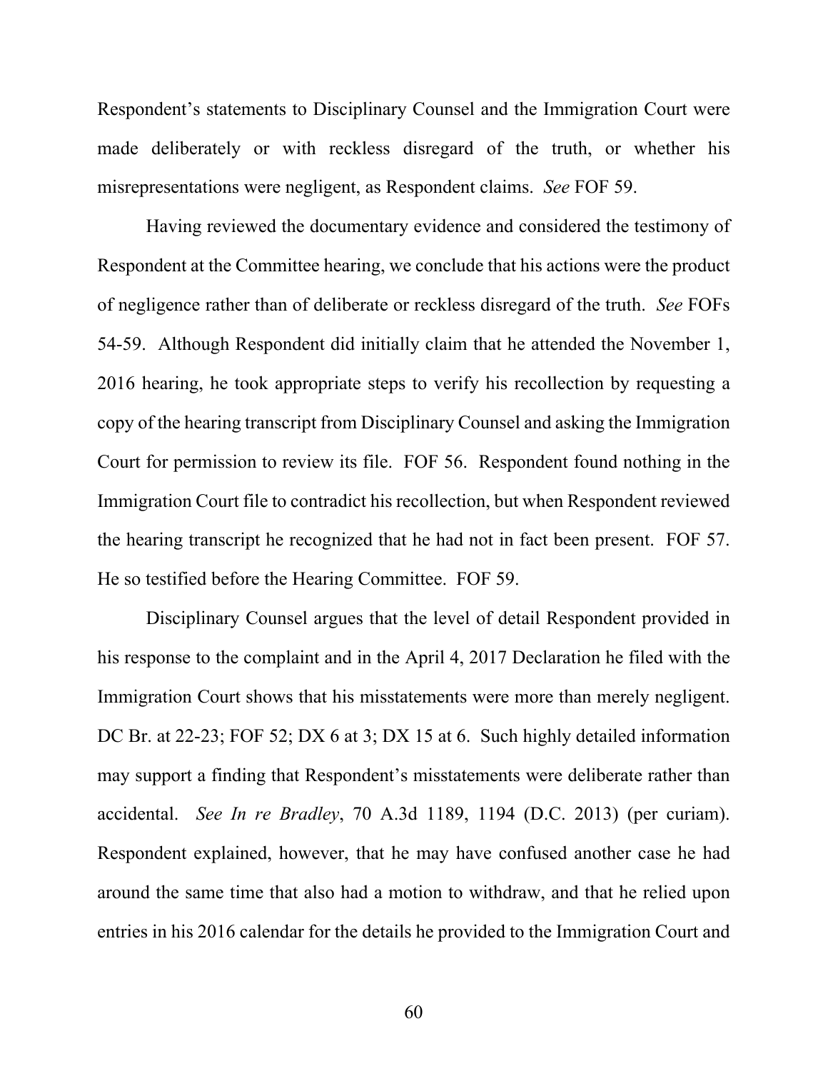Respondent's statements to Disciplinary Counsel and the Immigration Court were made deliberately or with reckless disregard of the truth, or whether his misrepresentations were negligent, as Respondent claims. *See* FOF 59.

Having reviewed the documentary evidence and considered the testimony of Respondent at the Committee hearing, we conclude that his actions were the product of negligence rather than of deliberate or reckless disregard of the truth. *See* FOFs 54-59. Although Respondent did initially claim that he attended the November 1, 2016 hearing, he took appropriate steps to verify his recollection by requesting a copy of the hearing transcript from Disciplinary Counsel and asking the Immigration Court for permission to review its file. FOF 56. Respondent found nothing in the Immigration Court file to contradict his recollection, but when Respondent reviewed the hearing transcript he recognized that he had not in fact been present. FOF 57. He so testified before the Hearing Committee. FOF 59.

Disciplinary Counsel argues that the level of detail Respondent provided in his response to the complaint and in the April 4, 2017 Declaration he filed with the Immigration Court shows that his misstatements were more than merely negligent. DC Br. at 22-23; FOF 52; DX 6 at 3; DX 15 at 6. Such highly detailed information may support a finding that Respondent's misstatements were deliberate rather than accidental. *See In re Bradley*, 70 A.3d 1189, 1194 (D.C. 2013) (per curiam). Respondent explained, however, that he may have confused another case he had around the same time that also had a motion to withdraw, and that he relied upon entries in his 2016 calendar for the details he provided to the Immigration Court and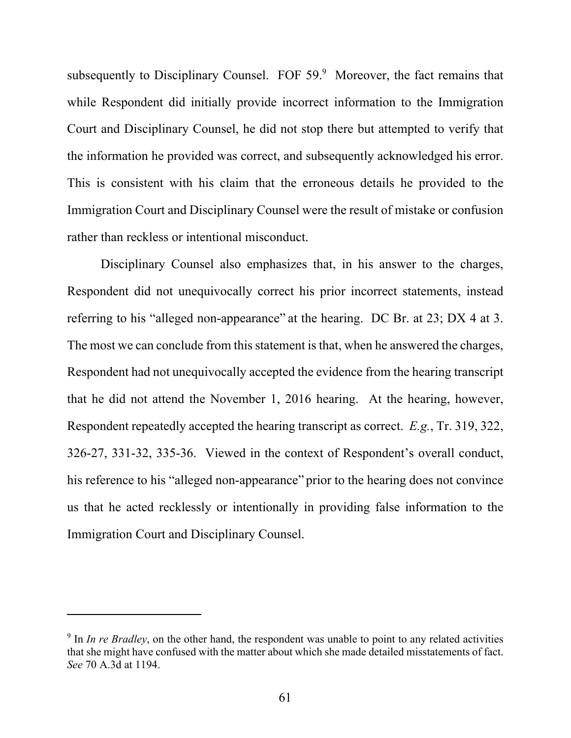subsequently to Disciplinary Counsel. FOF 59.[9] Moreover, the fact remains that while Respondent did initially provide incorrect information to the Immigration Court and Disciplinary Counsel, he did not stop there but attempted to verify that the information he provided was correct, and subsequently acknowledged his error. This is consistent with his claim that the erroneous details he provided to the Immigration Court and Disciplinary Counsel were the result of mistake or confusion rather than reckless or intentional misconduct.

Disciplinary Counsel also emphasizes that, in his answer to the charges, Respondent did not unequivocally correct his prior incorrect statements, instead referring to his "alleged non-appearance" at the hearing. DC Br. at 23; DX 4 at 3. The most we can conclude from this statement is that, when he answered the charges, Respondent had not unequivocally accepted the evidence from the hearing transcript that he did not attend the November 1, 2016 hearing. At the hearing, however, Respondent repeatedly accepted the hearing transcript as correct. *E.g.*, Tr. 319, 322, 326-27, 331-32, 335-36. Viewed in the context of Respondent's overall conduct, his reference to his "alleged non-appearance" prior to the hearing does not convince us that he acted recklessly or intentionally in providing false information to the Immigration Court and Disciplinary Counsel.

---

[9] In *In re Bradley*, on the other hand, the respondent was unable to point to any related activities that she might have confused with the matter about which she made detailed misstatements of fact. *See* 70 A.3d at 1194.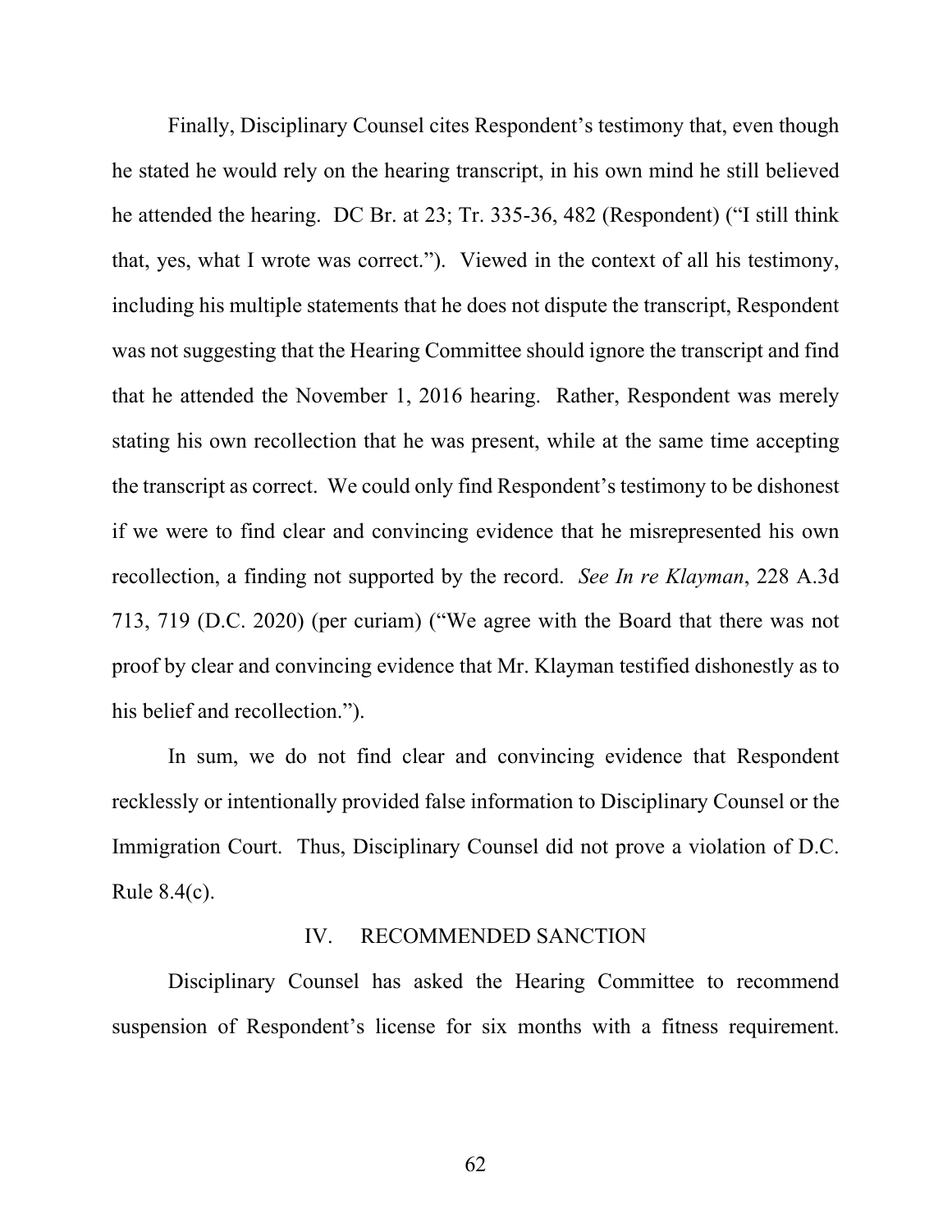Finally, Disciplinary Counsel cites Respondent's testimony that, even though he stated he would rely on the hearing transcript, in his own mind he still believed he attended the hearing. DC Br. at 23; Tr. 335-36, 482 (Respondent) ("I still think that, yes, what I wrote was correct."). Viewed in the context of all his testimony, including his multiple statements that he does not dispute the transcript, Respondent was not suggesting that the Hearing Committee should ignore the transcript and find that he attended the November 1, 2016 hearing. Rather, Respondent was merely stating his own recollection that he was present, while at the same time accepting the transcript as correct. We could only find Respondent's testimony to be dishonest if we were to find clear and convincing evidence that he misrepresented his own recollection, a finding not supported by the record. *See In re Klayman*, 228 A.3d 713, 719 (D.C. 2020) (per curiam) ("We agree with the Board that there was not proof by clear and convincing evidence that Mr. Klayman testified dishonestly as to his belief and recollection.").

In sum, we do not find clear and convincing evidence that Respondent recklessly or intentionally provided false information to Disciplinary Counsel or the Immigration Court. Thus, Disciplinary Counsel did not prove a violation of D.C. Rule 8.4(c).

## IV. RECOMMENDED SANCTION

Disciplinary Counsel has asked the Hearing Committee to recommend suspension of Respondent's license for six months with a fitness requirement.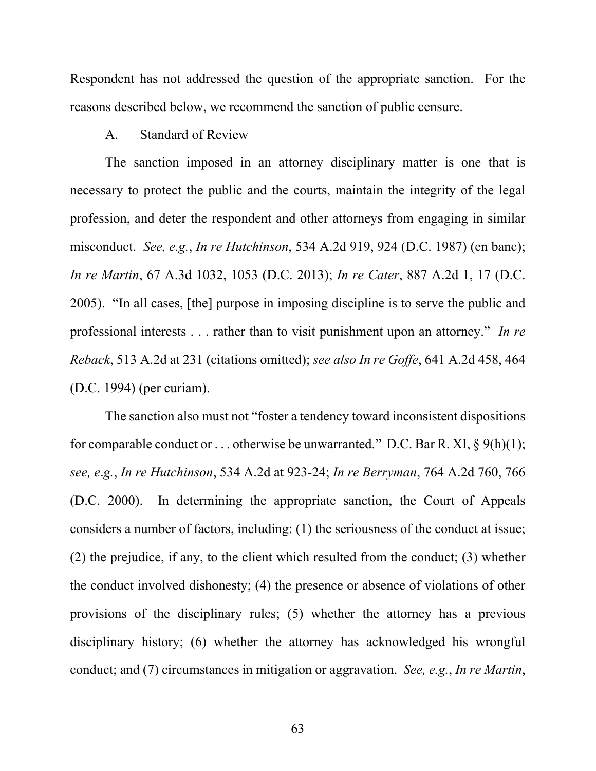Respondent has not addressed the question of the appropriate sanction. For the reasons described below, we recommend the sanction of public censure.

A. Standard of Review

The sanction imposed in an attorney disciplinary matter is one that is necessary to protect the public and the courts, maintain the integrity of the legal profession, and deter the respondent and other attorneys from engaging in similar misconduct. *See, e.g.*, *In re Hutchinson*, 534 A.2d 919, 924 (D.C. 1987) (en banc); *In re Martin*, 67 A.3d 1032, 1053 (D.C. 2013); *In re Cater*, 887 A.2d 1, 17 (D.C. 2005). "In all cases, [the] purpose in imposing discipline is to serve the public and professional interests . . . rather than to visit punishment upon an attorney." *In re Reback*, 513 A.2d at 231 (citations omitted); *see also In re Goffe*, 641 A.2d 458, 464 (D.C. 1994) (per curiam).

The sanction also must not "foster a tendency toward inconsistent dispositions for comparable conduct or . . . otherwise be unwarranted." D.C. Bar R. XI, § 9(h)(1); *see, e.g.*, *In re Hutchinson*, 534 A.2d at 923-24; *In re Berryman*, 764 A.2d 760, 766 (D.C. 2000). In determining the appropriate sanction, the Court of Appeals considers a number of factors, including: (1) the seriousness of the conduct at issue; (2) the prejudice, if any, to the client which resulted from the conduct; (3) whether the conduct involved dishonesty; (4) the presence or absence of violations of other provisions of the disciplinary rules; (5) whether the attorney has a previous disciplinary history; (6) whether the attorney has acknowledged his wrongful conduct; and (7) circumstances in mitigation or aggravation. *See, e.g.*, *In re Martin*,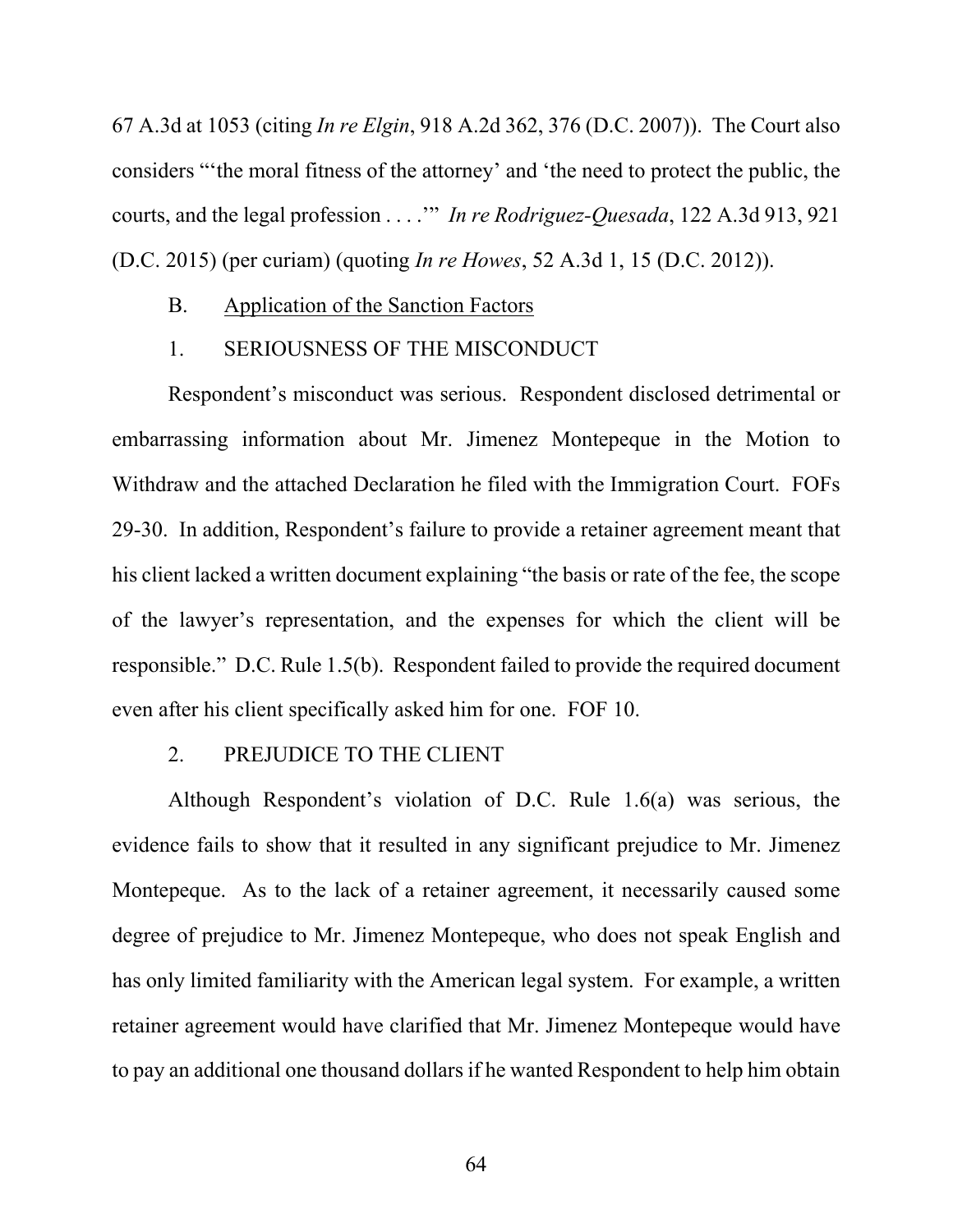67 A.3d at 1053 (citing *In re Elgin*, 918 A.2d 362, 376 (D.C. 2007)). The Court also considers "'the moral fitness of the attorney' and 'the need to protect the public, the courts, and the legal profession . . . .'" *In re Rodriguez-Quesada*, 122 A.3d 913, 921 (D.C. 2015) (per curiam) (quoting *In re Howes*, 52 A.3d 1, 15 (D.C. 2012)).

B. Application of the Sanction Factors

1. SERIOUSNESS OF THE MISCONDUCT

Respondent's misconduct was serious. Respondent disclosed detrimental or embarrassing information about Mr. Jimenez Montepeque in the Motion to Withdraw and the attached Declaration he filed with the Immigration Court. FOFs 29-30. In addition, Respondent's failure to provide a retainer agreement meant that his client lacked a written document explaining "the basis or rate of the fee, the scope of the lawyer's representation, and the expenses for which the client will be responsible." D.C. Rule 1.5(b). Respondent failed to provide the required document even after his client specifically asked him for one. FOF 10.

2. PREJUDICE TO THE CLIENT

Although Respondent's violation of D.C. Rule 1.6(a) was serious, the evidence fails to show that it resulted in any significant prejudice to Mr. Jimenez Montepeque. As to the lack of a retainer agreement, it necessarily caused some degree of prejudice to Mr. Jimenez Montepeque, who does not speak English and has only limited familiarity with the American legal system. For example, a written retainer agreement would have clarified that Mr. Jimenez Montepeque would have to pay an additional one thousand dollars if he wanted Respondent to help him obtain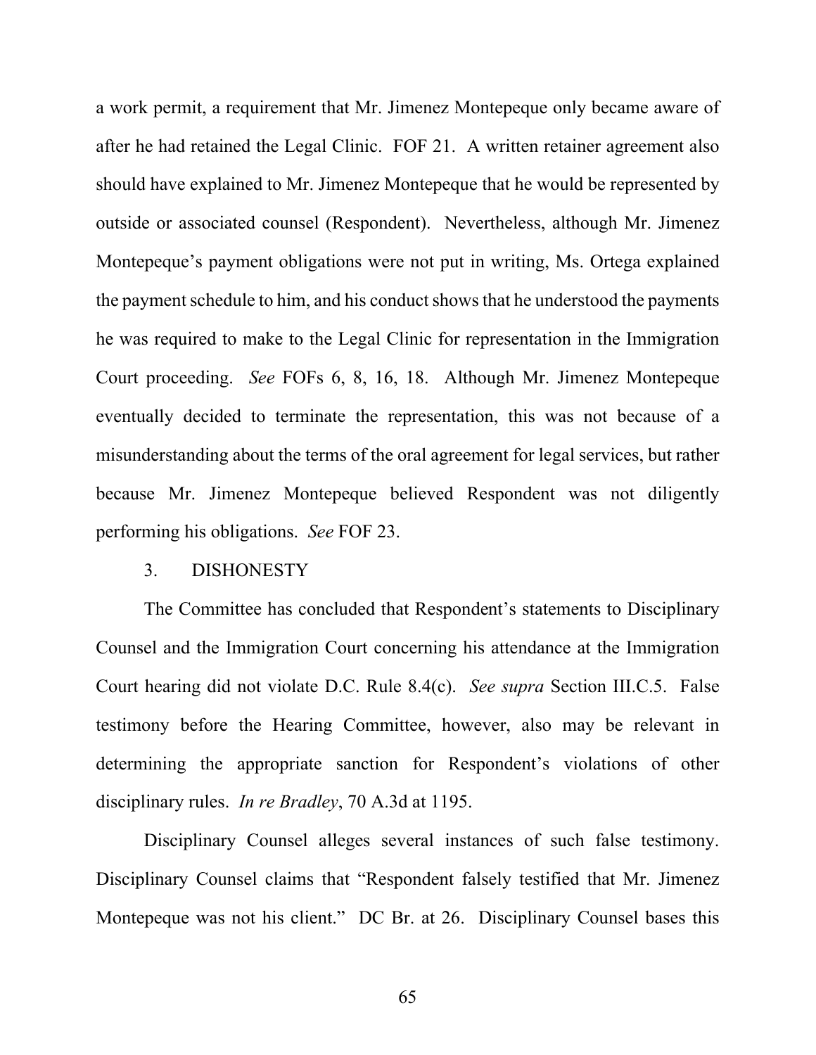a work permit, a requirement that Mr. Jimenez Montepeque only became aware of after he had retained the Legal Clinic. FOF 21. A written retainer agreement also should have explained to Mr. Jimenez Montepeque that he would be represented by outside or associated counsel (Respondent). Nevertheless, although Mr. Jimenez Montepeque's payment obligations were not put in writing, Ms. Ortega explained the payment schedule to him, and his conduct shows that he understood the payments he was required to make to the Legal Clinic for representation in the Immigration Court proceeding. *See* FOFs 6, 8, 16, 18. Although Mr. Jimenez Montepeque eventually decided to terminate the representation, this was not because of a misunderstanding about the terms of the oral agreement for legal services, but rather because Mr. Jimenez Montepeque believed Respondent was not diligently performing his obligations. *See* FOF 23.

3. DISHONESTY

The Committee has concluded that Respondent's statements to Disciplinary Counsel and the Immigration Court concerning his attendance at the Immigration Court hearing did not violate D.C. Rule 8.4(c). *See supra* Section III.C.5. False testimony before the Hearing Committee, however, also may be relevant in determining the appropriate sanction for Respondent's violations of other disciplinary rules. *In re Bradley*, 70 A.3d at 1195.

Disciplinary Counsel alleges several instances of such false testimony. Disciplinary Counsel claims that "Respondent falsely testified that Mr. Jimenez Montepeque was not his client." DC Br. at 26. Disciplinary Counsel bases this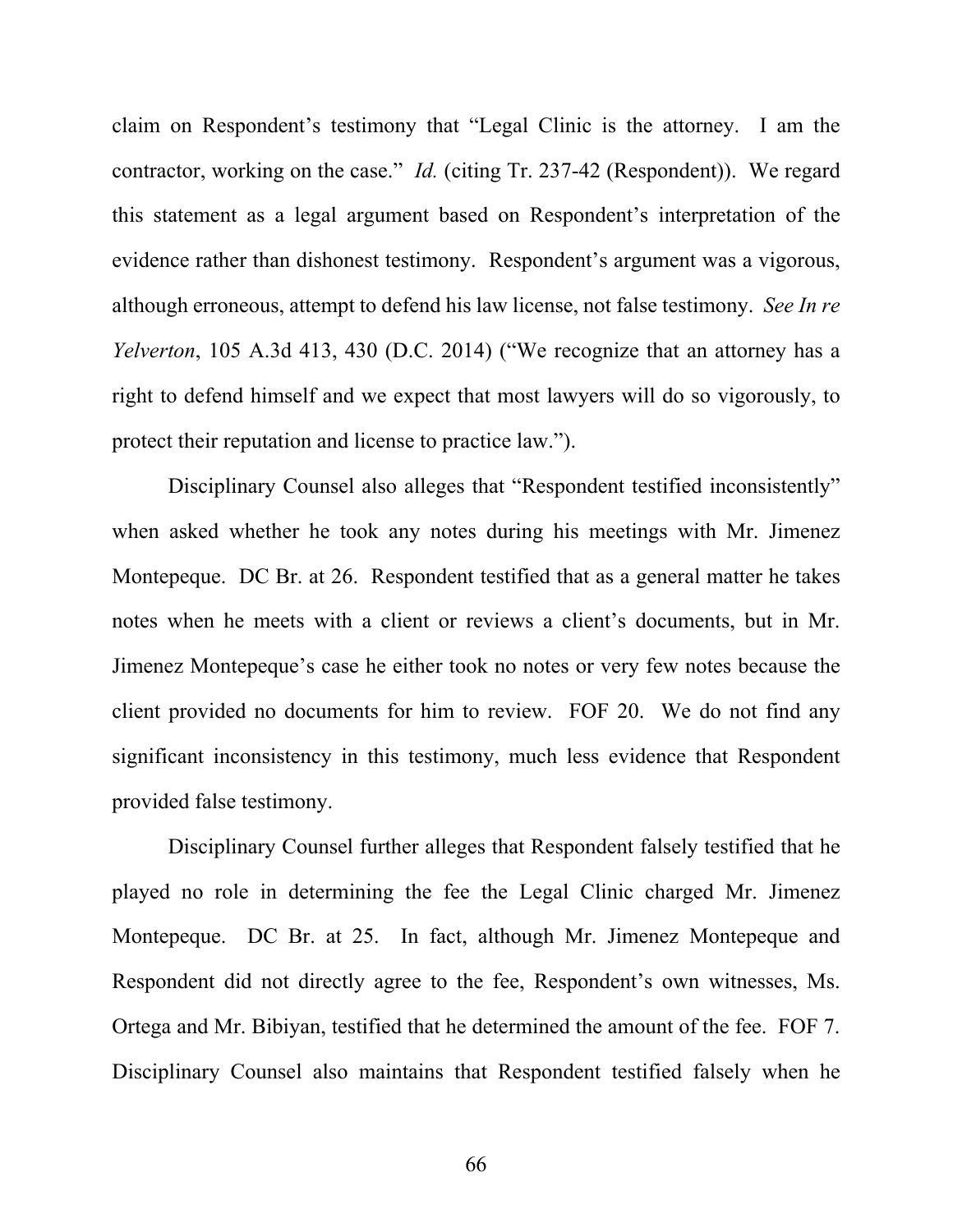claim on Respondent's testimony that "Legal Clinic is the attorney. I am the contractor, working on the case." *Id.* (citing Tr. 237-42 (Respondent)). We regard this statement as a legal argument based on Respondent's interpretation of the evidence rather than dishonest testimony. Respondent's argument was a vigorous, although erroneous, attempt to defend his law license, not false testimony. *See In re Yelverton*, 105 A.3d 413, 430 (D.C. 2014) ("We recognize that an attorney has a right to defend himself and we expect that most lawyers will do so vigorously, to protect their reputation and license to practice law.").

Disciplinary Counsel also alleges that "Respondent testified inconsistently" when asked whether he took any notes during his meetings with Mr. Jimenez Montepeque. DC Br. at 26. Respondent testified that as a general matter he takes notes when he meets with a client or reviews a client's documents, but in Mr. Jimenez Montepeque's case he either took no notes or very few notes because the client provided no documents for him to review. FOF 20. We do not find any significant inconsistency in this testimony, much less evidence that Respondent provided false testimony.

Disciplinary Counsel further alleges that Respondent falsely testified that he played no role in determining the fee the Legal Clinic charged Mr. Jimenez Montepeque. DC Br. at 25. In fact, although Mr. Jimenez Montepeque and Respondent did not directly agree to the fee, Respondent's own witnesses, Ms. Ortega and Mr. Bibiyan, testified that he determined the amount of the fee. FOF 7. Disciplinary Counsel also maintains that Respondent testified falsely when he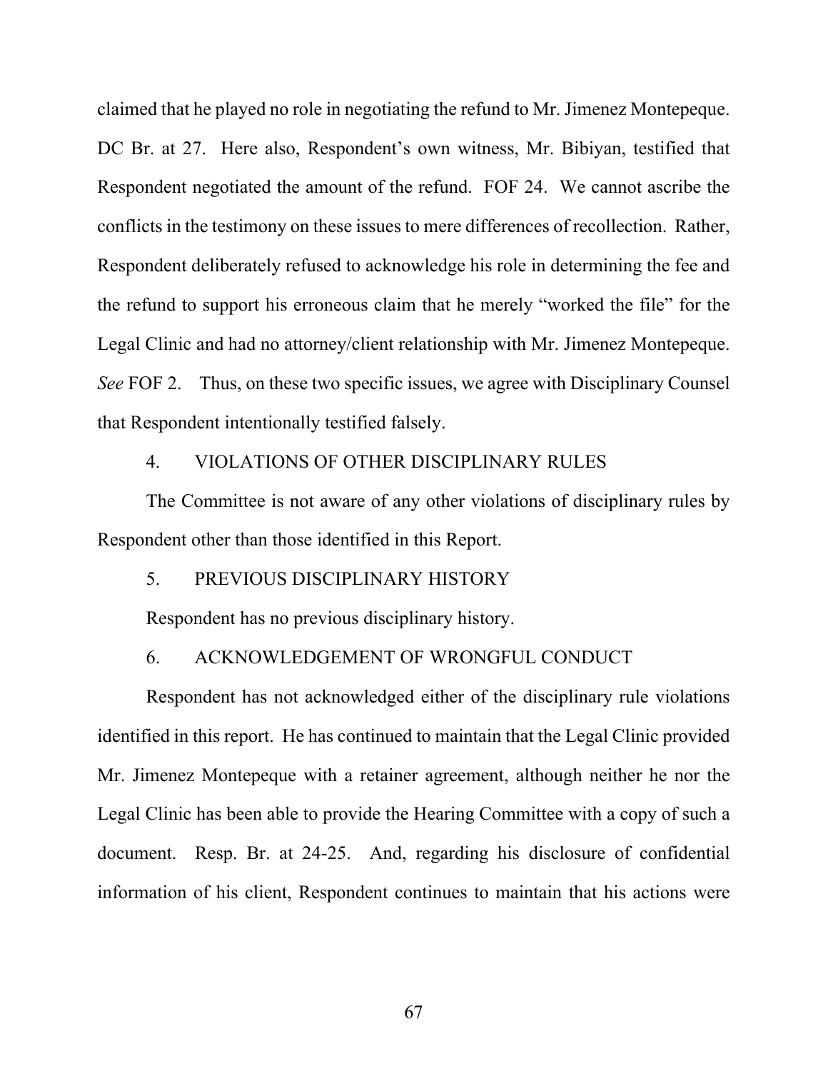claimed that he played no role in negotiating the refund to Mr. Jimenez Montepeque. DC Br. at 27. Here also, Respondent's own witness, Mr. Bibiyan, testified that Respondent negotiated the amount of the refund. FOF 24. We cannot ascribe the conflicts in the testimony on these issues to mere differences of recollection. Rather, Respondent deliberately refused to acknowledge his role in determining the fee and the refund to support his erroneous claim that he merely "worked the file" for the Legal Clinic and had no attorney/client relationship with Mr. Jimenez Montepeque. *See* FOF 2. Thus, on these two specific issues, we agree with Disciplinary Counsel that Respondent intentionally testified falsely.

### 4. VIOLATIONS OF OTHER DISCIPLINARY RULES

The Committee is not aware of any other violations of disciplinary rules by Respondent other than those identified in this Report.

### 5. PREVIOUS DISCIPLINARY HISTORY

Respondent has no previous disciplinary history.

### 6. ACKNOWLEDGEMENT OF WRONGFUL CONDUCT

Respondent has not acknowledged either of the disciplinary rule violations identified in this report. He has continued to maintain that the Legal Clinic provided Mr. Jimenez Montepeque with a retainer agreement, although neither he nor the Legal Clinic has been able to provide the Hearing Committee with a copy of such a document. Resp. Br. at 24-25. And, regarding his disclosure of confidential information of his client, Respondent continues to maintain that his actions were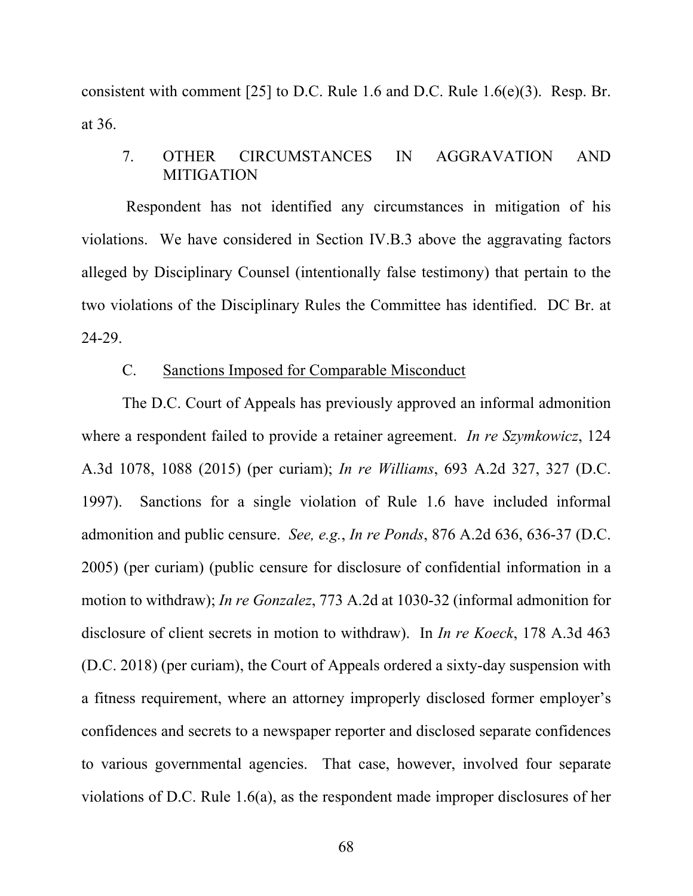consistent with comment [25] to D.C. Rule 1.6 and D.C. Rule 1.6(e)(3). Resp. Br. at 36.

### 7. OTHER CIRCUMSTANCES IN AGGRAVATION AND MITIGATION

Respondent has not identified any circumstances in mitigation of his violations. We have considered in Section IV.B.3 above the aggravating factors alleged by Disciplinary Counsel (intentionally false testimony) that pertain to the two violations of the Disciplinary Rules the Committee has identified. DC Br. at 24-29.

## C. <u>Sanctions Imposed for Comparable Misconduct</u>

The D.C. Court of Appeals has previously approved an informal admonition where a respondent failed to provide a retainer agreement. *In re Szymkowicz*, 124 A.3d 1078, 1088 (2015) (per curiam); *In re Williams*, 693 A.2d 327, 327 (D.C. 1997). Sanctions for a single violation of Rule 1.6 have included informal admonition and public censure. *See, e.g.*, *In re Ponds*, 876 A.2d 636, 636-37 (D.C. 2005) (per curiam) (public censure for disclosure of confidential information in a motion to withdraw); *In re Gonzalez*, 773 A.2d at 1030-32 (informal admonition for disclosure of client secrets in motion to withdraw). In *In re Koeck*, 178 A.3d 463 (D.C. 2018) (per curiam), the Court of Appeals ordered a sixty-day suspension with a fitness requirement, where an attorney improperly disclosed former employer's confidences and secrets to a newspaper reporter and disclosed separate confidences to various governmental agencies. That case, however, involved four separate violations of D.C. Rule 1.6(a), as the respondent made improper disclosures of her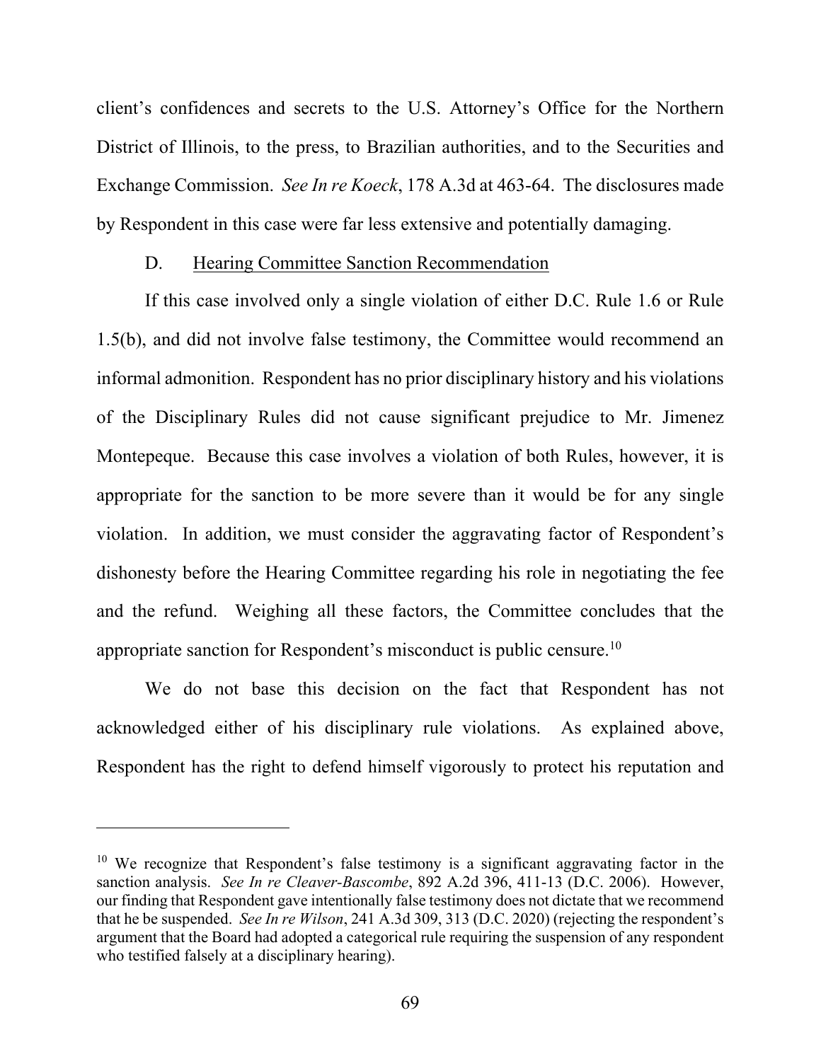client's confidences and secrets to the U.S. Attorney's Office for the Northern District of Illinois, to the press, to Brazilian authorities, and to the Securities and Exchange Commission. *See In re Koeck*, 178 A.3d at 463-64. The disclosures made by Respondent in this case were far less extensive and potentially damaging.

D. Hearing Committee Sanction Recommendation

If this case involved only a single violation of either D.C. Rule 1.6 or Rule 1.5(b), and did not involve false testimony, the Committee would recommend an informal admonition. Respondent has no prior disciplinary history and his violations of the Disciplinary Rules did not cause significant prejudice to Mr. Jimenez Montepeque. Because this case involves a violation of both Rules, however, it is appropriate for the sanction to be more severe than it would be for any single violation. In addition, we must consider the aggravating factor of Respondent's dishonesty before the Hearing Committee regarding his role in negotiating the fee and the refund. Weighing all these factors, the Committee concludes that the appropriate sanction for Respondent's misconduct is public censure.[10]

We do not base this decision on the fact that Respondent has not acknowledged either of his disciplinary rule violations. As explained above, Respondent has the right to defend himself vigorously to protect his reputation and

---

[10] We recognize that Respondent's false testimony is a significant aggravating factor in the sanction analysis. *See In re Cleaver-Bascombe*, 892 A.2d 396, 411-13 (D.C. 2006). However, our finding that Respondent gave intentionally false testimony does not dictate that we recommend that he be suspended. *See In re Wilson*, 241 A.3d 309, 313 (D.C. 2020) (rejecting the respondent's argument that the Board had adopted a categorical rule requiring the suspension of any respondent who testified falsely at a disciplinary hearing).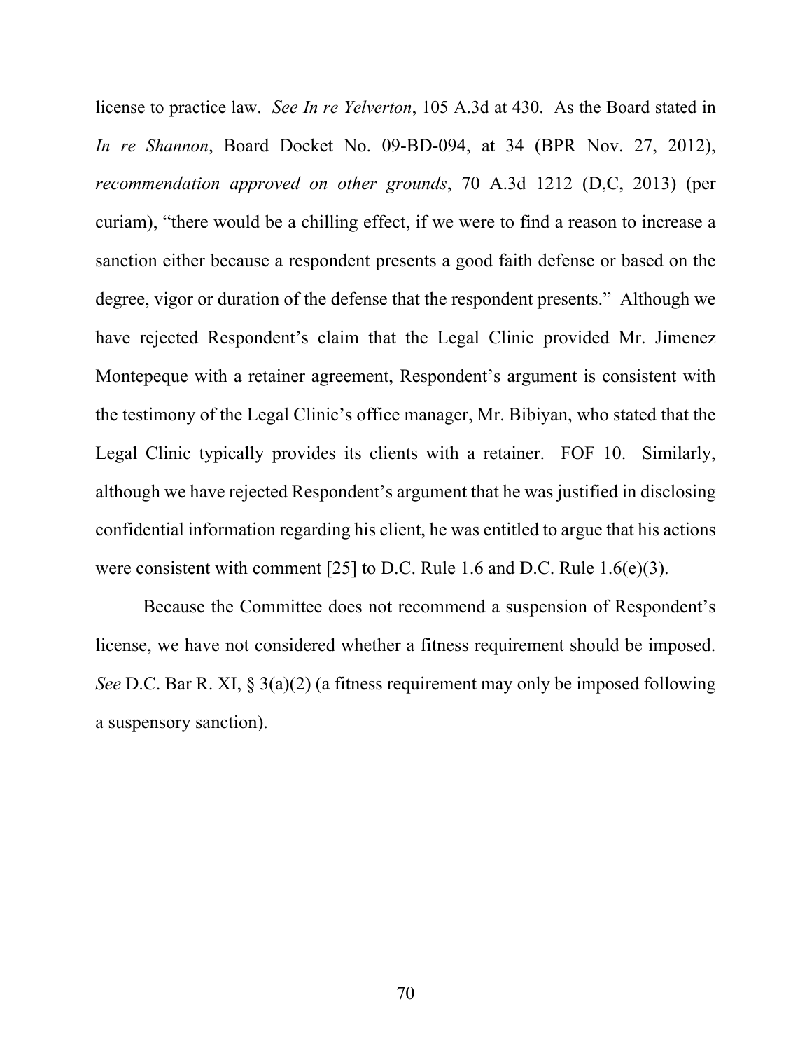license to practice law. *See In re Yelverton*, 105 A.3d at 430. As the Board stated in *In re Shannon*, Board Docket No. 09-BD-094, at 34 (BPR Nov. 27, 2012), *recommendation approved on other grounds*, 70 A.3d 1212 (D,C, 2013) (per curiam), "there would be a chilling effect, if we were to find a reason to increase a sanction either because a respondent presents a good faith defense or based on the degree, vigor or duration of the defense that the respondent presents." Although we have rejected Respondent's claim that the Legal Clinic provided Mr. Jimenez Montepeque with a retainer agreement, Respondent's argument is consistent with the testimony of the Legal Clinic's office manager, Mr. Bibiyan, who stated that the Legal Clinic typically provides its clients with a retainer. FOF 10. Similarly, although we have rejected Respondent's argument that he was justified in disclosing confidential information regarding his client, he was entitled to argue that his actions were consistent with comment [25] to D.C. Rule 1.6 and D.C. Rule 1.6(e)(3).

Because the Committee does not recommend a suspension of Respondent's license, we have not considered whether a fitness requirement should be imposed. *See* D.C. Bar R. XI, § 3(a)(2) (a fitness requirement may only be imposed following a suspensory sanction).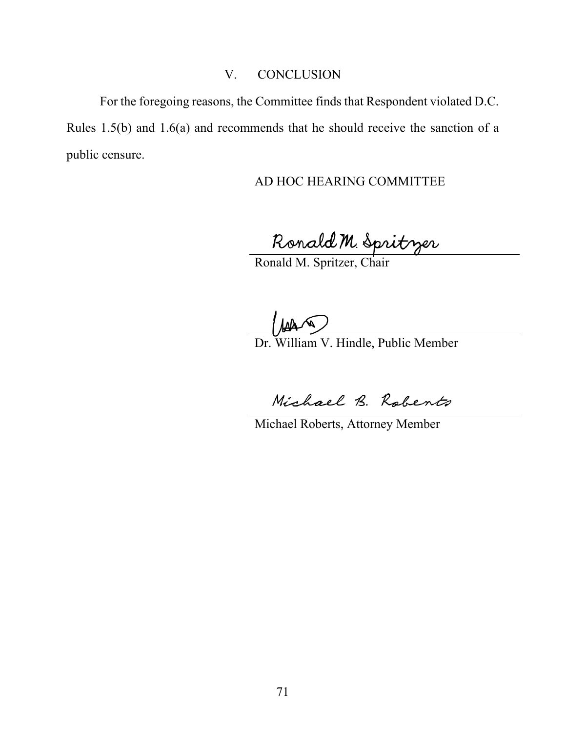## V. CONCLUSION

For the foregoing reasons, the Committee finds that Respondent violated D.C. Rules 1.5(b) and 1.6(a) and recommends that he should receive the sanction of a public censure.

AD HOC HEARING COMMITTEE

Ronald M. Spritzer

Ronald M. Spritzer, Chair

Dr. William V. Hindle, Public Member

Michael B. Roberts

Michael Roberts, Attorney Member